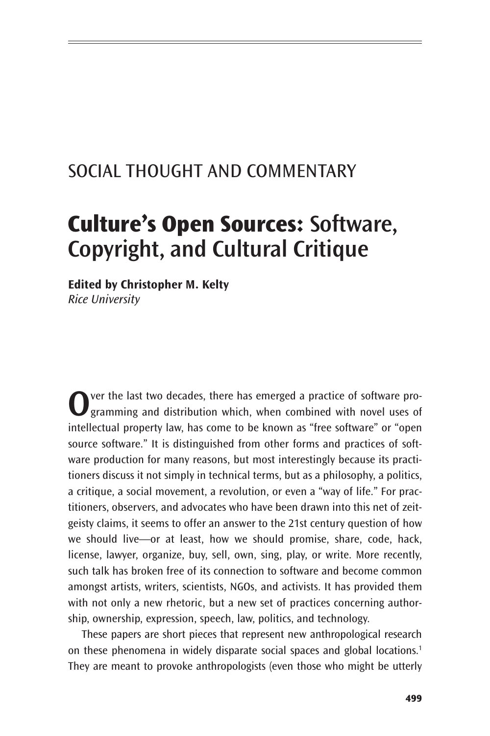SOCIAL THOUGHT AND COMMENTARY

# **Culture's Open Sources:** Software, Copyright, and Cultural Critique

**Edited by Christopher M. Kelty**
*Rice University*

Over the last two decades, there has emerged a practice of software programming and distribution which, when combined with novel uses of intellectual property law, has come to be known as "free software" or "open source software." It is distinguished from other forms and practices of software production for many reasons, but most interestingly because its practitioners discuss it not simply in technical terms, but as a philosophy, a politics, a critique, a social movement, a revolution, or even a "way of life." For practitioners, observers, and advocates who have been drawn into this net of zeitgeisty claims, it seems to offer an answer to the 21st century question of how we should live—or at least, how we should promise, share, code, hack, license, lawyer, organize, buy, sell, own, sing, play, or write. More recently, such talk has broken free of its connection to software and become common amongst artists, writers, scientists, NGOs, and activists. It has provided them with not only a new rhetoric, but a new set of practices concerning authorship, ownership, expression, speech, law, politics, and technology.

These papers are short pieces that represent new anthropological research on these phenomena in widely disparate social spaces and global locations.[1] They are meant to provoke anthropologists (even those who might be utterly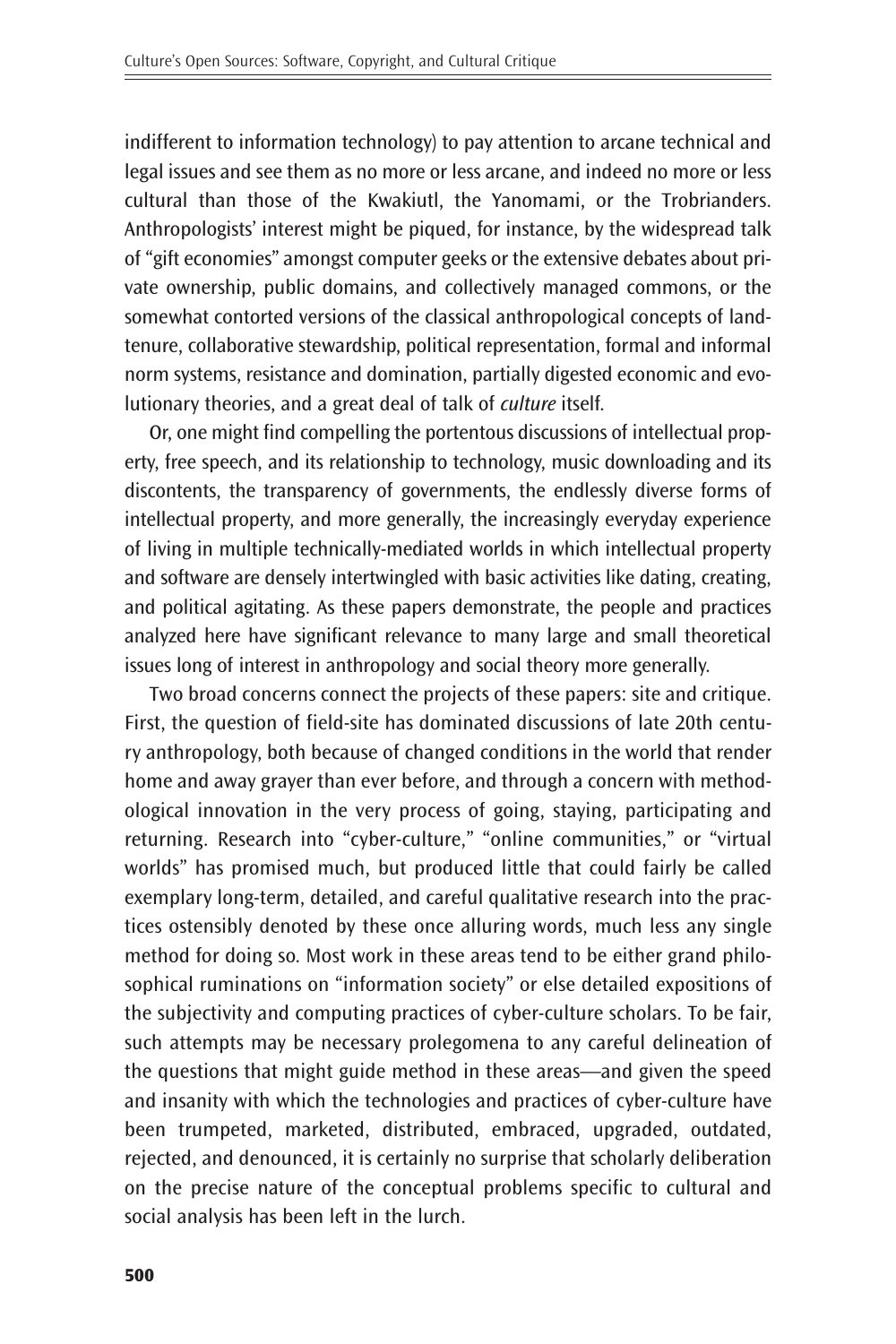indifferent to information technology) to pay attention to arcane technical and legal issues and see them as no more or less arcane, and indeed no more or less cultural than those of the Kwakiutl, the Yanomami, or the Trobrianders. Anthropologists' interest might be piqued, for instance, by the widespread talk of "gift economies" amongst computer geeks or the extensive debates about private ownership, public domains, and collectively managed commons, or the somewhat contorted versions of the classical anthropological concepts of land-tenure, collaborative stewardship, political representation, formal and informal norm systems, resistance and domination, partially digested economic and evolutionary theories, and a great deal of talk of *culture* itself.

Or, one might find compelling the portentous discussions of intellectual property, free speech, and its relationship to technology, music downloading and its discontents, the transparency of governments, the endlessly diverse forms of intellectual property, and more generally, the increasingly everyday experience of living in multiple technically-mediated worlds in which intellectual property and software are densely intertwingled with basic activities like dating, creating, and political agitating. As these papers demonstrate, the people and practices analyzed here have significant relevance to many large and small theoretical issues long of interest in anthropology and social theory more generally.

Two broad concerns connect the projects of these papers: site and critique. First, the question of field-site has dominated discussions of late 20th century anthropology, both because of changed conditions in the world that render home and away grayer than ever before, and through a concern with methodological innovation in the very process of going, staying, participating and returning. Research into "cyber-culture," "online communities," or "virtual worlds" has promised much, but produced little that could fairly be called exemplary long-term, detailed, and careful qualitative research into the practices ostensibly denoted by these once alluring words, much less any single method for doing so. Most work in these areas tend to be either grand philosophical ruminations on "information society" or else detailed expositions of the subjectivity and computing practices of cyber-culture scholars. To be fair, such attempts may be necessary prolegomena to any careful delineation of the questions that might guide method in these areas—and given the speed and insanity with which the technologies and practices of cyber-culture have been trumpeted, marketed, distributed, embraced, upgraded, outdated, rejected, and denounced, it is certainly no surprise that scholarly deliberation on the precise nature of the conceptual problems specific to cultural and social analysis has been left in the lurch.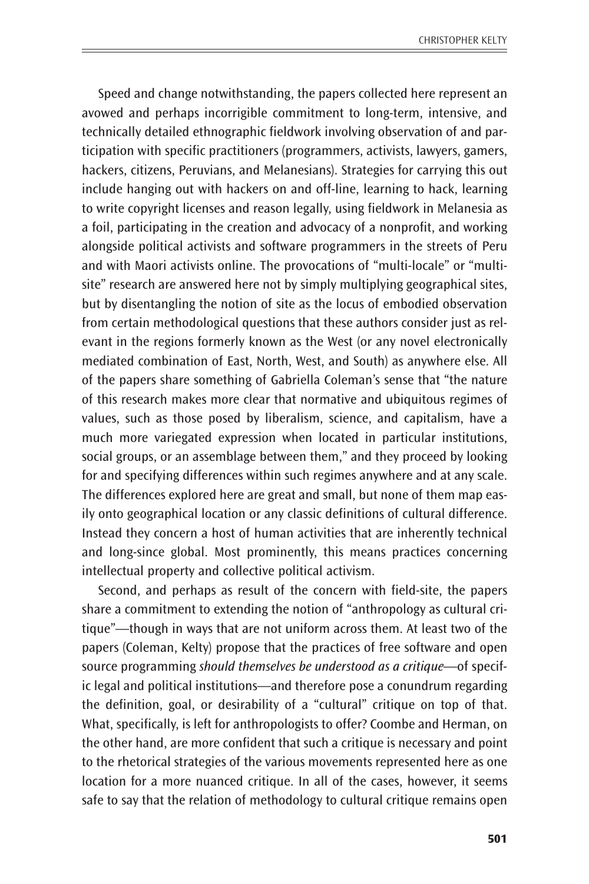Speed and change notwithstanding, the papers collected here represent an avowed and perhaps incorrigible commitment to long-term, intensive, and technically detailed ethnographic fieldwork involving observation of and participation with specific practitioners (programmers, activists, lawyers, gamers, hackers, citizens, Peruvians, and Melanesians). Strategies for carrying this out include hanging out with hackers on and off-line, learning to hack, learning to write copyright licenses and reason legally, using fieldwork in Melanesia as a foil, participating in the creation and advocacy of a nonprofit, and working alongside political activists and software programmers in the streets of Peru and with Maori activists online. The provocations of "multi-locale" or "multi-site" research are answered here not by simply multiplying geographical sites, but by disentangling the notion of site as the locus of embodied observation from certain methodological questions that these authors consider just as relevant in the regions formerly known as the West (or any novel electronically mediated combination of East, North, West, and South) as anywhere else. All of the papers share something of Gabriella Coleman's sense that "the nature of this research makes more clear that normative and ubiquitous regimes of values, such as those posed by liberalism, science, and capitalism, have a much more variegated expression when located in particular institutions, social groups, or an assemblage between them," and they proceed by looking for and specifying differences within such regimes anywhere and at any scale. The differences explored here are great and small, but none of them map easily onto geographical location or any classic definitions of cultural difference. Instead they concern a host of human activities that are inherently technical and long-since global. Most prominently, this means practices concerning intellectual property and collective political activism.

Second, and perhaps as result of the concern with field-site, the papers share a commitment to extending the notion of "anthropology as cultural critique"—though in ways that are not uniform across them. At least two of the papers (Coleman, Kelty) propose that the practices of free software and open source programming *should themselves be understood as a critique*—of specific legal and political institutions—and therefore pose a conundrum regarding the definition, goal, or desirability of a "cultural" critique on top of that. What, specifically, is left for anthropologists to offer? Coombe and Herman, on the other hand, are more confident that such a critique is necessary and point to the rhetorical strategies of the various movements represented here as one location for a more nuanced critique. In all of the cases, however, it seems safe to say that the relation of methodology to cultural critique remains open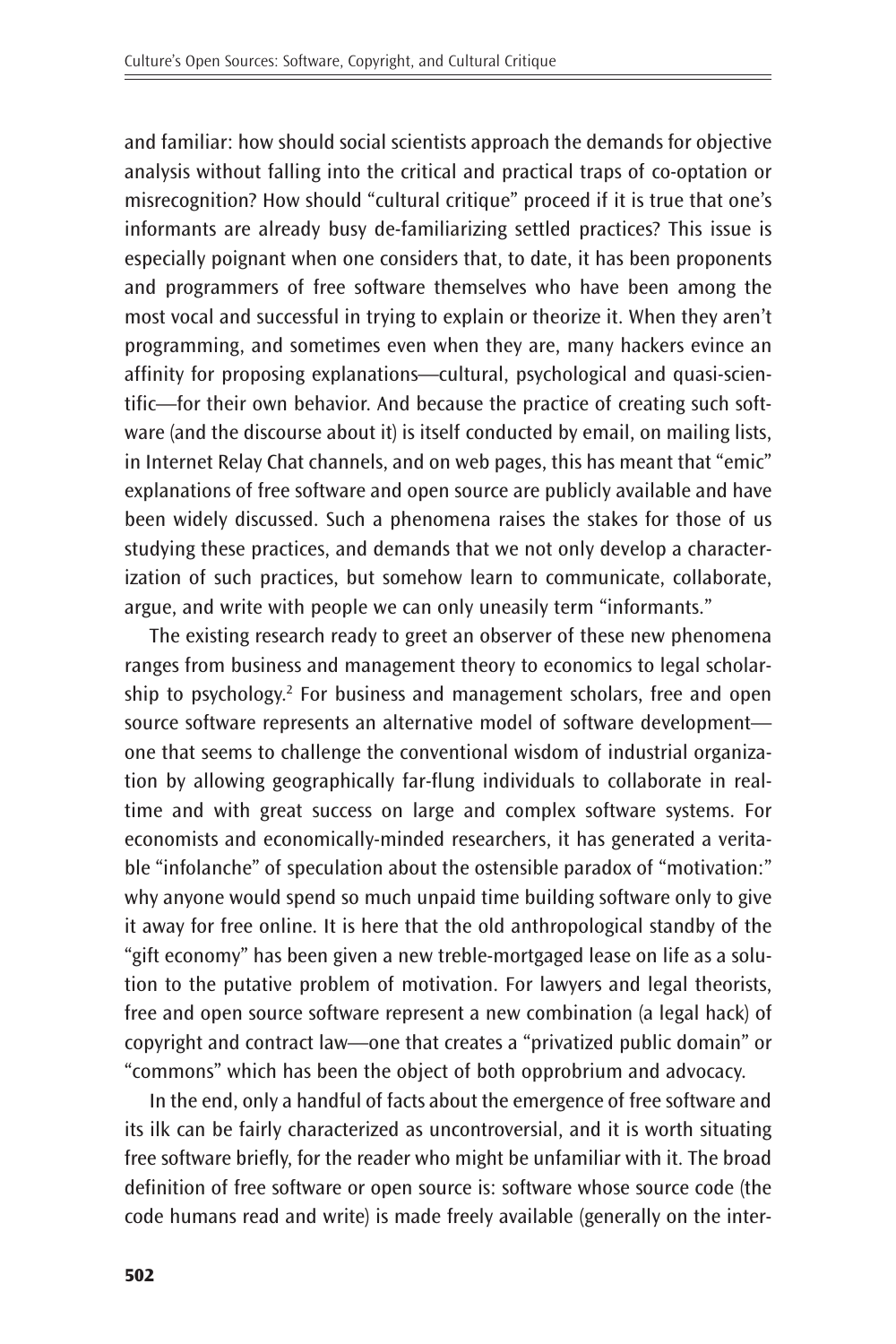and familiar: how should social scientists approach the demands for objective analysis without falling into the critical and practical traps of co-optation or misrecognition? How should "cultural critique" proceed if it is true that one's informants are already busy de-familiarizing settled practices? This issue is especially poignant when one considers that, to date, it has been proponents and programmers of free software themselves who have been among the most vocal and successful in trying to explain or theorize it. When they aren't programming, and sometimes even when they are, many hackers evince an affinity for proposing explanations—cultural, psychological and quasi-scientific—for their own behavior. And because the practice of creating such software (and the discourse about it) is itself conducted by email, on mailing lists, in Internet Relay Chat channels, and on web pages, this has meant that "emic" explanations of free software and open source are publicly available and have been widely discussed. Such a phenomena raises the stakes for those of us studying these practices, and demands that we not only develop a characterization of such practices, but somehow learn to communicate, collaborate, argue, and write with people we can only uneasily term "informants."

The existing research ready to greet an observer of these new phenomena ranges from business and management theory to economics to legal scholarship to psychology.[2] For business and management scholars, free and open source software represents an alternative model of software development—one that seems to challenge the conventional wisdom of industrial organization by allowing geographically far-flung individuals to collaborate in real-time and with great success on large and complex software systems. For economists and economically-minded researchers, it has generated a veritable "infolanche" of speculation about the ostensible paradox of "motivation:" why anyone would spend so much unpaid time building software only to give it away for free online. It is here that the old anthropological standby of the "gift economy" has been given a new treble-mortgaged lease on life as a solution to the putative problem of motivation. For lawyers and legal theorists, free and open source software represent a new combination (a legal hack) of copyright and contract law—one that creates a "privatized public domain" or "commons" which has been the object of both opprobrium and advocacy.

In the end, only a handful of facts about the emergence of free software and its ilk can be fairly characterized as uncontroversial, and it is worth situating free software briefly, for the reader who might be unfamiliar with it. The broad definition of free software or open source is: software whose source code (the code humans read and write) is made freely available (generally on the inter-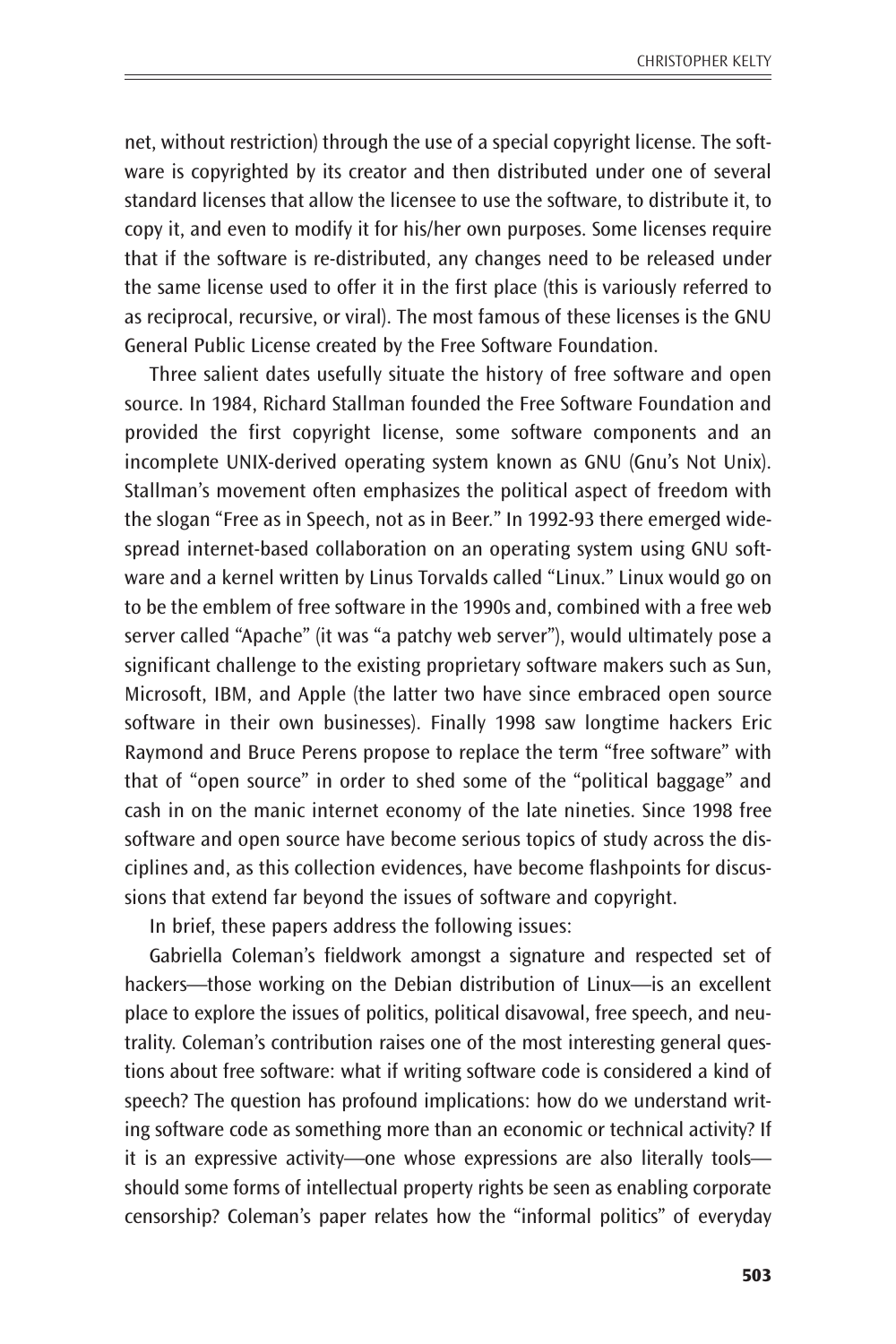net, without restriction) through the use of a special copyright license. The software is copyrighted by its creator and then distributed under one of several standard licenses that allow the licensee to use the software, to distribute it, to copy it, and even to modify it for his/her own purposes. Some licenses require that if the software is re-distributed, any changes need to be released under the same license used to offer it in the first place (this is variously referred to as reciprocal, recursive, or viral). The most famous of these licenses is the GNU General Public License created by the Free Software Foundation.

Three salient dates usefully situate the history of free software and open source. In 1984, Richard Stallman founded the Free Software Foundation and provided the first copyright license, some software components and an incomplete UNIX-derived operating system known as GNU (Gnu's Not Unix). Stallman's movement often emphasizes the political aspect of freedom with the slogan "Free as in Speech, not as in Beer." In 1992-93 there emerged widespread internet-based collaboration on an operating system using GNU software and a kernel written by Linus Torvalds called "Linux." Linux would go on to be the emblem of free software in the 1990s and, combined with a free web server called "Apache" (it was "a patchy web server"), would ultimately pose a significant challenge to the existing proprietary software makers such as Sun, Microsoft, IBM, and Apple (the latter two have since embraced open source software in their own businesses). Finally 1998 saw longtime hackers Eric Raymond and Bruce Perens propose to replace the term "free software" with that of "open source" in order to shed some of the "political baggage" and cash in on the manic internet economy of the late nineties. Since 1998 free software and open source have become serious topics of study across the disciplines and, as this collection evidences, have become flashpoints for discussions that extend far beyond the issues of software and copyright.

In brief, these papers address the following issues:

Gabriella Coleman's fieldwork amongst a signature and respected set of hackers—those working on the Debian distribution of Linux—is an excellent place to explore the issues of politics, political disavowal, free speech, and neutrality. Coleman's contribution raises one of the most interesting general questions about free software: what if writing software code is considered a kind of speech? The question has profound implications: how do we understand writing software code as something more than an economic or technical activity? If it is an expressive activity—one whose expressions are also literally tools—should some forms of intellectual property rights be seen as enabling corporate censorship? Coleman's paper relates how the "informal politics" of everyday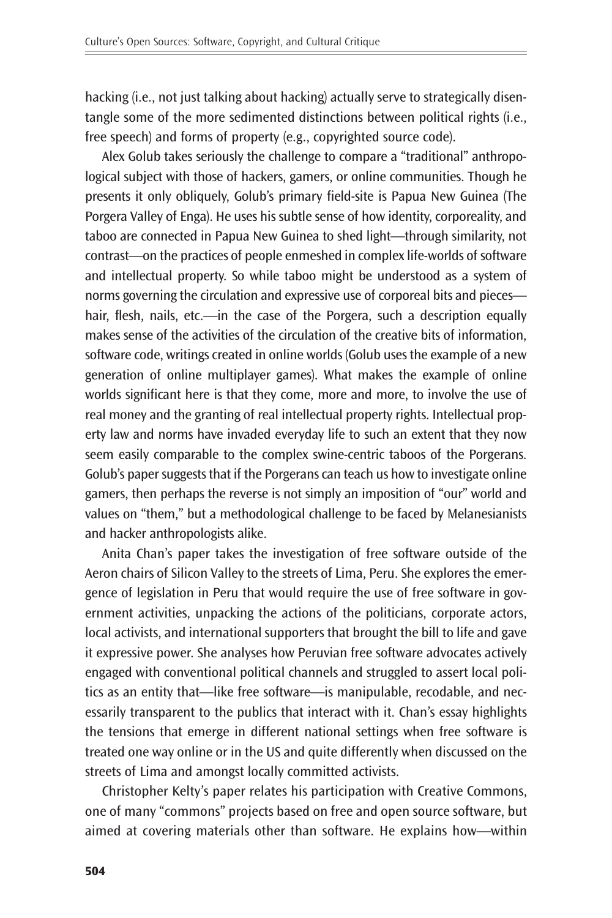hacking (i.e., not just talking about hacking) actually serve to strategically disentangle some of the more sedimented distinctions between political rights (i.e., free speech) and forms of property (e.g., copyrighted source code).

Alex Golub takes seriously the challenge to compare a "traditional" anthropological subject with those of hackers, gamers, or online communities. Though he presents it only obliquely, Golub's primary field-site is Papua New Guinea (The Porgera Valley of Enga). He uses his subtle sense of how identity, corporeality, and taboo are connected in Papua New Guinea to shed light—through similarity, not contrast—on the practices of people enmeshed in complex life-worlds of software and intellectual property. So while taboo might be understood as a system of norms governing the circulation and expressive use of corporeal bits and pieces—hair, flesh, nails, etc.—in the case of the Porgera, such a description equally makes sense of the activities of the circulation of the creative bits of information, software code, writings created in online worlds (Golub uses the example of a new generation of online multiplayer games). What makes the example of online worlds significant here is that they come, more and more, to involve the use of real money and the granting of real intellectual property rights. Intellectual property law and norms have invaded everyday life to such an extent that they now seem easily comparable to the complex swine-centric taboos of the Porgerans. Golub's paper suggests that if the Porgerans can teach us how to investigate online gamers, then perhaps the reverse is not simply an imposition of "our" world and values on "them," but a methodological challenge to be faced by Melanesianists and hacker anthropologists alike.

Anita Chan's paper takes the investigation of free software outside of the Aeron chairs of Silicon Valley to the streets of Lima, Peru. She explores the emergence of legislation in Peru that would require the use of free software in government activities, unpacking the actions of the politicians, corporate actors, local activists, and international supporters that brought the bill to life and gave it expressive power. She analyses how Peruvian free software advocates actively engaged with conventional political channels and struggled to assert local politics as an entity that—like free software—is manipulable, recodable, and necessarily transparent to the publics that interact with it. Chan's essay highlights the tensions that emerge in different national settings when free software is treated one way online or in the US and quite differently when discussed on the streets of Lima and amongst locally committed activists.

Christopher Kelty's paper relates his participation with Creative Commons, one of many "commons" projects based on free and open source software, but aimed at covering materials other than software. He explains how—within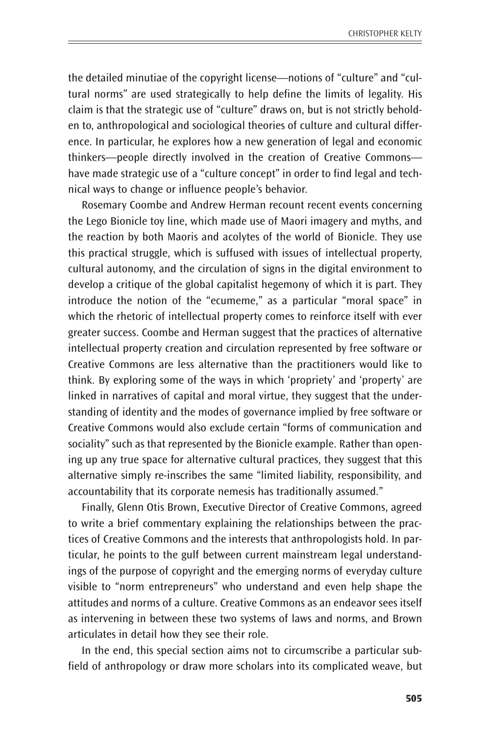the detailed minutiae of the copyright license—notions of "culture" and "cultural norms" are used strategically to help define the limits of legality. His claim is that the strategic use of "culture" draws on, but is not strictly beholden to, anthropological and sociological theories of culture and cultural difference. In particular, he explores how a new generation of legal and economic thinkers—people directly involved in the creation of Creative Commons—have made strategic use of a "culture concept" in order to find legal and technical ways to change or influence people's behavior.

Rosemary Coombe and Andrew Herman recount recent events concerning the Lego Bionicle toy line, which made use of Maori imagery and myths, and the reaction by both Maoris and acolytes of the world of Bionicle. They use this practical struggle, which is suffused with issues of intellectual property, cultural autonomy, and the circulation of signs in the digital environment to develop a critique of the global capitalist hegemony of which it is part. They introduce the notion of the "ecumeme," as a particular "moral space" in which the rhetoric of intellectual property comes to reinforce itself with ever greater success. Coombe and Herman suggest that the practices of alternative intellectual property creation and circulation represented by free software or Creative Commons are less alternative than the practitioners would like to think. By exploring some of the ways in which 'propriety' and 'property' are linked in narratives of capital and moral virtue, they suggest that the understanding of identity and the modes of governance implied by free software or Creative Commons would also exclude certain "forms of communication and sociality" such as that represented by the Bionicle example. Rather than opening up any true space for alternative cultural practices, they suggest that this alternative simply re-inscribes the same "limited liability, responsibility, and accountability that its corporate nemesis has traditionally assumed."

Finally, Glenn Otis Brown, Executive Director of Creative Commons, agreed to write a brief commentary explaining the relationships between the practices of Creative Commons and the interests that anthropologists hold. In particular, he points to the gulf between current mainstream legal understandings of the purpose of copyright and the emerging norms of everyday culture visible to "norm entrepreneurs" who understand and even help shape the attitudes and norms of a culture. Creative Commons as an endeavor sees itself as intervening in between these two systems of laws and norms, and Brown articulates in detail how they see their role.

In the end, this special section aims not to circumscribe a particular subfield of anthropology or draw more scholars into its complicated weave, but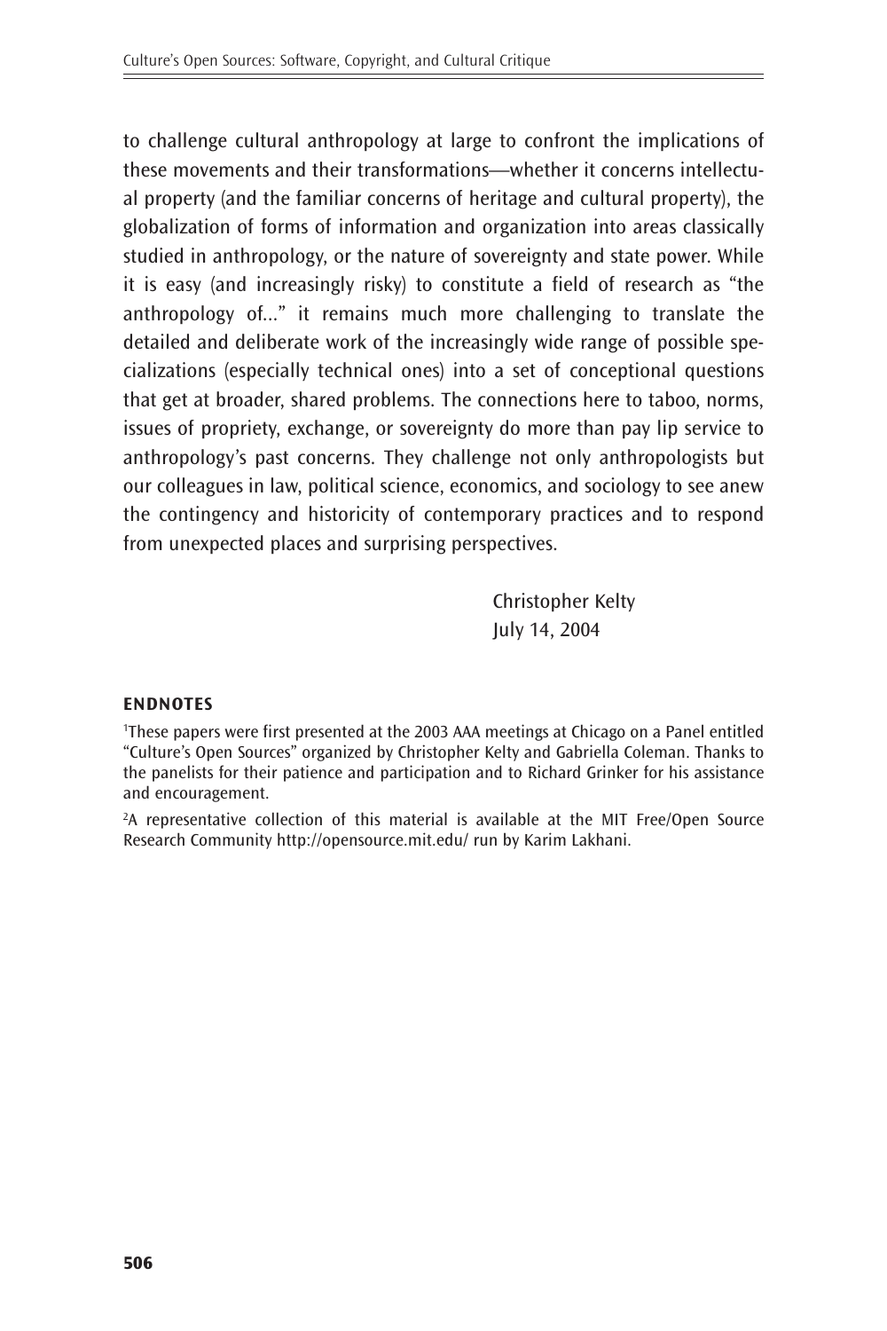to challenge cultural anthropology at large to confront the implications of these movements and their transformations—whether it concerns intellectual property (and the familiar concerns of heritage and cultural property), the globalization of forms of information and organization into areas classically studied in anthropology, or the nature of sovereignty and state power. While it is easy (and increasingly risky) to constitute a field of research as "the anthropology of..." it remains much more challenging to translate the detailed and deliberate work of the increasingly wide range of possible specializations (especially technical ones) into a set of conceptional questions that get at broader, shared problems. The connections here to taboo, norms, issues of propriety, exchange, or sovereignty do more than pay lip service to anthropology's past concerns. They challenge not only anthropologists but our colleagues in law, political science, economics, and sociology to see anew the contingency and historicity of contemporary practices and to respond from unexpected places and surprising perspectives.

Christopher Kelty
July 14, 2004

**ENDNOTES**

[1]These papers were first presented at the 2003 AAA meetings at Chicago on a Panel entitled "Culture's Open Sources" organized by Christopher Kelty and Gabriella Coleman. Thanks to the panelists for their patience and participation and to Richard Grinker for his assistance and encouragement.

[2]A representative collection of this material is available at the MIT Free/Open Source Research Community http://opensource.mit.edu/ run by Karim Lakhani.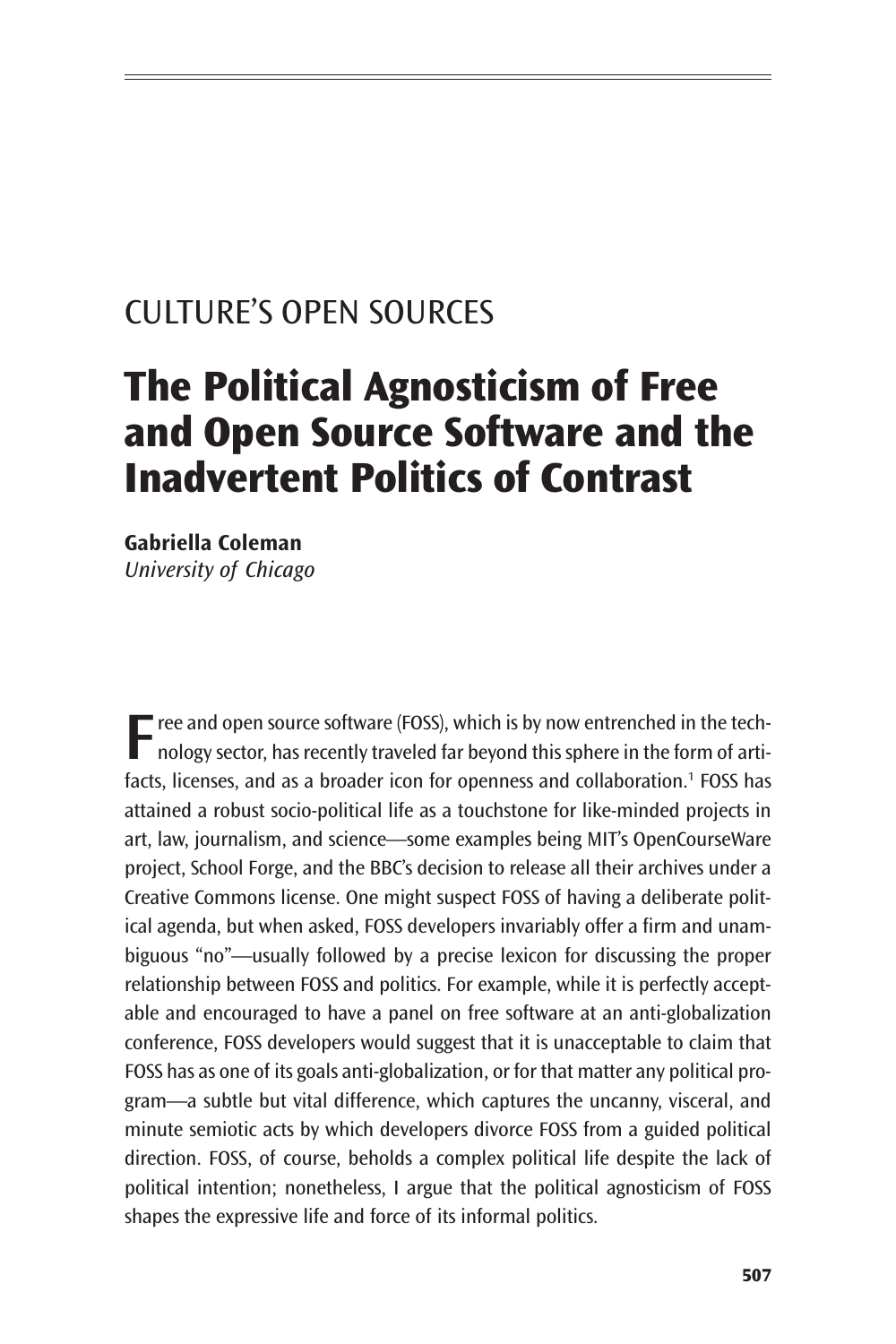CULTURE'S OPEN SOURCES

# The Political Agnosticism of Free and Open Source Software and the Inadvertent Politics of Contrast

**Gabriella Coleman**
*University of Chicago*

Free and open source software (FOSS), which is by now entrenched in the technology sector, has recently traveled far beyond this sphere in the form of artifacts, licenses, and as a broader icon for openness and collaboration.[1] FOSS has attained a robust socio-political life as a touchstone for like-minded projects in art, law, journalism, and science—some examples being MIT's OpenCourseWare project, School Forge, and the BBC's decision to release all their archives under a Creative Commons license. One might suspect FOSS of having a deliberate political agenda, but when asked, FOSS developers invariably offer a firm and unambiguous "no"—usually followed by a precise lexicon for discussing the proper relationship between FOSS and politics. For example, while it is perfectly acceptable and encouraged to have a panel on free software at an anti-globalization conference, FOSS developers would suggest that it is unacceptable to claim that FOSS has as one of its goals anti-globalization, or for that matter any political program—a subtle but vital difference, which captures the uncanny, visceral, and minute semiotic acts by which developers divorce FOSS from a guided political direction. FOSS, of course, beholds a complex political life despite the lack of political intention; nonetheless, I argue that the political agnosticism of FOSS shapes the expressive life and force of its informal politics.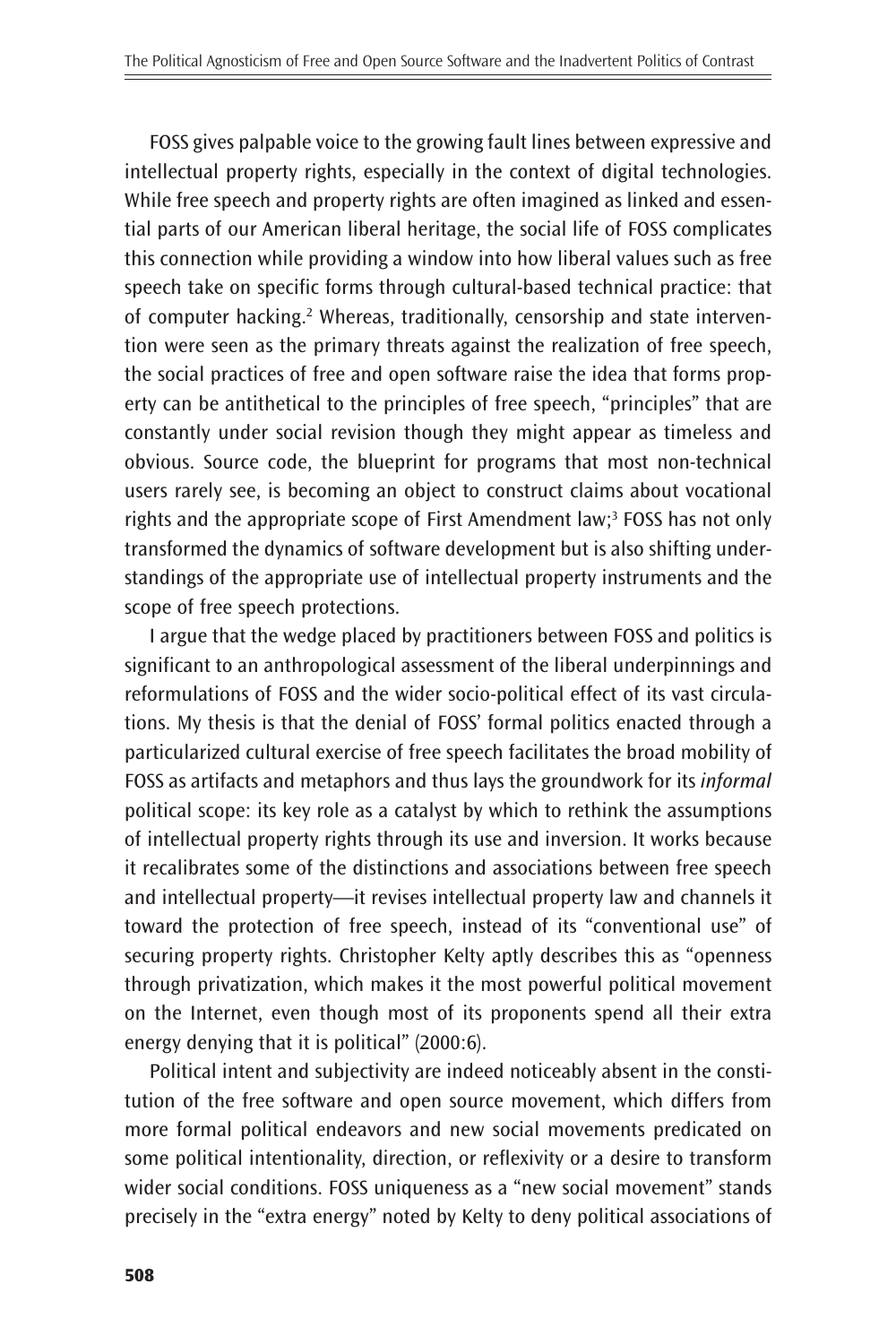FOSS gives palpable voice to the growing fault lines between expressive and intellectual property rights, especially in the context of digital technologies. While free speech and property rights are often imagined as linked and essential parts of our American liberal heritage, the social life of FOSS complicates this connection while providing a window into how liberal values such as free speech take on specific forms through cultural-based technical practice: that of computer hacking.[2] Whereas, traditionally, censorship and state intervention were seen as the primary threats against the realization of free speech, the social practices of free and open software raise the idea that forms property can be antithetical to the principles of free speech, "principles" that are constantly under social revision though they might appear as timeless and obvious. Source code, the blueprint for programs that most non-technical users rarely see, is becoming an object to construct claims about vocational rights and the appropriate scope of First Amendment law;[3] FOSS has not only transformed the dynamics of software development but is also shifting understandings of the appropriate use of intellectual property instruments and the scope of free speech protections.

I argue that the wedge placed by practitioners between FOSS and politics is significant to an anthropological assessment of the liberal underpinnings and reformulations of FOSS and the wider socio-political effect of its vast circulations. My thesis is that the denial of FOSS' formal politics enacted through a particularized cultural exercise of free speech facilitates the broad mobility of FOSS as artifacts and metaphors and thus lays the groundwork for its *informal* political scope: its key role as a catalyst by which to rethink the assumptions of intellectual property rights through its use and inversion. It works because it recalibrates some of the distinctions and associations between free speech and intellectual property—it revises intellectual property law and channels it toward the protection of free speech, instead of its "conventional use" of securing property rights. Christopher Kelty aptly describes this as "openness through privatization, which makes it the most powerful political movement on the Internet, even though most of its proponents spend all their extra energy denying that it is political" (2000:6).

Political intent and subjectivity are indeed noticeably absent in the constitution of the free software and open source movement, which differs from more formal political endeavors and new social movements predicated on some political intentionality, direction, or reflexivity or a desire to transform wider social conditions. FOSS uniqueness as a "new social movement" stands precisely in the "extra energy" noted by Kelty to deny political associations of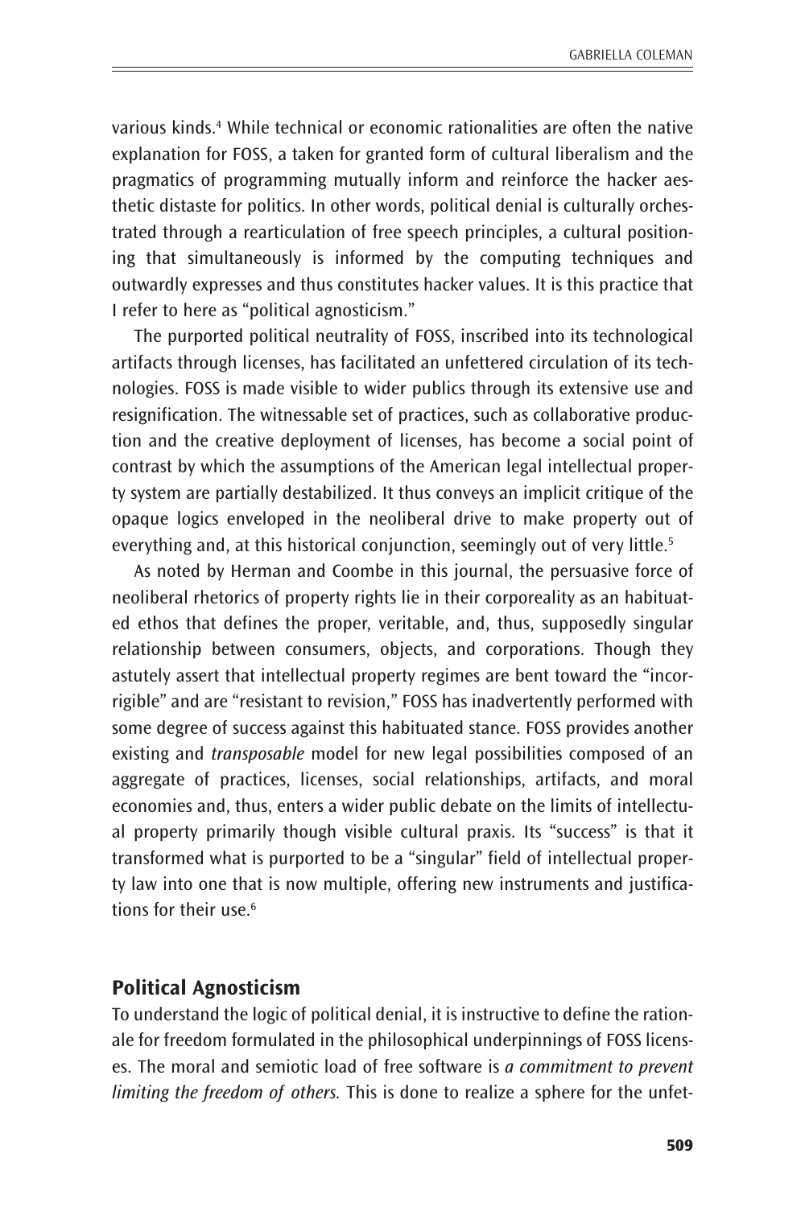various kinds.[4] While technical or economic rationalities are often the native explanation for FOSS, a taken for granted form of cultural liberalism and the pragmatics of programming mutually inform and reinforce the hacker aesthetic distaste for politics. In other words, political denial is culturally orchestrated through a rearticulation of free speech principles, a cultural positioning that simultaneously is informed by the computing techniques and outwardly expresses and thus constitutes hacker values. It is this practice that I refer to here as "political agnosticism."

The purported political neutrality of FOSS, inscribed into its technological artifacts through licenses, has facilitated an unfettered circulation of its technologies. FOSS is made visible to wider publics through its extensive use and resignification. The witnessable set of practices, such as collaborative production and the creative deployment of licenses, has become a social point of contrast by which the assumptions of the American legal intellectual property system are partially destabilized. It thus conveys an implicit critique of the opaque logics enveloped in the neoliberal drive to make property out of everything and, at this historical conjunction, seemingly out of very little.[5]

As noted by Herman and Coombe in this journal, the persuasive force of neoliberal rhetorics of property rights lie in their corporeality as an habituated ethos that defines the proper, veritable, and, thus, supposedly singular relationship between consumers, objects, and corporations. Though they astutely assert that intellectual property regimes are bent toward the "incorrigible" and are "resistant to revision," FOSS has inadvertently performed with some degree of success against this habituated stance. FOSS provides another existing and *transposable* model for new legal possibilities composed of an aggregate of practices, licenses, social relationships, artifacts, and moral economies and, thus, enters a wider public debate on the limits of intellectual property primarily though visible cultural praxis. Its "success" is that it transformed what is purported to be a "singular" field of intellectual property law into one that is now multiple, offering new instruments and justifications for their use.[6]

## Political Agnosticism

To understand the logic of political denial, it is instructive to define the rationale for freedom formulated in the philosophical underpinnings of FOSS licenses. The moral and semiotic load of free software is *a commitment to prevent limiting the freedom of others.* This is done to realize a sphere for the unfet-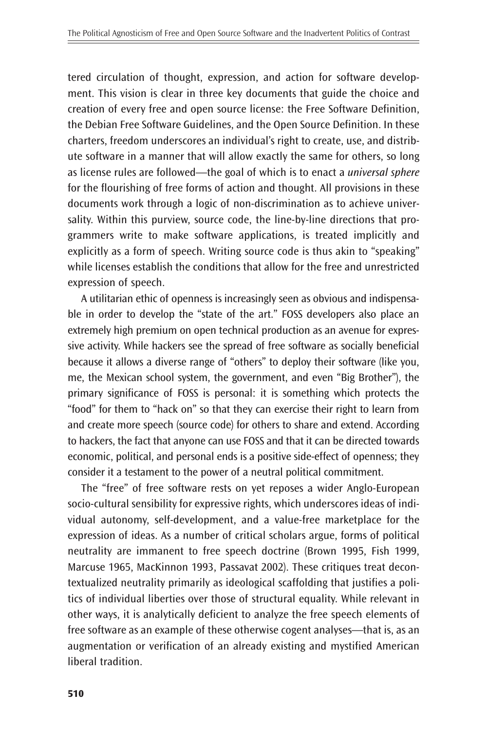tered circulation of thought, expression, and action for software development. This vision is clear in three key documents that guide the choice and creation of every free and open source license: the Free Software Definition, the Debian Free Software Guidelines, and the Open Source Definition. In these charters, freedom underscores an individual's right to create, use, and distribute software in a manner that will allow exactly the same for others, so long as license rules are followed—the goal of which is to enact a *universal sphere* for the flourishing of free forms of action and thought. All provisions in these documents work through a logic of non-discrimination as to achieve universality. Within this purview, source code, the line-by-line directions that programmers write to make software applications, is treated implicitly and explicitly as a form of speech. Writing source code is thus akin to "speaking" while licenses establish the conditions that allow for the free and unrestricted expression of speech.

A utilitarian ethic of openness is increasingly seen as obvious and indispensable in order to develop the "state of the art." FOSS developers also place an extremely high premium on open technical production as an avenue for expressive activity. While hackers see the spread of free software as socially beneficial because it allows a diverse range of "others" to deploy their software (like you, me, the Mexican school system, the government, and even "Big Brother"), the primary significance of FOSS is personal: it is something which protects the "food" for them to "hack on" so that they can exercise their right to learn from and create more speech (source code) for others to share and extend. According to hackers, the fact that anyone can use FOSS and that it can be directed towards economic, political, and personal ends is a positive side-effect of openness; they consider it a testament to the power of a neutral political commitment.

The "free" of free software rests on yet reposes a wider Anglo-European socio-cultural sensibility for expressive rights, which underscores ideas of individual autonomy, self-development, and a value-free marketplace for the expression of ideas. As a number of critical scholars argue, forms of political neutrality are immanent to free speech doctrine (Brown 1995, Fish 1999, Marcuse 1965, MacKinnon 1993, Passavat 2002). These critiques treat decontextualized neutrality primarily as ideological scaffolding that justifies a politics of individual liberties over those of structural equality. While relevant in other ways, it is analytically deficient to analyze the free speech elements of free software as an example of these otherwise cogent analyses—that is, as an augmentation or verification of an already existing and mystified American liberal tradition.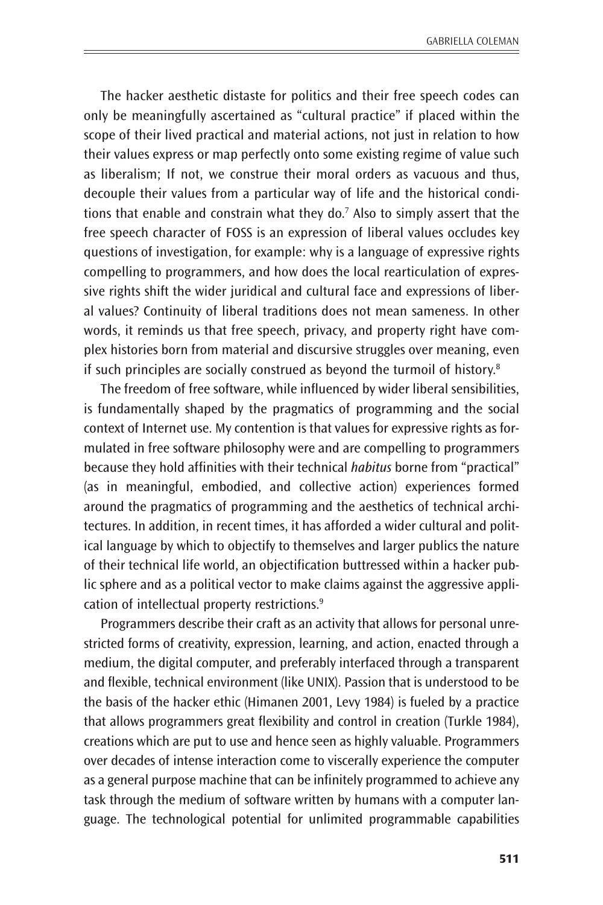The hacker aesthetic distaste for politics and their free speech codes can only be meaningfully ascertained as "cultural practice" if placed within the scope of their lived practical and material actions, not just in relation to how their values express or map perfectly onto some existing regime of value such as liberalism; If not, we construe their moral orders as vacuous and thus, decouple their values from a particular way of life and the historical conditions that enable and constrain what they do.[7] Also to simply assert that the free speech character of FOSS is an expression of liberal values occludes key questions of investigation, for example: why is a language of expressive rights compelling to programmers, and how does the local rearticulation of expressive rights shift the wider juridical and cultural face and expressions of liberal values? Continuity of liberal traditions does not mean sameness. In other words, it reminds us that free speech, privacy, and property right have complex histories born from material and discursive struggles over meaning, even if such principles are socially construed as beyond the turmoil of history.[8]

The freedom of free software, while influenced by wider liberal sensibilities, is fundamentally shaped by the pragmatics of programming and the social context of Internet use. My contention is that values for expressive rights as formulated in free software philosophy were and are compelling to programmers because they hold affinities with their technical *habitus* borne from "practical" (as in meaningful, embodied, and collective action) experiences formed around the pragmatics of programming and the aesthetics of technical architectures. In addition, in recent times, it has afforded a wider cultural and political language by which to objectify to themselves and larger publics the nature of their technical life world, an objectification buttressed within a hacker public sphere and as a political vector to make claims against the aggressive application of intellectual property restrictions.[9]

Programmers describe their craft as an activity that allows for personal unrestricted forms of creativity, expression, learning, and action, enacted through a medium, the digital computer, and preferably interfaced through a transparent and flexible, technical environment (like UNIX). Passion that is understood to be the basis of the hacker ethic (Himanen 2001, Levy 1984) is fueled by a practice that allows programmers great flexibility and control in creation (Turkle 1984), creations which are put to use and hence seen as highly valuable. Programmers over decades of intense interaction come to viscerally experience the computer as a general purpose machine that can be infinitely programmed to achieve any task through the medium of software written by humans with a computer language. The technological potential for unlimited programmable capabilities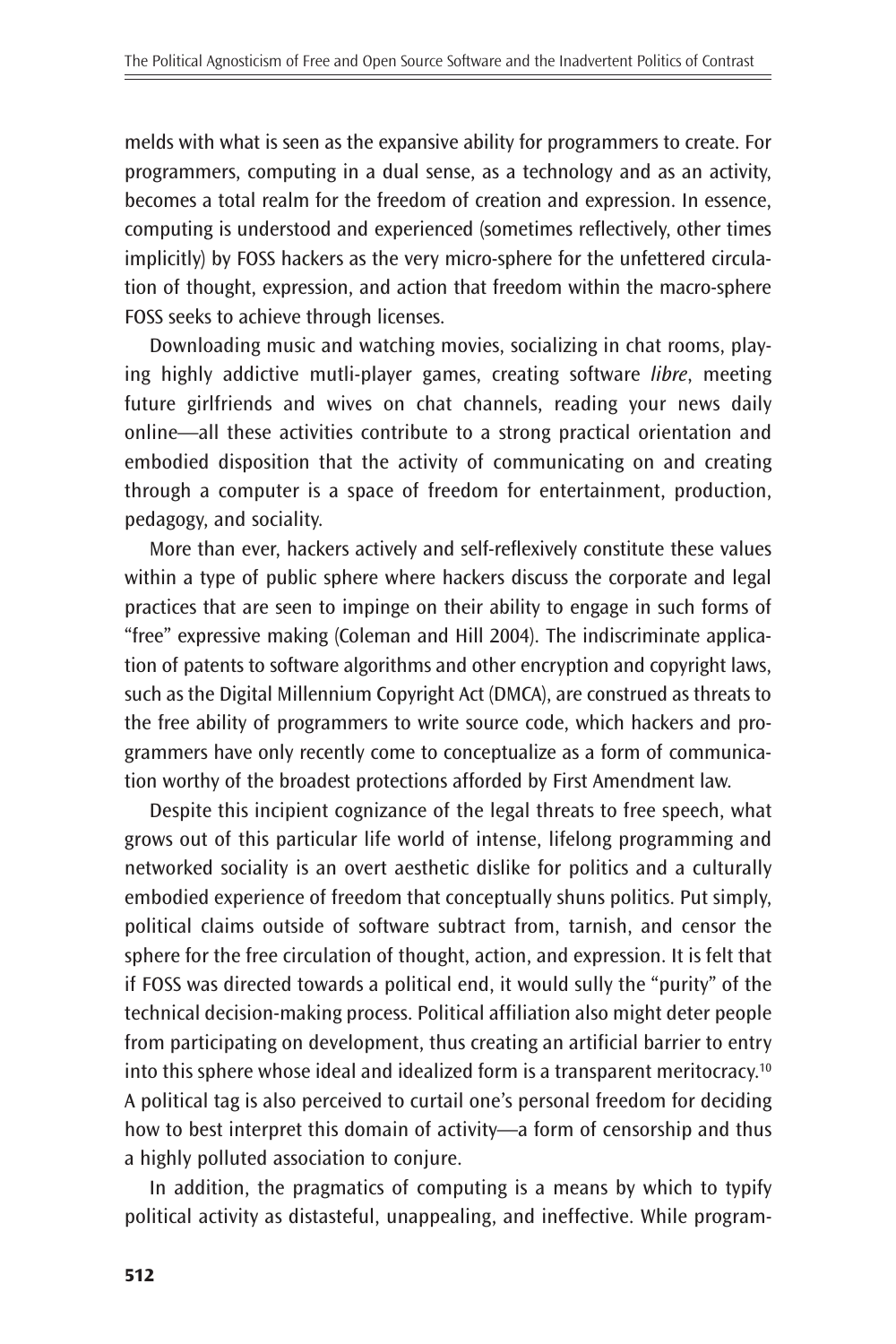melds with what is seen as the expansive ability for programmers to create. For programmers, computing in a dual sense, as a technology and as an activity, becomes a total realm for the freedom of creation and expression. In essence, computing is understood and experienced (sometimes reflectively, other times implicitly) by FOSS hackers as the very micro-sphere for the unfettered circulation of thought, expression, and action that freedom within the macro-sphere FOSS seeks to achieve through licenses.

Downloading music and watching movies, socializing in chat rooms, playing highly addictive mutli-player games, creating software *libre*, meeting future girlfriends and wives on chat channels, reading your news daily online—all these activities contribute to a strong practical orientation and embodied disposition that the activity of communicating on and creating through a computer is a space of freedom for entertainment, production, pedagogy, and sociality.

More than ever, hackers actively and self-reflexively constitute these values within a type of public sphere where hackers discuss the corporate and legal practices that are seen to impinge on their ability to engage in such forms of "free" expressive making (Coleman and Hill 2004). The indiscriminate application of patents to software algorithms and other encryption and copyright laws, such as the Digital Millennium Copyright Act (DMCA), are construed as threats to the free ability of programmers to write source code, which hackers and programmers have only recently come to conceptualize as a form of communication worthy of the broadest protections afforded by First Amendment law.

Despite this incipient cognizance of the legal threats to free speech, what grows out of this particular life world of intense, lifelong programming and networked sociality is an overt aesthetic dislike for politics and a culturally embodied experience of freedom that conceptually shuns politics. Put simply, political claims outside of software subtract from, tarnish, and censor the sphere for the free circulation of thought, action, and expression. It is felt that if FOSS was directed towards a political end, it would sully the "purity" of the technical decision-making process. Political affiliation also might deter people from participating on development, thus creating an artificial barrier to entry into this sphere whose ideal and idealized form is a transparent meritocracy.[10] A political tag is also perceived to curtail one's personal freedom for deciding how to best interpret this domain of activity—a form of censorship and thus a highly polluted association to conjure.

In addition, the pragmatics of computing is a means by which to typify political activity as distasteful, unappealing, and ineffective. While program-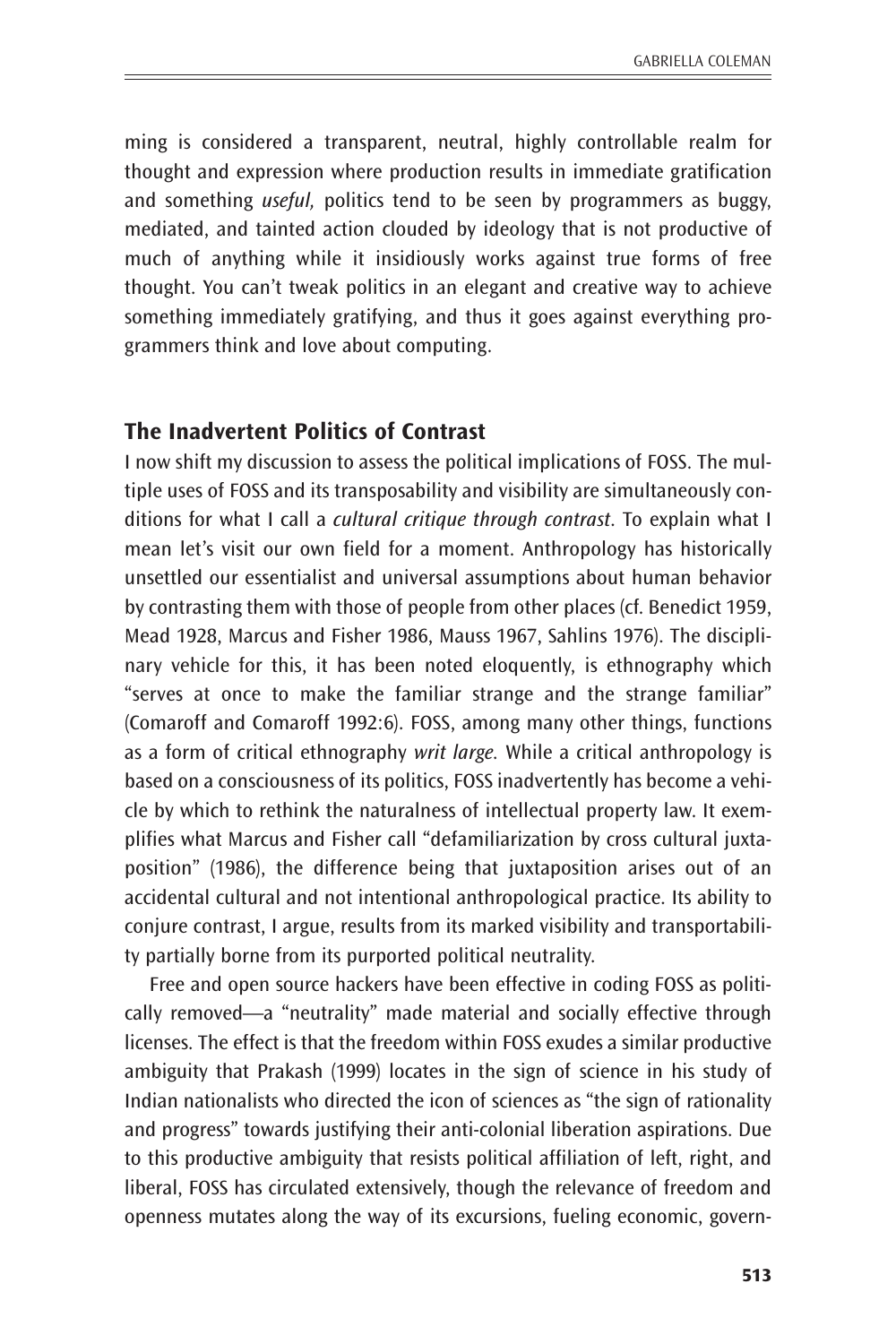ming is considered a transparent, neutral, highly controllable realm for thought and expression where production results in immediate gratification and something *useful,* politics tend to be seen by programmers as buggy, mediated, and tainted action clouded by ideology that is not productive of much of anything while it insidiously works against true forms of free thought. You can't tweak politics in an elegant and creative way to achieve something immediately gratifying, and thus it goes against everything programmers think and love about computing.

## The Inadvertent Politics of Contrast

I now shift my discussion to assess the political implications of FOSS. The multiple uses of FOSS and its transposability and visibility are simultaneously conditions for what I call a *cultural critique through contrast*. To explain what I mean let's visit our own field for a moment. Anthropology has historically unsettled our essentialist and universal assumptions about human behavior by contrasting them with those of people from other places (cf. Benedict 1959, Mead 1928, Marcus and Fisher 1986, Mauss 1967, Sahlins 1976). The disciplinary vehicle for this, it has been noted eloquently, is ethnography which "serves at once to make the familiar strange and the strange familiar" (Comaroff and Comaroff 1992:6). FOSS, among many other things, functions as a form of critical ethnography *writ large*. While a critical anthropology is based on a consciousness of its politics, FOSS inadvertently has become a vehicle by which to rethink the naturalness of intellectual property law. It exemplifies what Marcus and Fisher call "defamiliarization by cross cultural juxtaposition" (1986), the difference being that juxtaposition arises out of an accidental cultural and not intentional anthropological practice. Its ability to conjure contrast, I argue, results from its marked visibility and transportability partially borne from its purported political neutrality.

Free and open source hackers have been effective in coding FOSS as politically removed—a "neutrality" made material and socially effective through licenses. The effect is that the freedom within FOSS exudes a similar productive ambiguity that Prakash (1999) locates in the sign of science in his study of Indian nationalists who directed the icon of sciences as "the sign of rationality and progress" towards justifying their anti-colonial liberation aspirations. Due to this productive ambiguity that resists political affiliation of left, right, and liberal, FOSS has circulated extensively, though the relevance of freedom and openness mutates along the way of its excursions, fueling economic, govern-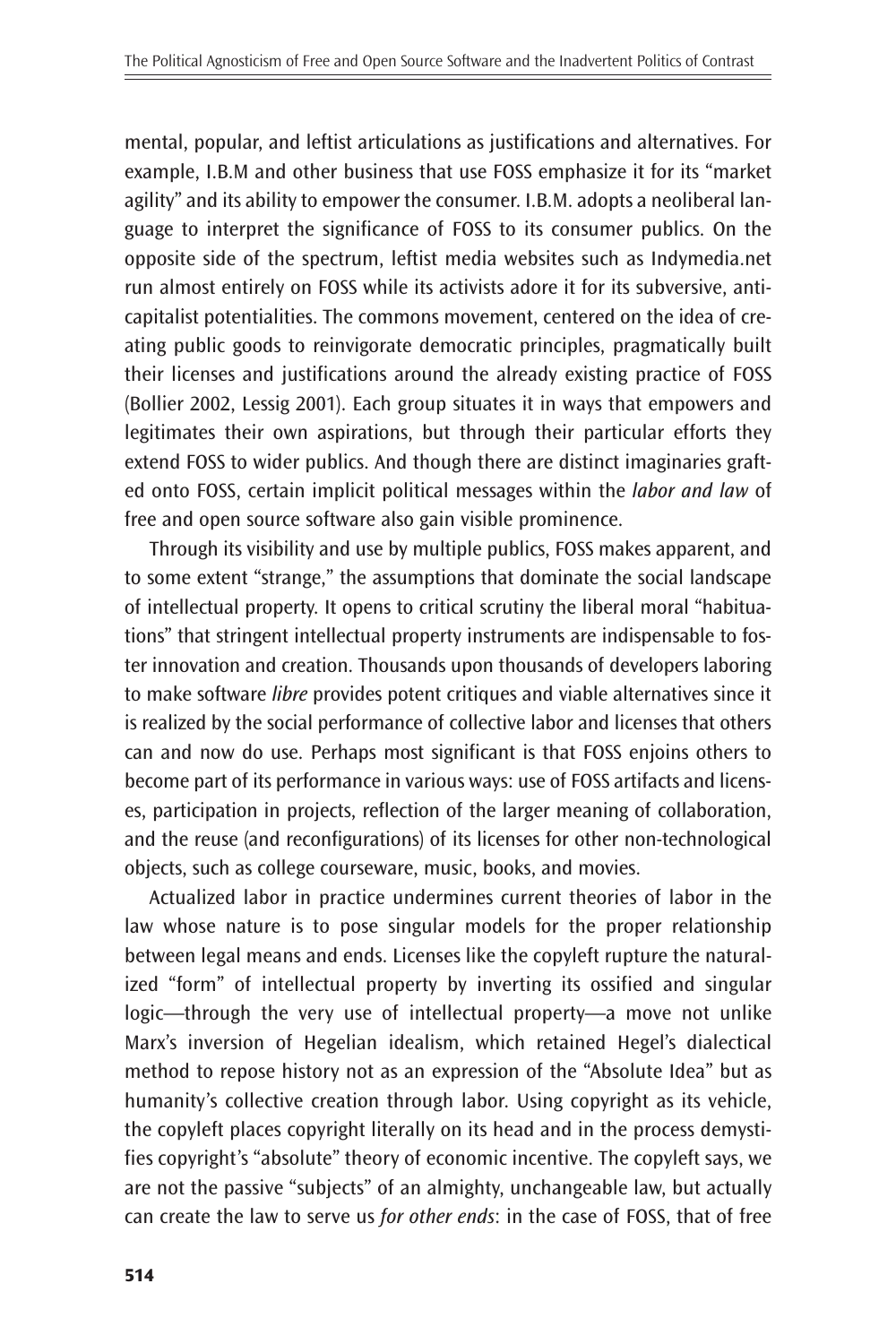mental, popular, and leftist articulations as justifications and alternatives. For example, I.B.M and other business that use FOSS emphasize it for its "market agility" and its ability to empower the consumer. I.B.M. adopts a neoliberal language to interpret the significance of FOSS to its consumer publics. On the opposite side of the spectrum, leftist media websites such as Indymedia.net run almost entirely on FOSS while its activists adore it for its subversive, anti-capitalist potentialities. The commons movement, centered on the idea of creating public goods to reinvigorate democratic principles, pragmatically built their licenses and justifications around the already existing practice of FOSS (Bollier 2002, Lessig 2001). Each group situates it in ways that empowers and legitimates their own aspirations, but through their particular efforts they extend FOSS to wider publics. And though there are distinct imaginaries grafted onto FOSS, certain implicit political messages within the *labor and law* of free and open source software also gain visible prominence.

Through its visibility and use by multiple publics, FOSS makes apparent, and to some extent "strange," the assumptions that dominate the social landscape of intellectual property. It opens to critical scrutiny the liberal moral "habituations" that stringent intellectual property instruments are indispensable to foster innovation and creation. Thousands upon thousands of developers laboring to make software *libre* provides potent critiques and viable alternatives since it is realized by the social performance of collective labor and licenses that others can and now do use. Perhaps most significant is that FOSS enjoins others to become part of its performance in various ways: use of FOSS artifacts and licenses, participation in projects, reflection of the larger meaning of collaboration, and the reuse (and reconfigurations) of its licenses for other non-technological objects, such as college courseware, music, books, and movies.

Actualized labor in practice undermines current theories of labor in the law whose nature is to pose singular models for the proper relationship between legal means and ends. Licenses like the copyleft rupture the naturalized "form" of intellectual property by inverting its ossified and singular logic—through the very use of intellectual property—a move not unlike Marx's inversion of Hegelian idealism, which retained Hegel's dialectical method to repose history not as an expression of the "Absolute Idea" but as humanity's collective creation through labor. Using copyright as its vehicle, the copyleft places copyright literally on its head and in the process demystifies copyright's "absolute" theory of economic incentive. The copyleft says, we are not the passive "subjects" of an almighty, unchangeable law, but actually can create the law to serve us *for other ends*: in the case of FOSS, that of free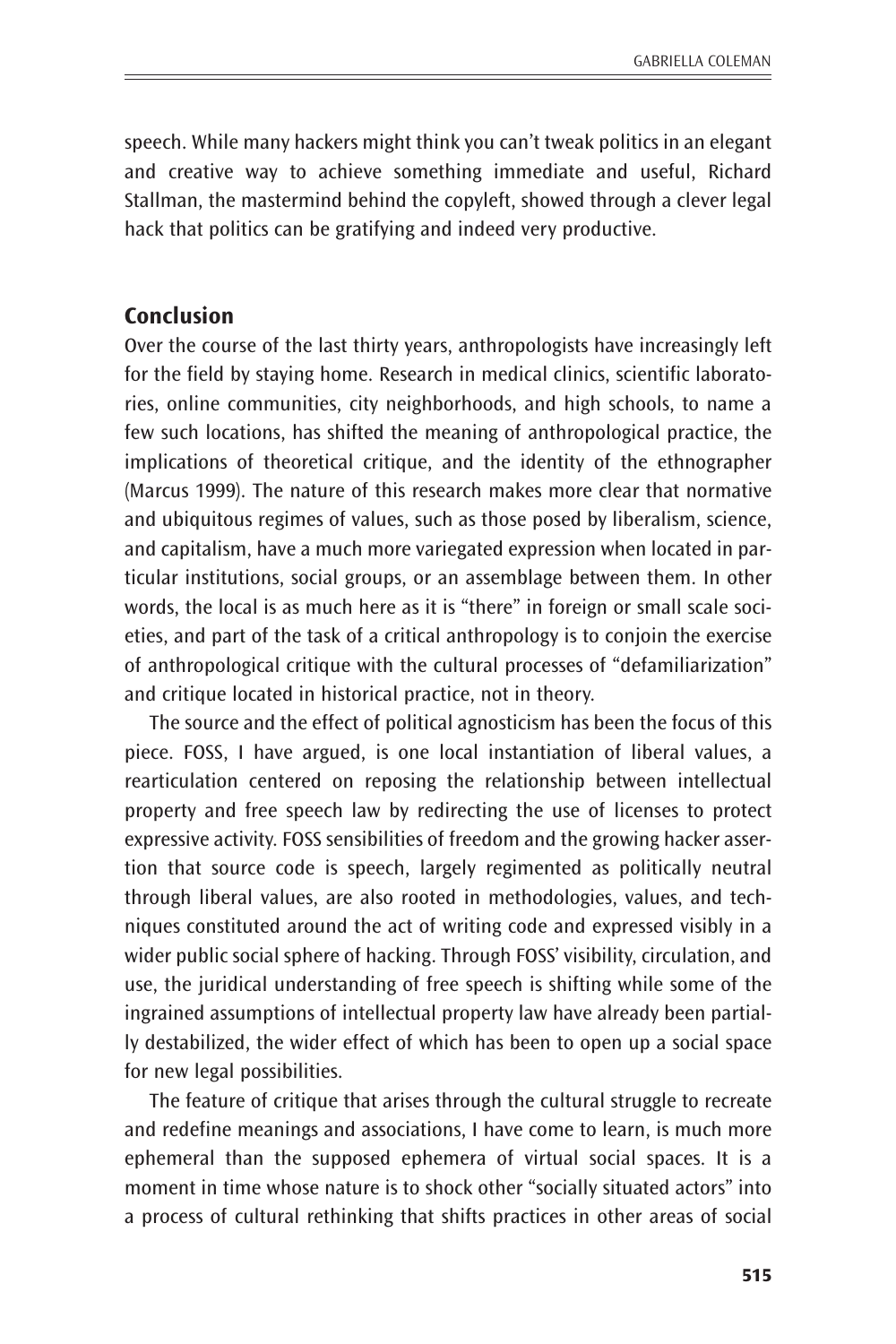speech. While many hackers might think you can't tweak politics in an elegant and creative way to achieve something immediate and useful, Richard Stallman, the mastermind behind the copyleft, showed through a clever legal hack that politics can be gratifying and indeed very productive.

## Conclusion

Over the course of the last thirty years, anthropologists have increasingly left for the field by staying home. Research in medical clinics, scientific laboratories, online communities, city neighborhoods, and high schools, to name a few such locations, has shifted the meaning of anthropological practice, the implications of theoretical critique, and the identity of the ethnographer (Marcus 1999). The nature of this research makes more clear that normative and ubiquitous regimes of values, such as those posed by liberalism, science, and capitalism, have a much more variegated expression when located in particular institutions, social groups, or an assemblage between them. In other words, the local is as much here as it is "there" in foreign or small scale societies, and part of the task of a critical anthropology is to conjoin the exercise of anthropological critique with the cultural processes of "defamiliarization" and critique located in historical practice, not in theory.

The source and the effect of political agnosticism has been the focus of this piece. FOSS, I have argued, is one local instantiation of liberal values, a rearticulation centered on reposing the relationship between intellectual property and free speech law by redirecting the use of licenses to protect expressive activity. FOSS sensibilities of freedom and the growing hacker assertion that source code is speech, largely regimented as politically neutral through liberal values, are also rooted in methodologies, values, and techniques constituted around the act of writing code and expressed visibly in a wider public social sphere of hacking. Through FOSS' visibility, circulation, and use, the juridical understanding of free speech is shifting while some of the ingrained assumptions of intellectual property law have already been partially destabilized, the wider effect of which has been to open up a social space for new legal possibilities.

The feature of critique that arises through the cultural struggle to recreate and redefine meanings and associations, I have come to learn, is much more ephemeral than the supposed ephemera of virtual social spaces. It is a moment in time whose nature is to shock other "socially situated actors" into a process of cultural rethinking that shifts practices in other areas of social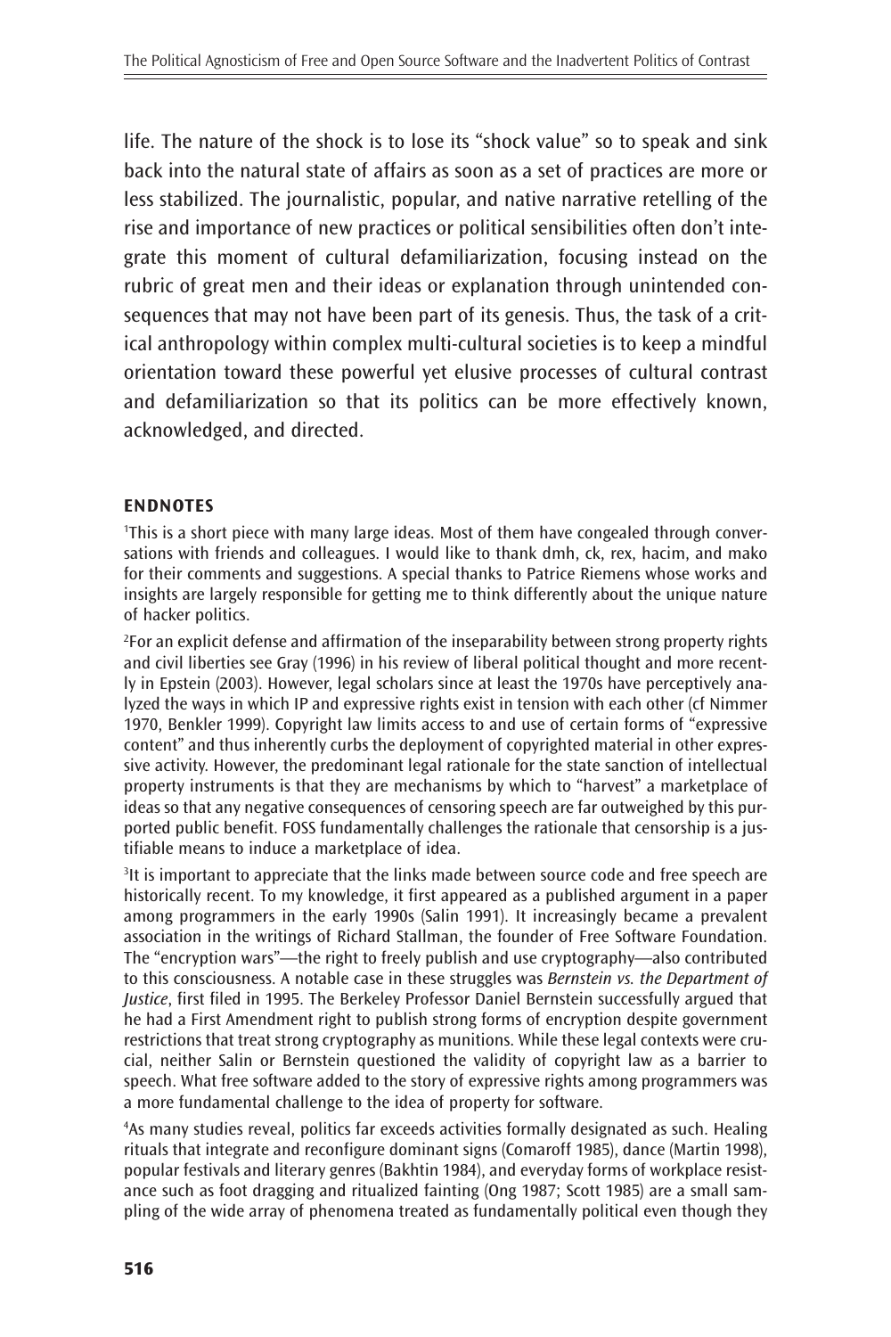life. The nature of the shock is to lose its "shock value" so to speak and sink back into the natural state of affairs as soon as a set of practices are more or less stabilized. The journalistic, popular, and native narrative retelling of the rise and importance of new practices or political sensibilities often don't integrate this moment of cultural defamiliarization, focusing instead on the rubric of great men and their ideas or explanation through unintended consequences that may not have been part of its genesis. Thus, the task of a critical anthropology within complex multi-cultural societies is to keep a mindful orientation toward these powerful yet elusive processes of cultural contrast and defamiliarization so that its politics can be more effectively known, acknowledged, and directed.

## ENDNOTES

[1]This is a short piece with many large ideas. Most of them have congealed through conversations with friends and colleagues. I would like to thank dmh, ck, rex, hacim, and mako for their comments and suggestions. A special thanks to Patrice Riemens whose works and insights are largely responsible for getting me to think differently about the unique nature of hacker politics.

[2]For an explicit defense and affirmation of the inseparability between strong property rights and civil liberties see Gray (1996) in his review of liberal political thought and more recently in Epstein (2003). However, legal scholars since at least the 1970s have perceptively analyzed the ways in which IP and expressive rights exist in tension with each other (cf Nimmer 1970, Benkler 1999). Copyright law limits access to and use of certain forms of "expressive content" and thus inherently curbs the deployment of copyrighted material in other expressive activity. However, the predominant legal rationale for the state sanction of intellectual property instruments is that they are mechanisms by which to "harvest" a marketplace of ideas so that any negative consequences of censoring speech are far outweighed by this purported public benefit. FOSS fundamentally challenges the rationale that censorship is a justifiable means to induce a marketplace of idea.

[3]It is important to appreciate that the links made between source code and free speech are historically recent. To my knowledge, it first appeared as a published argument in a paper among programmers in the early 1990s (Salin 1991). It increasingly became a prevalent association in the writings of Richard Stallman, the founder of Free Software Foundation. The "encryption wars"—the right to freely publish and use cryptography—also contributed to this consciousness. A notable case in these struggles was *Bernstein vs. the Department of Justice*, first filed in 1995. The Berkeley Professor Daniel Bernstein successfully argued that he had a First Amendment right to publish strong forms of encryption despite government restrictions that treat strong cryptography as munitions. While these legal contexts were crucial, neither Salin or Bernstein questioned the validity of copyright law as a barrier to speech. What free software added to the story of expressive rights among programmers was a more fundamental challenge to the idea of property for software.

[4]As many studies reveal, politics far exceeds activities formally designated as such. Healing rituals that integrate and reconfigure dominant signs (Comaroff 1985), dance (Martin 1998), popular festivals and literary genres (Bakhtin 1984), and everyday forms of workplace resistance such as foot dragging and ritualized fainting (Ong 1987; Scott 1985) are a small sampling of the wide array of phenomena treated as fundamentally political even though they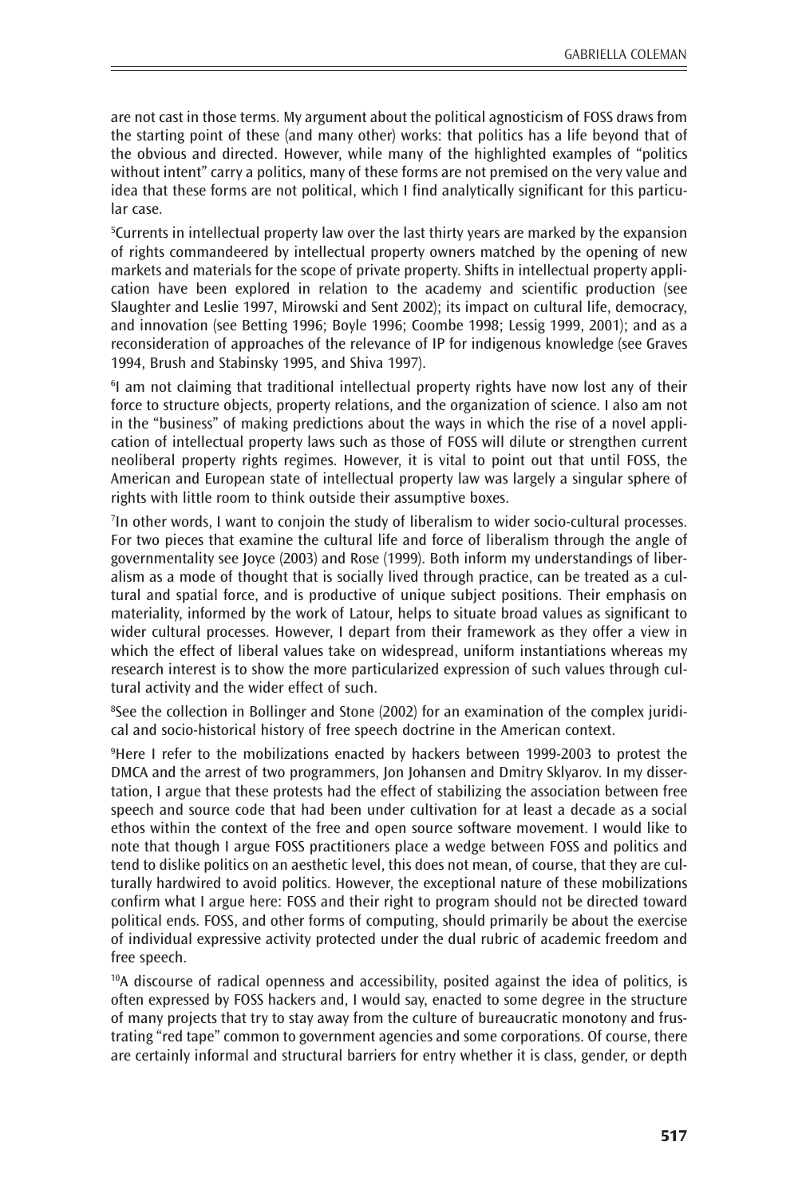are not cast in those terms. My argument about the political agnosticism of FOSS draws from the starting point of these (and many other) works: that politics has a life beyond that of the obvious and directed. However, while many of the highlighted examples of "politics without intent" carry a politics, many of these forms are not premised on the very value and idea that these forms are not political, which I find analytically significant for this particular case.

[5]Currents in intellectual property law over the last thirty years are marked by the expansion of rights commandeered by intellectual property owners matched by the opening of new markets and materials for the scope of private property. Shifts in intellectual property application have been explored in relation to the academy and scientific production (see Slaughter and Leslie 1997, Mirowski and Sent 2002); its impact on cultural life, democracy, and innovation (see Betting 1996; Boyle 1996; Coombe 1998; Lessig 1999, 2001); and as a reconsideration of approaches of the relevance of IP for indigenous knowledge (see Graves 1994, Brush and Stabinsky 1995, and Shiva 1997).

[6]I am not claiming that traditional intellectual property rights have now lost any of their force to structure objects, property relations, and the organization of science. I also am not in the "business" of making predictions about the ways in which the rise of a novel application of intellectual property laws such as those of FOSS will dilute or strengthen current neoliberal property rights regimes. However, it is vital to point out that until FOSS, the American and European state of intellectual property law was largely a singular sphere of rights with little room to think outside their assumptive boxes.

[7]In other words, I want to conjoin the study of liberalism to wider socio-cultural processes. For two pieces that examine the cultural life and force of liberalism through the angle of governmentality see Joyce (2003) and Rose (1999). Both inform my understandings of liberalism as a mode of thought that is socially lived through practice, can be treated as a cultural and spatial force, and is productive of unique subject positions. Their emphasis on materiality, informed by the work of Latour, helps to situate broad values as significant to wider cultural processes. However, I depart from their framework as they offer a view in which the effect of liberal values take on widespread, uniform instantiations whereas my research interest is to show the more particularized expression of such values through cultural activity and the wider effect of such.

[8]See the collection in Bollinger and Stone (2002) for an examination of the complex juridical and socio-historical history of free speech doctrine in the American context.

[9]Here I refer to the mobilizations enacted by hackers between 1999-2003 to protest the DMCA and the arrest of two programmers, Jon Johansen and Dmitry Sklyarov. In my dissertation, I argue that these protests had the effect of stabilizing the association between free speech and source code that had been under cultivation for at least a decade as a social ethos within the context of the free and open source software movement. I would like to note that though I argue FOSS practitioners place a wedge between FOSS and politics and tend to dislike politics on an aesthetic level, this does not mean, of course, that they are culturally hardwired to avoid politics. However, the exceptional nature of these mobilizations confirm what I argue here: FOSS and their right to program should not be directed toward political ends. FOSS, and other forms of computing, should primarily be about the exercise of individual expressive activity protected under the dual rubric of academic freedom and free speech.

[10]A discourse of radical openness and accessibility, posited against the idea of politics, is often expressed by FOSS hackers and, I would say, enacted to some degree in the structure of many projects that try to stay away from the culture of bureaucratic monotony and frustrating "red tape" common to government agencies and some corporations. Of course, there are certainly informal and structural barriers for entry whether it is class, gender, or depth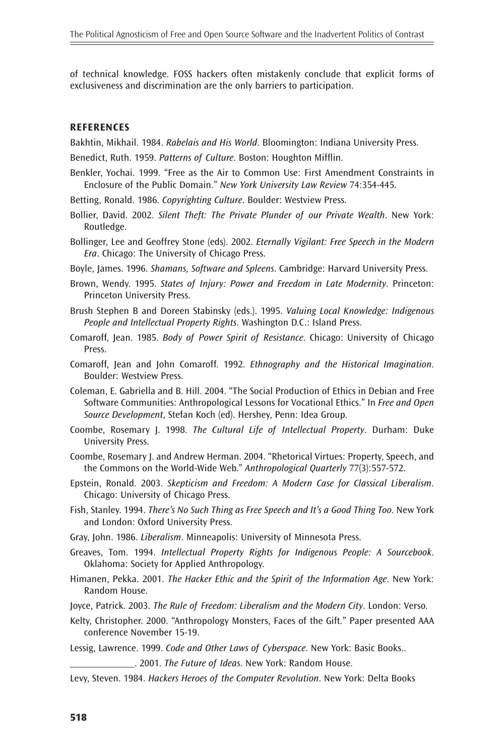of technical knowledge. FOSS hackers often mistakenly conclude that explicit forms of exclusiveness and discrimination are the only barriers to participation.

## REFERENCES

Bakhtin, Mikhail. 1984. *Rabelais and His World*. Bloomington: Indiana University Press.

Benedict, Ruth. 1959. *Patterns of Culture*. Boston: Houghton Mifflin.

Benkler, Yochai. 1999. "Free as the Air to Common Use: First Amendment Constraints in Enclosure of the Public Domain." *New York University Law Review* 74:354-445.

Betting, Ronald. 1986. *Copyrighting Culture*. Boulder: Westview Press.

Bollier, David. 2002. *Silent Theft: The Private Plunder of our Private Wealth*. New York: Routledge.

Bollinger, Lee and Geoffrey Stone (eds). 2002. *Eternally Vigilant: Free Speech in the Modern Era*. Chicago: The University of Chicago Press.

Boyle, James. 1996. *Shamans, Software and Spleens*. Cambridge: Harvard University Press.

Brown, Wendy. 1995. *States of Injury: Power and Freedom in Late Modernity*. Princeton: Princeton University Press.

Brush Stephen B and Doreen Stabinsky (eds.). 1995. *Valuing Local Knowledge: Indigenous People and Intellectual Property Rights*. Washington D.C.: Island Press.

Comaroff, Jean. 1985. *Body of Power Spirit of Resistance*. Chicago: University of Chicago Press.

Comaroff, Jean and John Comaroff. 1992. *Ethnography and the Historical Imagination*. Boulder: Westview Press.

Coleman, E. Gabriella and B. Hill. 2004. "The Social Production of Ethics in Debian and Free Software Communities: Anthropological Lessons for Vocational Ethics." In *Free and Open Source Development*, Stefan Koch (ed). Hershey, Penn: Idea Group.

Coombe, Rosemary J. 1998. *The Cultural Life of Intellectual Property*. Durham: Duke University Press.

Coombe, Rosemary J. and Andrew Herman. 2004. "Rhetorical Virtues: Property, Speech, and the Commons on the World-Wide Web." *Anthropological Quarterly* 77(3):557-572.

Epstein, Ronald. 2003. *Skepticism and Freedom: A Modern Case for Classical Liberalism*. Chicago: University of Chicago Press.

Fish, Stanley. 1994. *There's No Such Thing as Free Speech and It's a Good Thing Too*. New York and London: Oxford University Press.

Gray, John. 1986. *Liberalism*. Minneapolis: University of Minnesota Press.

Greaves, Tom. 1994. *Intellectual Property Rights for Indigenous People: A Sourcebook*. Oklahoma: Society for Applied Anthropology.

Himanen, Pekka. 2001. *The Hacker Ethic and the Spirit of the Information Age*. New York: Random House.

Joyce, Patrick. 2003. *The Rule of Freedom: Liberalism and the Modern City*. London: Verso.

Kelty, Christopher. 2000. "Anthropology Monsters, Faces of the Gift." Paper presented AAA conference November 15-19.

Lessig, Lawrence. 1999. *Code and Other Laws of Cyberspace*. New York: Basic Books..

______________. 2001. *The Future of Ideas*. New York: Random House.

Levy, Steven. 1984. *Hackers Heroes of the Computer Revolution*. New York: Delta Books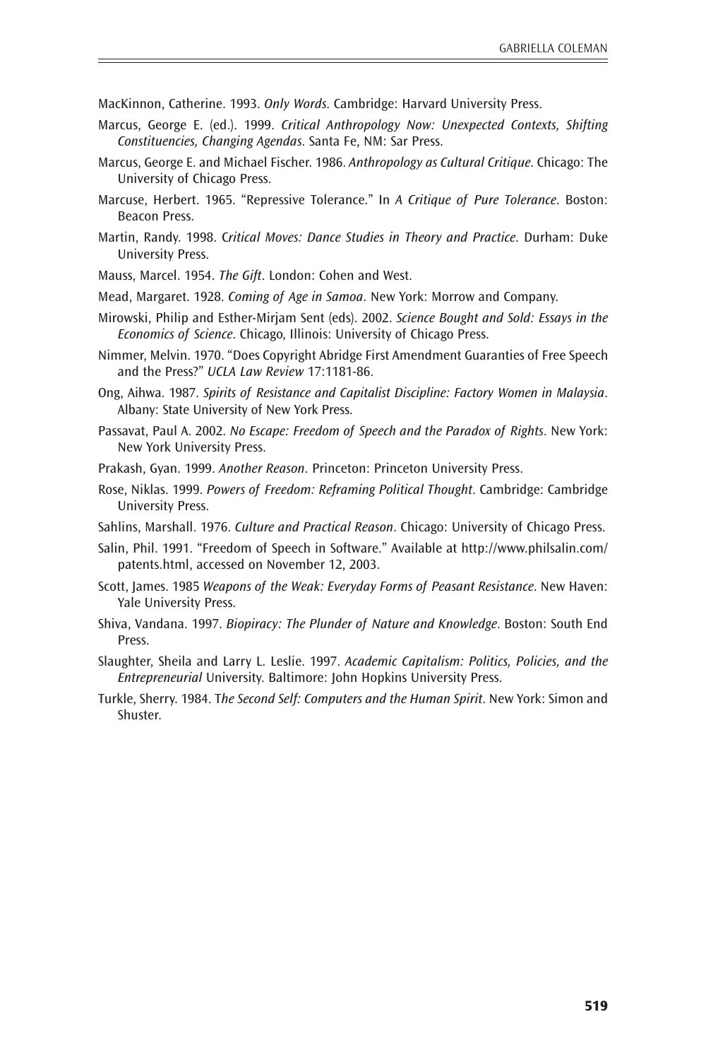MacKinnon, Catherine. 1993. *Only Words*. Cambridge: Harvard University Press.

Marcus, George E. (ed.). 1999. *Critical Anthropology Now: Unexpected Contexts, Shifting Constituencies, Changing Agendas*. Santa Fe, NM: Sar Press.

Marcus, George E. and Michael Fischer. 1986. *Anthropology as Cultural Critique*. Chicago: The University of Chicago Press.

Marcuse, Herbert. 1965. "Repressive Tolerance." In *A Critique of Pure Tolerance*. Boston: Beacon Press.

Martin, Randy. 1998. C*ritical Moves: Dance Studies in Theory and Practice*. Durham: Duke University Press.

Mauss, Marcel. 1954. *The Gift*. London: Cohen and West.

Mead, Margaret. 1928. *Coming of Age in Samoa*. New York: Morrow and Company.

Mirowski, Philip and Esther-Mirjam Sent (eds). 2002. *Science Bought and Sold: Essays in the Economics of Science*. Chicago, Illinois: University of Chicago Press.

Nimmer, Melvin. 1970. "Does Copyright Abridge First Amendment Guaranties of Free Speech and the Press?" *UCLA Law Review* 17:1181-86.

Ong, Aihwa. 1987. *Spirits of Resistance and Capitalist Discipline: Factory Women in Malaysia*. Albany: State University of New York Press.

Passavat, Paul A. 2002. *No Escape: Freedom of Speech and the Paradox of Rights*. New York: New York University Press.

Prakash, Gyan. 1999. *Another Reason*. Princeton: Princeton University Press.

Rose, Niklas. 1999. *Powers of Freedom: Reframing Political Thought*. Cambridge: Cambridge University Press.

Sahlins, Marshall. 1976. *Culture and Practical Reason*. Chicago: University of Chicago Press.

Salin, Phil. 1991. "Freedom of Speech in Software." Available at http://www.philsalin.com/patents.html, accessed on November 12, 2003.

Scott, James. 1985 *Weapons of the Weak: Everyday Forms of Peasant Resistance*. New Haven: Yale University Press.

Shiva, Vandana. 1997. *Biopiracy: The Plunder of Nature and Knowledge*. Boston: South End Press.

Slaughter, Sheila and Larry L. Leslie. 1997. *Academic Capitalism: Politics, Policies, and the Entrepreneurial* University. Baltimore: John Hopkins University Press.

Turkle, Sherry. 1984. T*he Second Self: Computers and the Human Spirit*. New York: Simon and Shuster.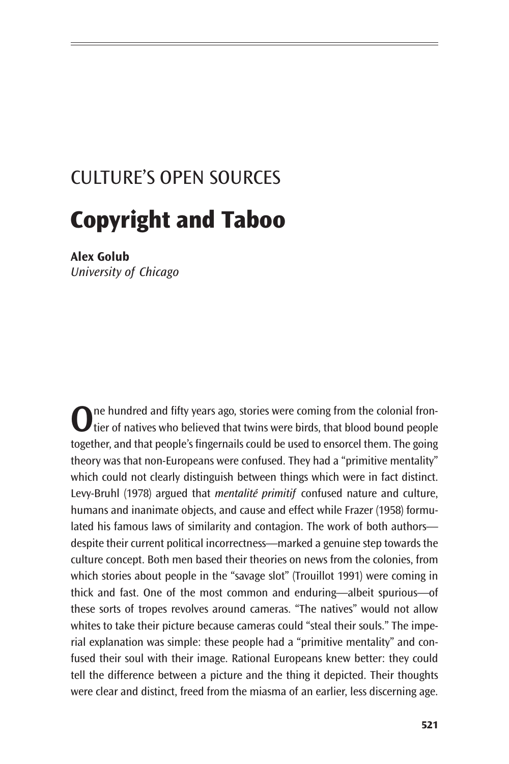# CULTURE'S OPEN SOURCES

## Copyright and Taboo

**Alex Golub**
*University of Chicago*

One hundred and fifty years ago, stories were coming from the colonial frontier of natives who believed that twins were birds, that blood bound people together, and that people's fingernails could be used to ensorcel them. The going theory was that non-Europeans were confused. They had a "primitive mentality" which could not clearly distinguish between things which were in fact distinct. Levy-Bruhl (1978) argued that *mentalité primitif* confused nature and culture, humans and inanimate objects, and cause and effect while Frazer (1958) formulated his famous laws of similarity and contagion. The work of both authors—despite their current political incorrectness—marked a genuine step towards the culture concept. Both men based their theories on news from the colonies, from which stories about people in the "savage slot" (Trouillot 1991) were coming in thick and fast. One of the most common and enduring—albeit spurious—of these sorts of tropes revolves around cameras. "The natives" would not allow whites to take their picture because cameras could "steal their souls." The imperial explanation was simple: these people had a "primitive mentality" and confused their soul with their image. Rational Europeans knew better: they could tell the difference between a picture and the thing it depicted. Their thoughts were clear and distinct, freed from the miasma of an earlier, less discerning age.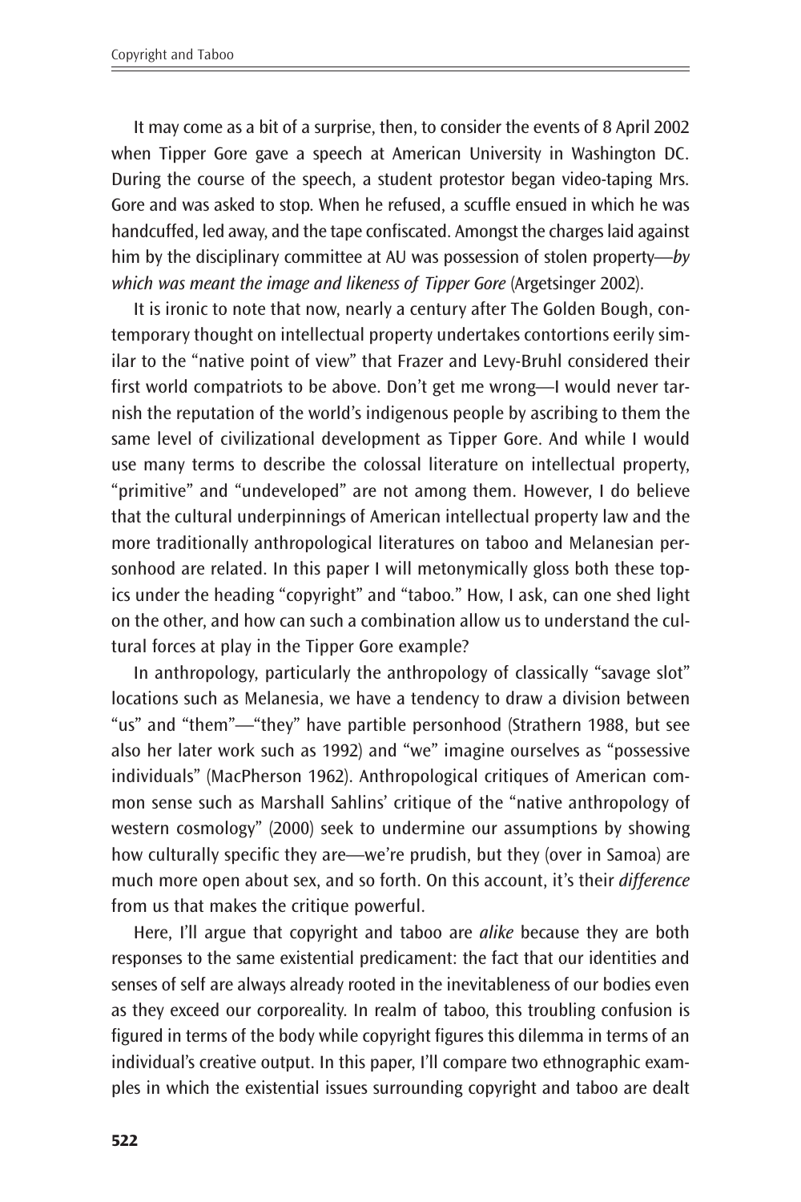It may come as a bit of a surprise, then, to consider the events of 8 April 2002 when Tipper Gore gave a speech at American University in Washington DC. During the course of the speech, a student protestor began video-taping Mrs. Gore and was asked to stop. When he refused, a scuffle ensued in which he was handcuffed, led away, and the tape confiscated. Amongst the charges laid against him by the disciplinary committee at AU was possession of stolen property—*by which was meant the image and likeness of Tipper Gore* (Argetsinger 2002).

It is ironic to note that now, nearly a century after The Golden Bough, contemporary thought on intellectual property undertakes contortions eerily similar to the "native point of view" that Frazer and Levy-Bruhl considered their first world compatriots to be above. Don't get me wrong—I would never tarnish the reputation of the world's indigenous people by ascribing to them the same level of civilizational development as Tipper Gore. And while I would use many terms to describe the colossal literature on intellectual property, "primitive" and "undeveloped" are not among them. However, I do believe that the cultural underpinnings of American intellectual property law and the more traditionally anthropological literatures on taboo and Melanesian personhood are related. In this paper I will metonymically gloss both these topics under the heading "copyright" and "taboo." How, I ask, can one shed light on the other, and how can such a combination allow us to understand the cultural forces at play in the Tipper Gore example?

In anthropology, particularly the anthropology of classically "savage slot" locations such as Melanesia, we have a tendency to draw a division between "us" and "them"—"they" have partible personhood (Strathern 1988, but see also her later work such as 1992) and "we" imagine ourselves as "possessive individuals" (MacPherson 1962). Anthropological critiques of American common sense such as Marshall Sahlins' critique of the "native anthropology of western cosmology" (2000) seek to undermine our assumptions by showing how culturally specific they are—we're prudish, but they (over in Samoa) are much more open about sex, and so forth. On this account, it's their *difference* from us that makes the critique powerful.

Here, I'll argue that copyright and taboo are *alike* because they are both responses to the same existential predicament: the fact that our identities and senses of self are always already rooted in the inevitableness of our bodies even as they exceed our corporeality. In realm of taboo, this troubling confusion is figured in terms of the body while copyright figures this dilemma in terms of an individual's creative output. In this paper, I'll compare two ethnographic examples in which the existential issues surrounding copyright and taboo are dealt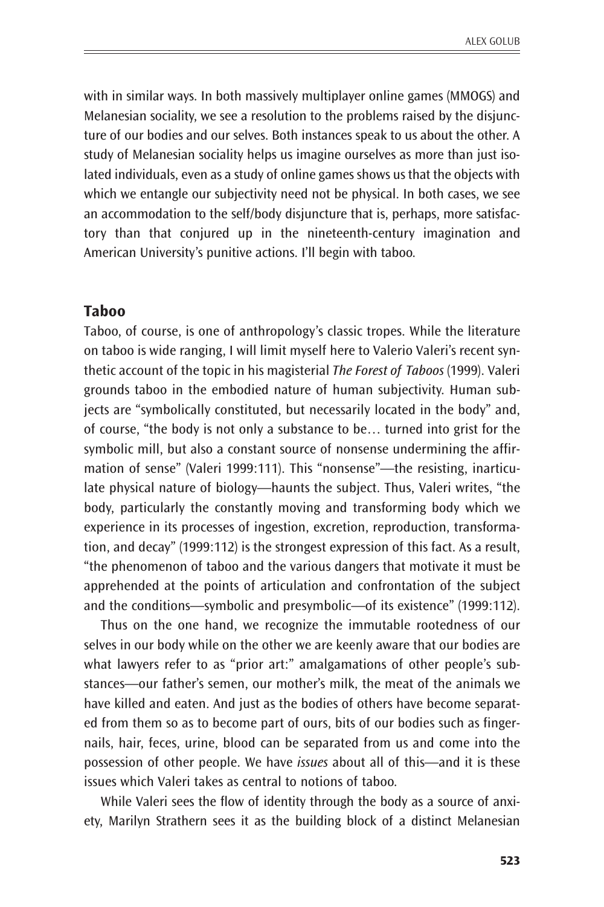with in similar ways. In both massively multiplayer online games (MMOGS) and Melanesian sociality, we see a resolution to the problems raised by the disjuncture of our bodies and our selves. Both instances speak to us about the other. A study of Melanesian sociality helps us imagine ourselves as more than just isolated individuals, even as a study of online games shows us that the objects with which we entangle our subjectivity need not be physical. In both cases, we see an accommodation to the self/body disjuncture that is, perhaps, more satisfactory than that conjured up in the nineteenth-century imagination and American University's punitive actions. I'll begin with taboo.

## Taboo

Taboo, of course, is one of anthropology's classic tropes. While the literature on taboo is wide ranging, I will limit myself here to Valerio Valeri's recent synthetic account of the topic in his magisterial *The Forest of Taboos* (1999). Valeri grounds taboo in the embodied nature of human subjectivity. Human subjects are "symbolically constituted, but necessarily located in the body" and, of course, "the body is not only a substance to be… turned into grist for the symbolic mill, but also a constant source of nonsense undermining the affirmation of sense" (Valeri 1999:111). This "nonsense"—the resisting, inarticulate physical nature of biology—haunts the subject. Thus, Valeri writes, "the body, particularly the constantly moving and transforming body which we experience in its processes of ingestion, excretion, reproduction, transformation, and decay" (1999:112) is the strongest expression of this fact. As a result, "the phenomenon of taboo and the various dangers that motivate it must be apprehended at the points of articulation and confrontation of the subject and the conditions—symbolic and presymbolic—of its existence" (1999:112).

Thus on the one hand, we recognize the immutable rootedness of our selves in our body while on the other we are keenly aware that our bodies are what lawyers refer to as "prior art:" amalgamations of other people's substances—our father's semen, our mother's milk, the meat of the animals we have killed and eaten. And just as the bodies of others have become separated from them so as to become part of ours, bits of our bodies such as fingernails, hair, feces, urine, blood can be separated from us and come into the possession of other people. We have *issues* about all of this—and it is these issues which Valeri takes as central to notions of taboo.

While Valeri sees the flow of identity through the body as a source of anxiety, Marilyn Strathern sees it as the building block of a distinct Melanesian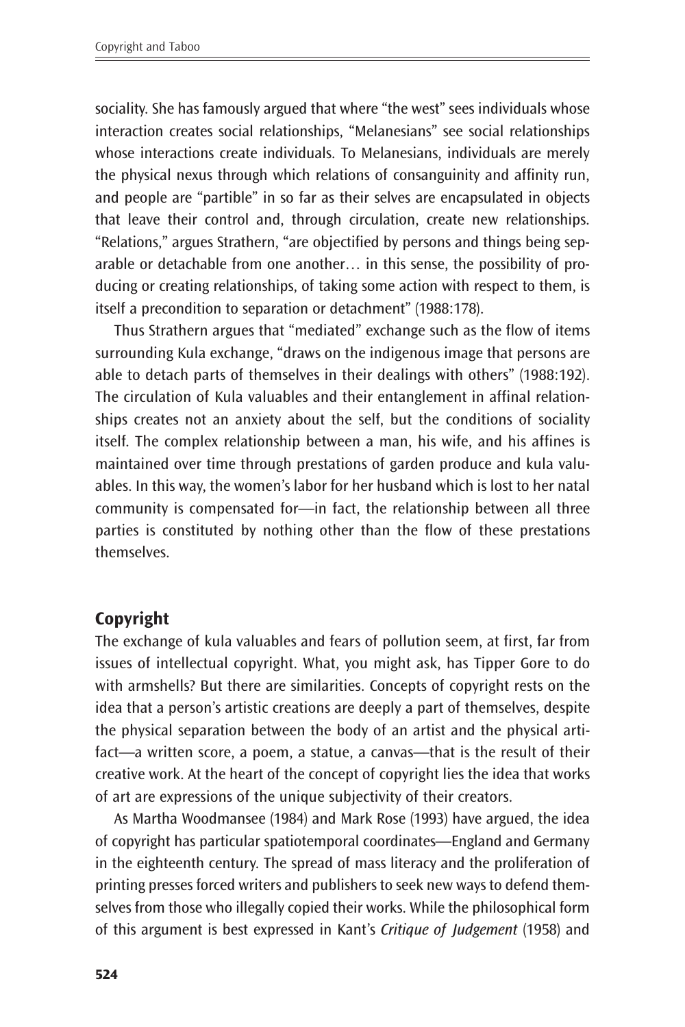sociality. She has famously argued that where "the west" sees individuals whose interaction creates social relationships, "Melanesians" see social relationships whose interactions create individuals. To Melanesians, individuals are merely the physical nexus through which relations of consanguinity and affinity run, and people are "partible" in so far as their selves are encapsulated in objects that leave their control and, through circulation, create new relationships. "Relations," argues Strathern, "are objectified by persons and things being separable or detachable from one another… in this sense, the possibility of producing or creating relationships, of taking some action with respect to them, is itself a precondition to separation or detachment" (1988:178).

Thus Strathern argues that "mediated" exchange such as the flow of items surrounding Kula exchange, "draws on the indigenous image that persons are able to detach parts of themselves in their dealings with others" (1988:192). The circulation of Kula valuables and their entanglement in affinal relationships creates not an anxiety about the self, but the conditions of sociality itself. The complex relationship between a man, his wife, and his affines is maintained over time through prestations of garden produce and kula valuables. In this way, the women's labor for her husband which is lost to her natal community is compensated for—in fact, the relationship between all three parties is constituted by nothing other than the flow of these prestations themselves.

## Copyright

The exchange of kula valuables and fears of pollution seem, at first, far from issues of intellectual copyright. What, you might ask, has Tipper Gore to do with armshells? But there are similarities. Concepts of copyright rests on the idea that a person's artistic creations are deeply a part of themselves, despite the physical separation between the body of an artist and the physical artifact—a written score, a poem, a statue, a canvas—that is the result of their creative work. At the heart of the concept of copyright lies the idea that works of art are expressions of the unique subjectivity of their creators.

As Martha Woodmansee (1984) and Mark Rose (1993) have argued, the idea of copyright has particular spatiotemporal coordinates—England and Germany in the eighteenth century. The spread of mass literacy and the proliferation of printing presses forced writers and publishers to seek new ways to defend themselves from those who illegally copied their works. While the philosophical form of this argument is best expressed in Kant's *Critique of Judgement* (1958) and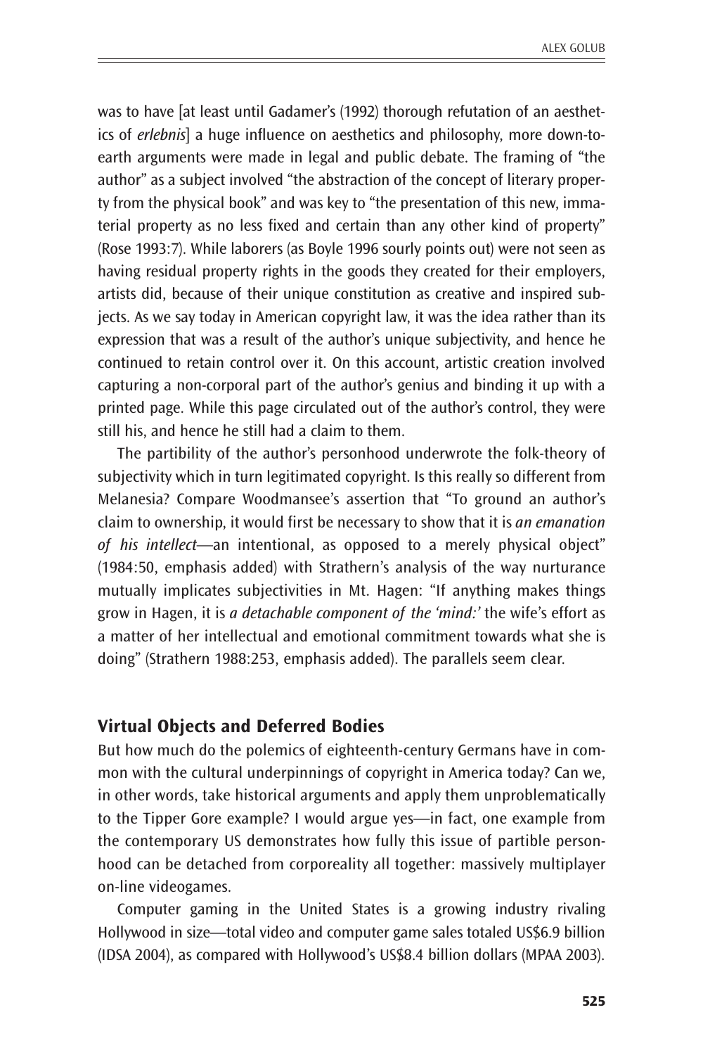was to have [at least until Gadamer's (1992) thorough refutation of an aesthetics of *erlebnis*] a huge influence on aesthetics and philosophy, more down-to-earth arguments were made in legal and public debate. The framing of "the author" as a subject involved "the abstraction of the concept of literary property from the physical book" and was key to "the presentation of this new, immaterial property as no less fixed and certain than any other kind of property" (Rose 1993:7). While laborers (as Boyle 1996 sourly points out) were not seen as having residual property rights in the goods they created for their employers, artists did, because of their unique constitution as creative and inspired subjects. As we say today in American copyright law, it was the idea rather than its expression that was a result of the author's unique subjectivity, and hence he continued to retain control over it. On this account, artistic creation involved capturing a non-corporal part of the author's genius and binding it up with a printed page. While this page circulated out of the author's control, they were still his, and hence he still had a claim to them.

The partibility of the author's personhood underwrote the folk-theory of subjectivity which in turn legitimated copyright. Is this really so different from Melanesia? Compare Woodmansee's assertion that "To ground an author's claim to ownership, it would first be necessary to show that it is *an emanation of his intellect*—an intentional, as opposed to a merely physical object" (1984:50, emphasis added) with Strathern's analysis of the way nurturance mutually implicates subjectivities in Mt. Hagen: "If anything makes things grow in Hagen, it is *a detachable component of the 'mind:'* the wife's effort as a matter of her intellectual and emotional commitment towards what she is doing" (Strathern 1988:253, emphasis added). The parallels seem clear.

## Virtual Objects and Deferred Bodies

But how much do the polemics of eighteenth-century Germans have in common with the cultural underpinnings of copyright in America today? Can we, in other words, take historical arguments and apply them unproblematically to the Tipper Gore example? I would argue yes—in fact, one example from the contemporary US demonstrates how fully this issue of partible personhood can be detached from corporeality all together: massively multiplayer on-line videogames.

Computer gaming in the United States is a growing industry rivaling Hollywood in size—total video and computer game sales totaled US$6.9 billion (IDSA 2004), as compared with Hollywood's US$8.4 billion dollars (MPAA 2003).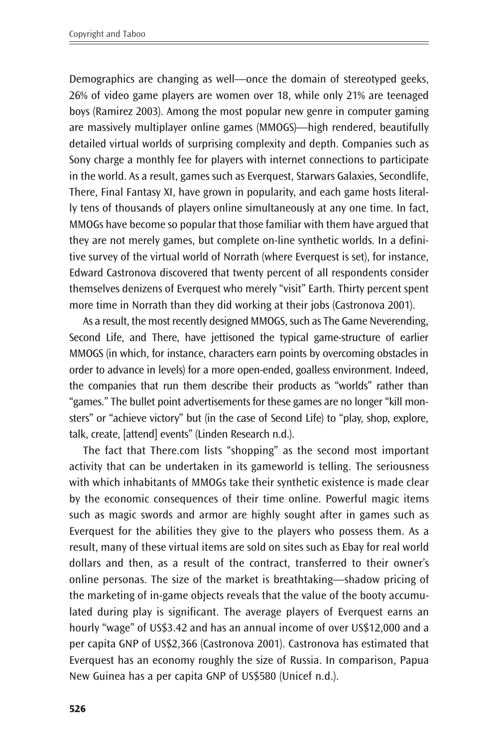Demographics are changing as well—once the domain of stereotyped geeks, 26% of video game players are women over 18, while only 21% are teenaged boys (Ramirez 2003). Among the most popular new genre in computer gaming are massively multiplayer online games (MMOGS)—high rendered, beautifully detailed virtual worlds of surprising complexity and depth. Companies such as Sony charge a monthly fee for players with internet connections to participate in the world. As a result, games such as Everquest, Starwars Galaxies, Secondlife, There, Final Fantasy XI, have grown in popularity, and each game hosts literally tens of thousands of players online simultaneously at any one time. In fact, MMOGs have become so popular that those familiar with them have argued that they are not merely games, but complete on-line synthetic worlds. In a definitive survey of the virtual world of Norrath (where Everquest is set), for instance, Edward Castronova discovered that twenty percent of all respondents consider themselves denizens of Everquest who merely "visit" Earth. Thirty percent spent more time in Norrath than they did working at their jobs (Castronova 2001).

As a result, the most recently designed MMOGS, such as The Game Neverending, Second Life, and There, have jettisoned the typical game-structure of earlier MMOGS (in which, for instance, characters earn points by overcoming obstacles in order to advance in levels) for a more open-ended, goalless environment. Indeed, the companies that run them describe their products as "worlds" rather than "games." The bullet point advertisements for these games are no longer "kill monsters" or "achieve victory" but (in the case of Second Life) to "play, shop, explore, talk, create, [attend] events" (Linden Research n.d.).

The fact that There.com lists "shopping" as the second most important activity that can be undertaken in its gameworld is telling. The seriousness with which inhabitants of MMOGs take their synthetic existence is made clear by the economic consequences of their time online. Powerful magic items such as magic swords and armor are highly sought after in games such as Everquest for the abilities they give to the players who possess them. As a result, many of these virtual items are sold on sites such as Ebay for real world dollars and then, as a result of the contract, transferred to their owner's online personas. The size of the market is breathtaking—shadow pricing of the marketing of in-game objects reveals that the value of the booty accumulated during play is significant. The average players of Everquest earns an hourly "wage" of US$3.42 and has an annual income of over US$12,000 and a per capita GNP of US$2,366 (Castronova 2001). Castronova has estimated that Everquest has an economy roughly the size of Russia. In comparison, Papua New Guinea has a per capita GNP of US$580 (Unicef n.d.).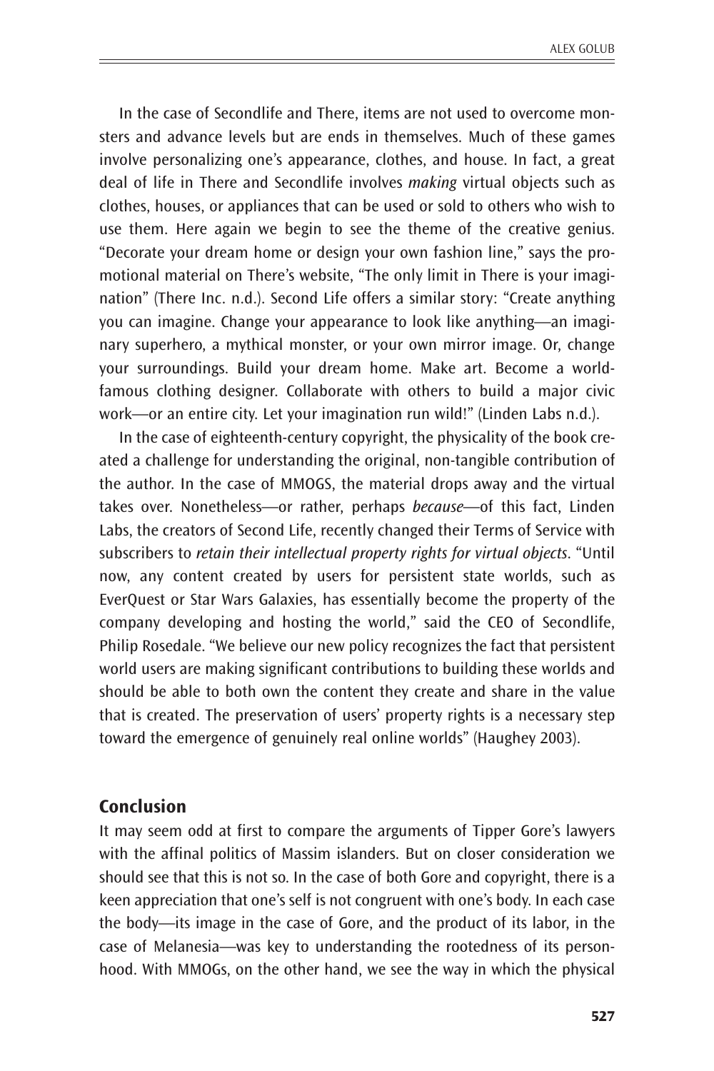In the case of Secondlife and There, items are not used to overcome monsters and advance levels but are ends in themselves. Much of these games involve personalizing one's appearance, clothes, and house. In fact, a great deal of life in There and Secondlife involves *making* virtual objects such as clothes, houses, or appliances that can be used or sold to others who wish to use them. Here again we begin to see the theme of the creative genius. "Decorate your dream home or design your own fashion line," says the promotional material on There's website, "The only limit in There is your imagination" (There Inc. n.d.). Second Life offers a similar story: "Create anything you can imagine. Change your appearance to look like anything—an imaginary superhero, a mythical monster, or your own mirror image. Or, change your surroundings. Build your dream home. Make art. Become a world-famous clothing designer. Collaborate with others to build a major civic work—or an entire city. Let your imagination run wild!" (Linden Labs n.d.).

In the case of eighteenth-century copyright, the physicality of the book created a challenge for understanding the original, non-tangible contribution of the author. In the case of MMOGS, the material drops away and the virtual takes over. Nonetheless—or rather, perhaps *because*—of this fact, Linden Labs, the creators of Second Life, recently changed their Terms of Service with subscribers to *retain their intellectual property rights for virtual objects*. "Until now, any content created by users for persistent state worlds, such as EverQuest or Star Wars Galaxies, has essentially become the property of the company developing and hosting the world," said the CEO of Secondlife, Philip Rosedale. "We believe our new policy recognizes the fact that persistent world users are making significant contributions to building these worlds and should be able to both own the content they create and share in the value that is created. The preservation of users' property rights is a necessary step toward the emergence of genuinely real online worlds" (Haughey 2003).

## Conclusion

It may seem odd at first to compare the arguments of Tipper Gore's lawyers with the affinal politics of Massim islanders. But on closer consideration we should see that this is not so. In the case of both Gore and copyright, there is a keen appreciation that one's self is not congruent with one's body. In each case the body—its image in the case of Gore, and the product of its labor, in the case of Melanesia—was key to understanding the rootedness of its personhood. With MMOGs, on the other hand, we see the way in which the physical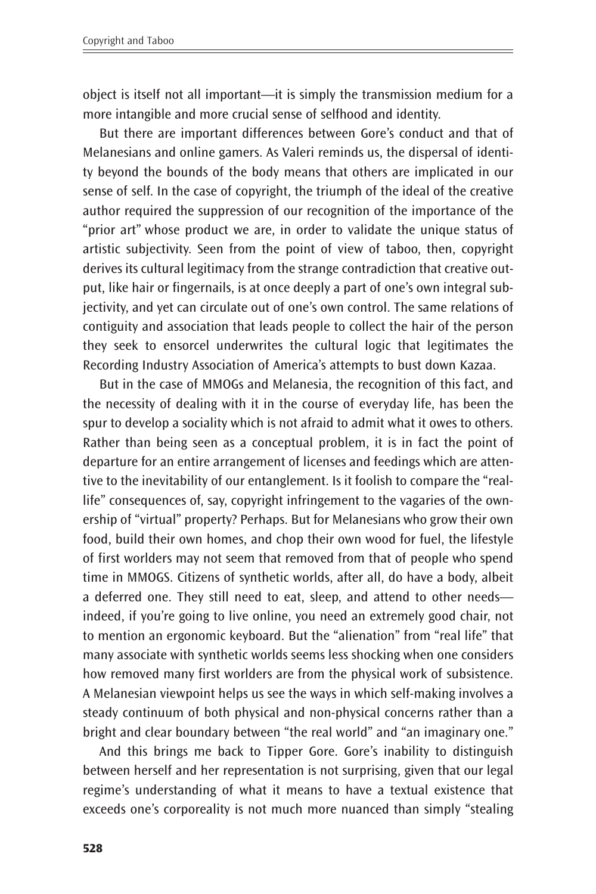object is itself not all important—it is simply the transmission medium for a more intangible and more crucial sense of selfhood and identity.

But there are important differences between Gore's conduct and that of Melanesians and online gamers. As Valeri reminds us, the dispersal of identity beyond the bounds of the body means that others are implicated in our sense of self. In the case of copyright, the triumph of the ideal of the creative author required the suppression of our recognition of the importance of the "prior art" whose product we are, in order to validate the unique status of artistic subjectivity. Seen from the point of view of taboo, then, copyright derives its cultural legitimacy from the strange contradiction that creative output, like hair or fingernails, is at once deeply a part of one's own integral subjectivity, and yet can circulate out of one's own control. The same relations of contiguity and association that leads people to collect the hair of the person they seek to ensorcel underwrites the cultural logic that legitimates the Recording Industry Association of America's attempts to bust down Kazaa.

But in the case of MMOGs and Melanesia, the recognition of this fact, and the necessity of dealing with it in the course of everyday life, has been the spur to develop a sociality which is not afraid to admit what it owes to others. Rather than being seen as a conceptual problem, it is in fact the point of departure for an entire arrangement of licenses and feedings which are attentive to the inevitability of our entanglement. Is it foolish to compare the "real-life" consequences of, say, copyright infringement to the vagaries of the ownership of "virtual" property? Perhaps. But for Melanesians who grow their own food, build their own homes, and chop their own wood for fuel, the lifestyle of first worlders may not seem that removed from that of people who spend time in MMOGS. Citizens of synthetic worlds, after all, do have a body, albeit a deferred one. They still need to eat, sleep, and attend to other needs—indeed, if you're going to live online, you need an extremely good chair, not to mention an ergonomic keyboard. But the "alienation" from "real life" that many associate with synthetic worlds seems less shocking when one considers how removed many first worlders are from the physical work of subsistence. A Melanesian viewpoint helps us see the ways in which self-making involves a steady continuum of both physical and non-physical concerns rather than a bright and clear boundary between "the real world" and "an imaginary one."

And this brings me back to Tipper Gore. Gore's inability to distinguish between herself and her representation is not surprising, given that our legal regime's understanding of what it means to have a textual existence that exceeds one's corporeality is not much more nuanced than simply "stealing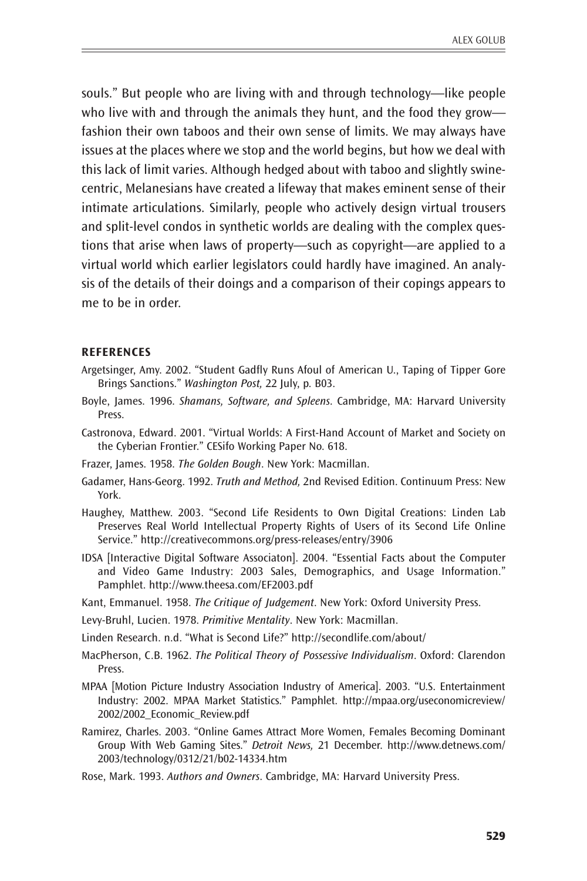souls." But people who are living with and through technology—like people who live with and through the animals they hunt, and the food they grow—fashion their own taboos and their own sense of limits. We may always have issues at the places where we stop and the world begins, but how we deal with this lack of limit varies. Although hedged about with taboo and slightly swine-centric, Melanesians have created a lifeway that makes eminent sense of their intimate articulations. Similarly, people who actively design virtual trousers and split-level condos in synthetic worlds are dealing with the complex questions that arise when laws of property—such as copyright—are applied to a virtual world which earlier legislators could hardly have imagined. An analysis of the details of their doings and a comparison of their copings appears to me to be in order.

## REFERENCES

Argetsinger, Amy. 2002. "Student Gadfly Runs Afoul of American U., Taping of Tipper Gore Brings Sanctions." *Washington Post,* 22 July, p. B03.

Boyle, James. 1996. *Shamans, Software, and Spleens*. Cambridge, MA: Harvard University Press.

Castronova, Edward. 2001. "Virtual Worlds: A First-Hand Account of Market and Society on the Cyberian Frontier." CESifo Working Paper No. 618.

Frazer, James. 1958. *The Golden Bough*. New York: Macmillan.

Gadamer, Hans-Georg. 1992. *Truth and Method,* 2nd Revised Edition. Continuum Press: New York.

Haughey, Matthew. 2003. "Second Life Residents to Own Digital Creations: Linden Lab Preserves Real World Intellectual Property Rights of Users of its Second Life Online Service." http://creativecommons.org/press-releases/entry/3906

IDSA [Interactive Digital Software Associaton]. 2004. "Essential Facts about the Computer and Video Game Industry: 2003 Sales, Demographics, and Usage Information." Pamphlet. http://www.theesa.com/EF2003.pdf

Kant, Emmanuel. 1958. *The Critique of Judgement*. New York: Oxford University Press.

Levy-Bruhl, Lucien. 1978. *Primitive Mentality*. New York: Macmillan.

Linden Research. n.d. "What is Second Life?" http://secondlife.com/about/

MacPherson, C.B. 1962. *The Political Theory of Possessive Individualism*. Oxford: Clarendon Press.

MPAA [Motion Picture Industry Association Industry of America]. 2003. "U.S. Entertainment Industry: 2002. MPAA Market Statistics." Pamphlet. http://mpaa.org/useconomicreview/2002/2002_Economic_Review.pdf

Ramirez, Charles. 2003. "Online Games Attract More Women, Females Becoming Dominant Group With Web Gaming Sites." *Detroit News,* 21 December. http://www.detnews.com/2003/technology/0312/21/b02-14334.htm

Rose, Mark. 1993. *Authors and Owners*. Cambridge, MA: Harvard University Press.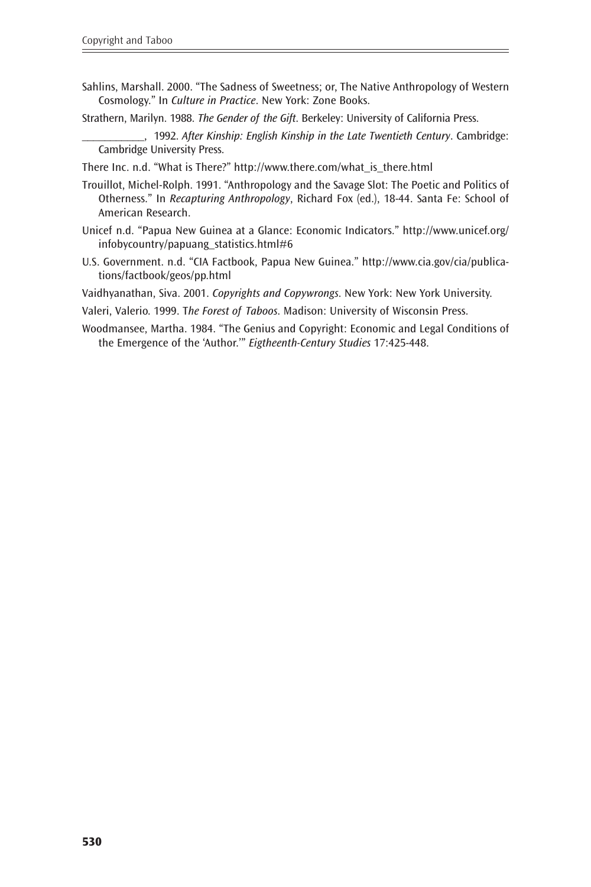Sahlins, Marshall. 2000. "The Sadness of Sweetness; or, The Native Anthropology of Western Cosmology." In *Culture in Practice*. New York: Zone Books.

Strathern, Marilyn. 1988. *The Gender of the Gift*. Berkeley: University of California Press.

___________, 1992. *After Kinship: English Kinship in the Late Twentieth Century*. Cambridge: Cambridge University Press.

There Inc. n.d. "What is There?" http://www.there.com/what_is_there.html

Trouillot, Michel-Rolph. 1991. "Anthropology and the Savage Slot: The Poetic and Politics of Otherness." In *Recapturing Anthropology*, Richard Fox (ed.), 18-44. Santa Fe: School of American Research.

Unicef n.d. "Papua New Guinea at a Glance: Economic Indicators." http://www.unicef.org/infobycountry/papuang_statistics.html#6

U.S. Government. n.d. "CIA Factbook, Papua New Guinea." http://www.cia.gov/cia/publications/factbook/geos/pp.html

Vaidhyanathan, Siva. 2001. *Copyrights and Copywrongs*. New York: New York University.

Valeri, Valerio. 1999. T*he Forest of Taboos*. Madison: University of Wisconsin Press.

Woodmansee, Martha. 1984. "The Genius and Copyright: Economic and Legal Conditions of the Emergence of the 'Author.'" *Eigtheenth-Century Studies* 17:425-448.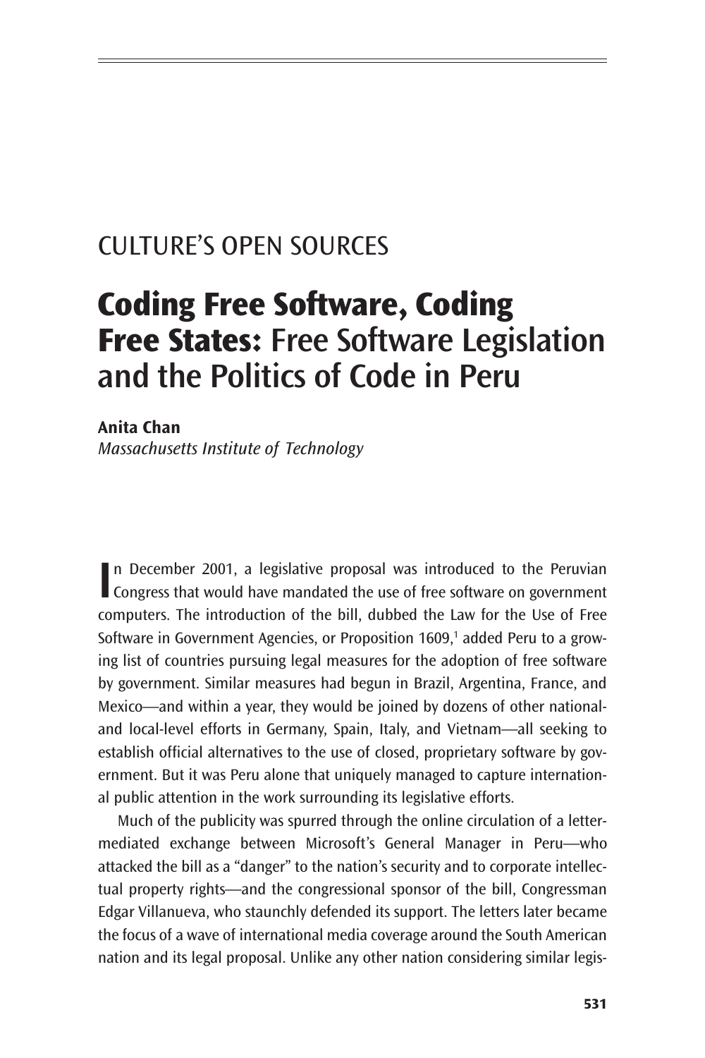CULTURE'S OPEN SOURCES

# **Coding Free Software, Coding Free States:** Free Software Legislation and the Politics of Code in Peru

**Anita Chan**
*Massachusetts Institute of Technology*

In December 2001, a legislative proposal was introduced to the Peruvian Congress that would have mandated the use of free software on government computers. The introduction of the bill, dubbed the Law for the Use of Free Software in Government Agencies, or Proposition 1609,[1] added Peru to a growing list of countries pursuing legal measures for the adoption of free software by government. Similar measures had begun in Brazil, Argentina, France, and Mexico—and within a year, they would be joined by dozens of other national- and local-level efforts in Germany, Spain, Italy, and Vietnam—all seeking to establish official alternatives to the use of closed, proprietary software by government. But it was Peru alone that uniquely managed to capture international public attention in the work surrounding its legislative efforts.

Much of the publicity was spurred through the online circulation of a letter-mediated exchange between Microsoft's General Manager in Peru—who attacked the bill as a "danger" to the nation's security and to corporate intellectual property rights—and the congressional sponsor of the bill, Congressman Edgar Villanueva, who staunchly defended its support. The letters later became the focus of a wave of international media coverage around the South American nation and its legal proposal. Unlike any other nation considering similar legis-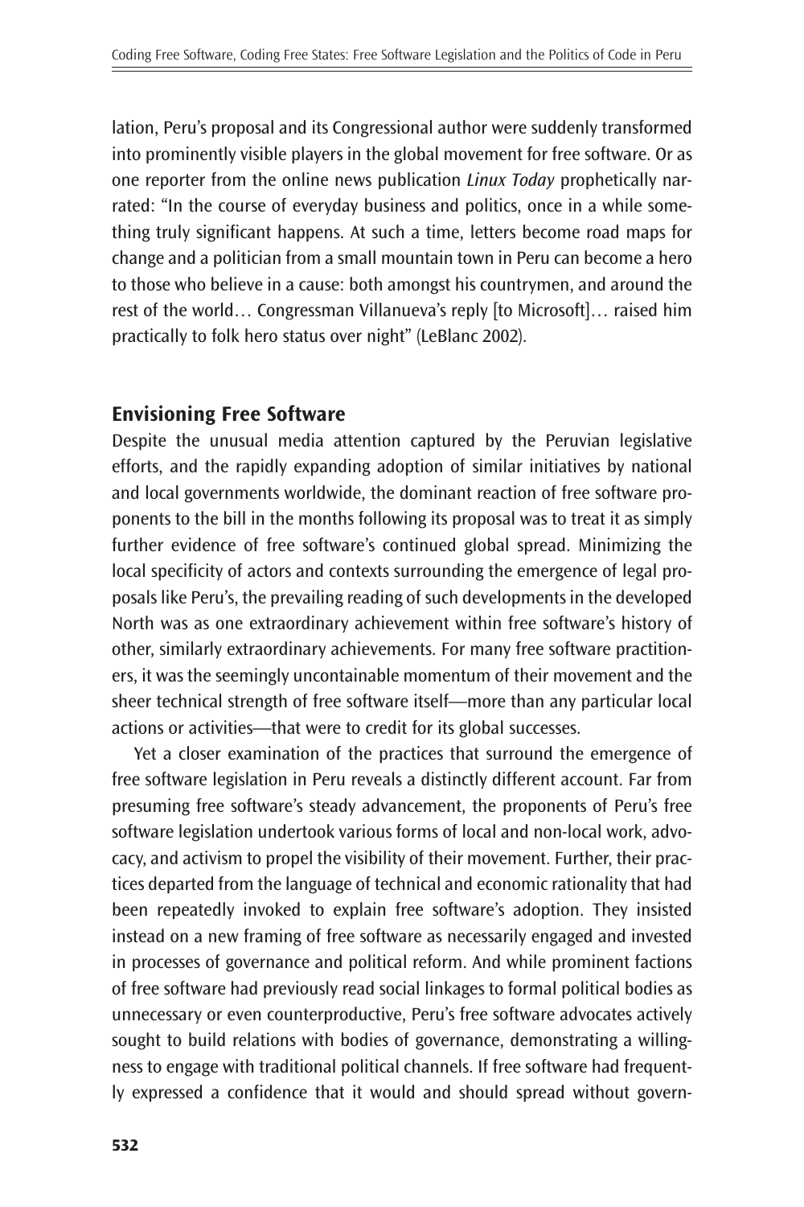lation, Peru's proposal and its Congressional author were suddenly transformed into prominently visible players in the global movement for free software. Or as one reporter from the online news publication *Linux Today* prophetically narrated: "In the course of everyday business and politics, once in a while something truly significant happens. At such a time, letters become road maps for change and a politician from a small mountain town in Peru can become a hero to those who believe in a cause: both amongst his countrymen, and around the rest of the world… Congressman Villanueva's reply [to Microsoft]… raised him practically to folk hero status over night" (LeBlanc 2002).

## Envisioning Free Software

Despite the unusual media attention captured by the Peruvian legislative efforts, and the rapidly expanding adoption of similar initiatives by national and local governments worldwide, the dominant reaction of free software proponents to the bill in the months following its proposal was to treat it as simply further evidence of free software's continued global spread. Minimizing the local specificity of actors and contexts surrounding the emergence of legal proposals like Peru's, the prevailing reading of such developments in the developed North was as one extraordinary achievement within free software's history of other, similarly extraordinary achievements. For many free software practitioners, it was the seemingly uncontainable momentum of their movement and the sheer technical strength of free software itself—more than any particular local actions or activities—that were to credit for its global successes.

Yet a closer examination of the practices that surround the emergence of free software legislation in Peru reveals a distinctly different account. Far from presuming free software's steady advancement, the proponents of Peru's free software legislation undertook various forms of local and non-local work, advocacy, and activism to propel the visibility of their movement. Further, their practices departed from the language of technical and economic rationality that had been repeatedly invoked to explain free software's adoption. They insisted instead on a new framing of free software as necessarily engaged and invested in processes of governance and political reform. And while prominent factions of free software had previously read social linkages to formal political bodies as unnecessary or even counterproductive, Peru's free software advocates actively sought to build relations with bodies of governance, demonstrating a willingness to engage with traditional political channels. If free software had frequently expressed a confidence that it would and should spread without govern-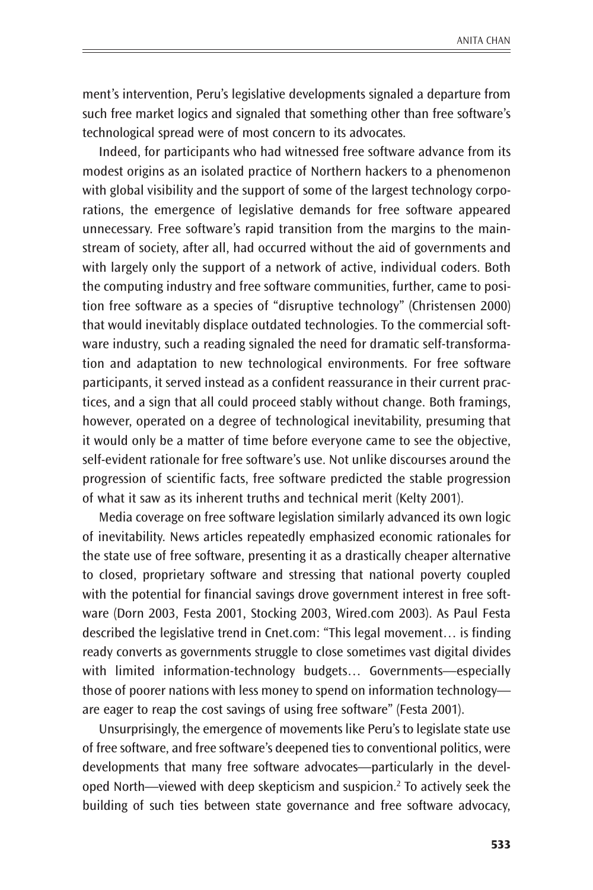ment's intervention, Peru's legislative developments signaled a departure from such free market logics and signaled that something other than free software's technological spread were of most concern to its advocates.

Indeed, for participants who had witnessed free software advance from its modest origins as an isolated practice of Northern hackers to a phenomenon with global visibility and the support of some of the largest technology corporations, the emergence of legislative demands for free software appeared unnecessary. Free software's rapid transition from the margins to the mainstream of society, after all, had occurred without the aid of governments and with largely only the support of a network of active, individual coders. Both the computing industry and free software communities, further, came to position free software as a species of "disruptive technology" (Christensen 2000) that would inevitably displace outdated technologies. To the commercial software industry, such a reading signaled the need for dramatic self-transformation and adaptation to new technological environments. For free software participants, it served instead as a confident reassurance in their current practices, and a sign that all could proceed stably without change. Both framings, however, operated on a degree of technological inevitability, presuming that it would only be a matter of time before everyone came to see the objective, self-evident rationale for free software's use. Not unlike discourses around the progression of scientific facts, free software predicted the stable progression of what it saw as its inherent truths and technical merit (Kelty 2001).

Media coverage on free software legislation similarly advanced its own logic of inevitability. News articles repeatedly emphasized economic rationales for the state use of free software, presenting it as a drastically cheaper alternative to closed, proprietary software and stressing that national poverty coupled with the potential for financial savings drove government interest in free software (Dorn 2003, Festa 2001, Stocking 2003, Wired.com 2003). As Paul Festa described the legislative trend in Cnet.com: "This legal movement… is finding ready converts as governments struggle to close sometimes vast digital divides with limited information-technology budgets… Governments—especially those of poorer nations with less money to spend on information technology—are eager to reap the cost savings of using free software" (Festa 2001).

Unsurprisingly, the emergence of movements like Peru's to legislate state use of free software, and free software's deepened ties to conventional politics, were developments that many free software advocates—particularly in the developed North—viewed with deep skepticism and suspicion.[2] To actively seek the building of such ties between state governance and free software advocacy,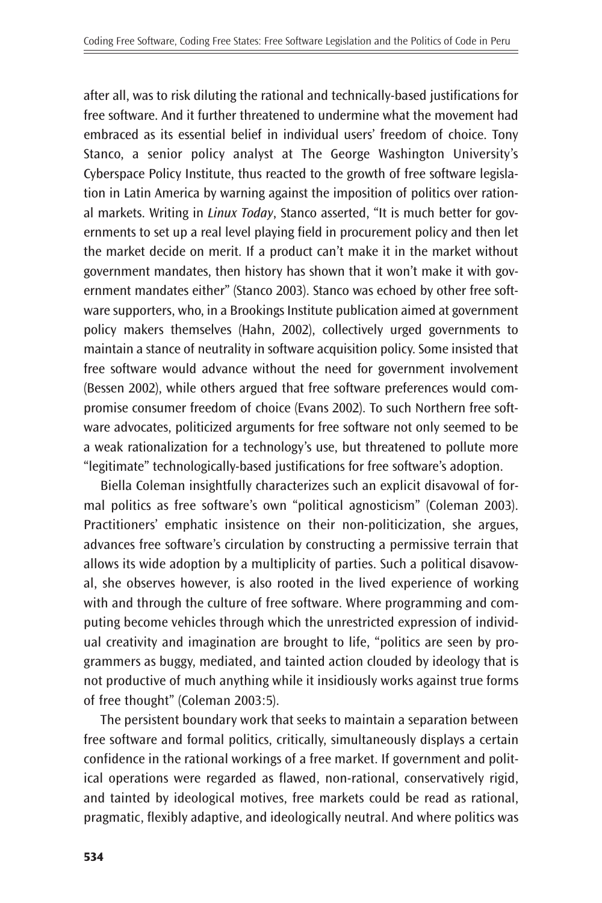after all, was to risk diluting the rational and technically-based justifications for free software. And it further threatened to undermine what the movement had embraced as its essential belief in individual users' freedom of choice. Tony Stanco, a senior policy analyst at The George Washington University's Cyberspace Policy Institute, thus reacted to the growth of free software legislation in Latin America by warning against the imposition of politics over rational markets. Writing in *Linux Today*, Stanco asserted, "It is much better for governments to set up a real level playing field in procurement policy and then let the market decide on merit. If a product can't make it in the market without government mandates, then history has shown that it won't make it with government mandates either" (Stanco 2003). Stanco was echoed by other free software supporters, who, in a Brookings Institute publication aimed at government policy makers themselves (Hahn, 2002), collectively urged governments to maintain a stance of neutrality in software acquisition policy. Some insisted that free software would advance without the need for government involvement (Bessen 2002), while others argued that free software preferences would compromise consumer freedom of choice (Evans 2002). To such Northern free software advocates, politicized arguments for free software not only seemed to be a weak rationalization for a technology's use, but threatened to pollute more "legitimate" technologically-based justifications for free software's adoption.

Biella Coleman insightfully characterizes such an explicit disavowal of formal politics as free software's own "political agnosticism" (Coleman 2003). Practitioners' emphatic insistence on their non-politicization, she argues, advances free software's circulation by constructing a permissive terrain that allows its wide adoption by a multiplicity of parties. Such a political disavowal, she observes however, is also rooted in the lived experience of working with and through the culture of free software. Where programming and computing become vehicles through which the unrestricted expression of individual creativity and imagination are brought to life, "politics are seen by programmers as buggy, mediated, and tainted action clouded by ideology that is not productive of much anything while it insidiously works against true forms of free thought" (Coleman 2003:5).

The persistent boundary work that seeks to maintain a separation between free software and formal politics, critically, simultaneously displays a certain confidence in the rational workings of a free market. If government and political operations were regarded as flawed, non-rational, conservatively rigid, and tainted by ideological motives, free markets could be read as rational, pragmatic, flexibly adaptive, and ideologically neutral. And where politics was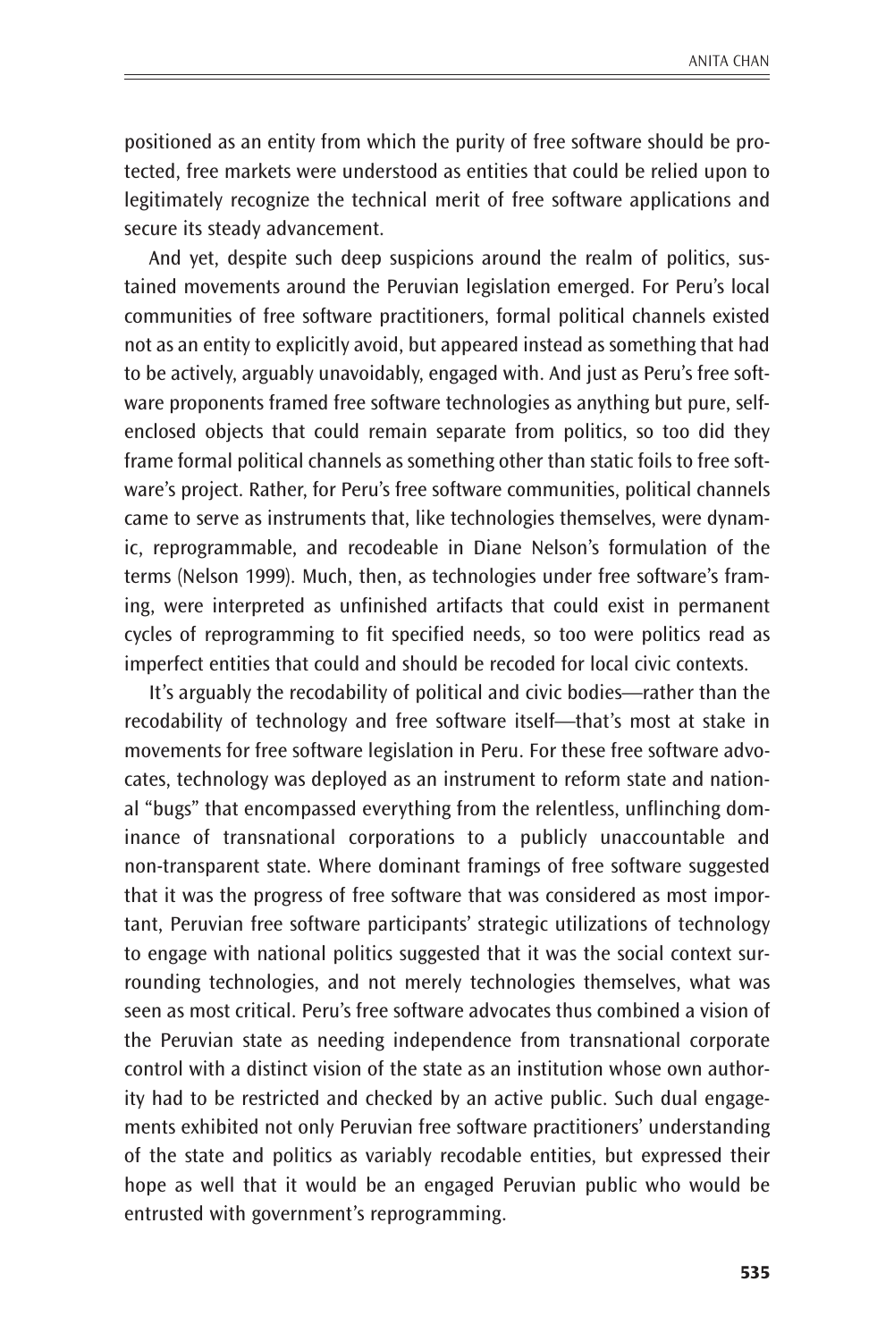positioned as an entity from which the purity of free software should be protected, free markets were understood as entities that could be relied upon to legitimately recognize the technical merit of free software applications and secure its steady advancement.

And yet, despite such deep suspicions around the realm of politics, sustained movements around the Peruvian legislation emerged. For Peru's local communities of free software practitioners, formal political channels existed not as an entity to explicitly avoid, but appeared instead as something that had to be actively, arguably unavoidably, engaged with. And just as Peru's free software proponents framed free software technologies as anything but pure, self-enclosed objects that could remain separate from politics, so too did they frame formal political channels as something other than static foils to free software's project. Rather, for Peru's free software communities, political channels came to serve as instruments that, like technologies themselves, were dynamic, reprogrammable, and recodeable in Diane Nelson's formulation of the terms (Nelson 1999). Much, then, as technologies under free software's framing, were interpreted as unfinished artifacts that could exist in permanent cycles of reprogramming to fit specified needs, so too were politics read as imperfect entities that could and should be recoded for local civic contexts.

It's arguably the recodability of political and civic bodies—rather than the recodability of technology and free software itself—that's most at stake in movements for free software legislation in Peru. For these free software advocates, technology was deployed as an instrument to reform state and national "bugs" that encompassed everything from the relentless, unflinching dominance of transnational corporations to a publicly unaccountable and non-transparent state. Where dominant framings of free software suggested that it was the progress of free software that was considered as most important, Peruvian free software participants' strategic utilizations of technology to engage with national politics suggested that it was the social context surrounding technologies, and not merely technologies themselves, what was seen as most critical. Peru's free software advocates thus combined a vision of the Peruvian state as needing independence from transnational corporate control with a distinct vision of the state as an institution whose own authority had to be restricted and checked by an active public. Such dual engagements exhibited not only Peruvian free software practitioners' understanding of the state and politics as variably recodable entities, but expressed their hope as well that it would be an engaged Peruvian public who would be entrusted with government's reprogramming.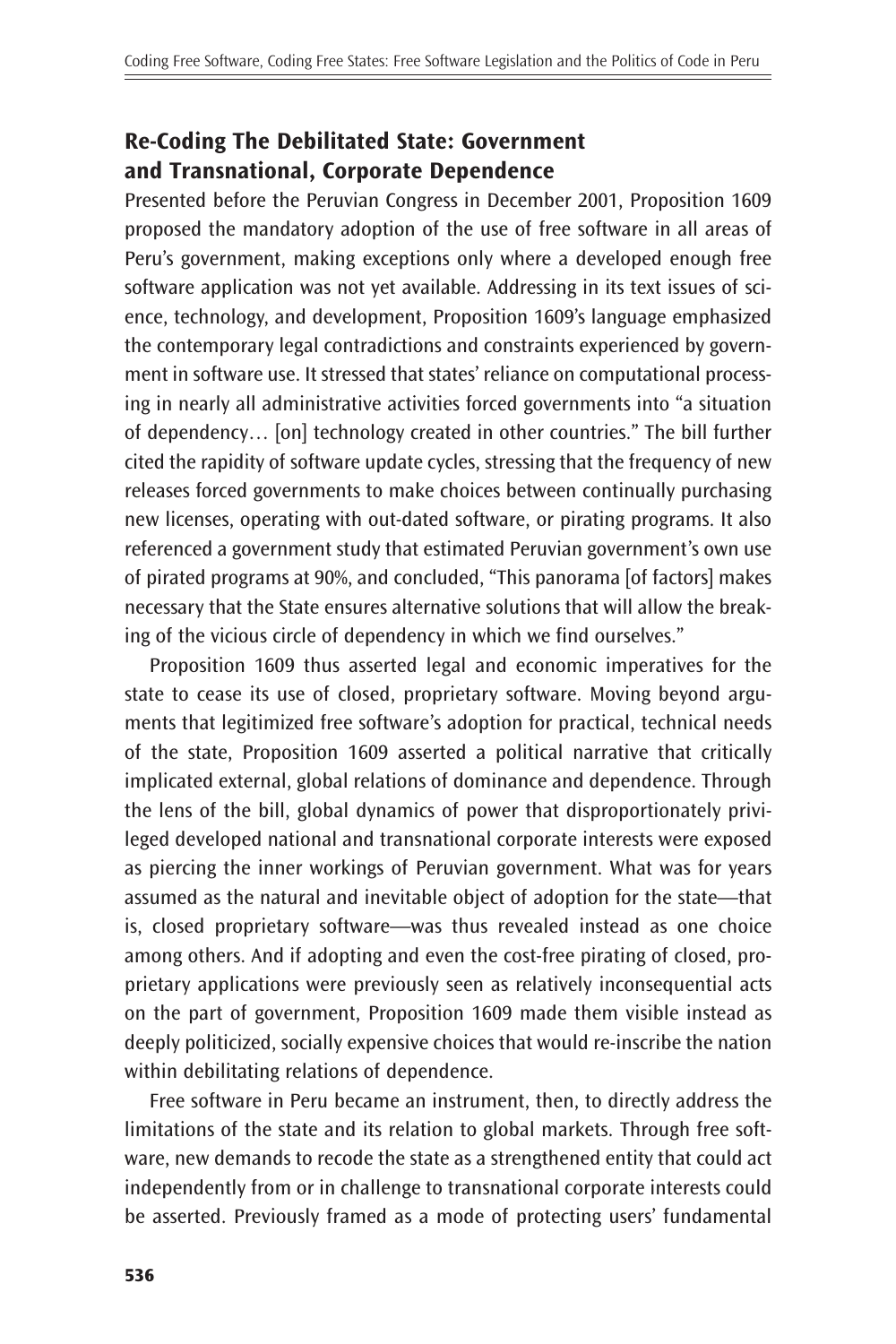## Re-Coding The Debilitated State: Government and Transnational, Corporate Dependence

Presented before the Peruvian Congress in December 2001, Proposition 1609 proposed the mandatory adoption of the use of free software in all areas of Peru's government, making exceptions only where a developed enough free software application was not yet available. Addressing in its text issues of science, technology, and development, Proposition 1609's language emphasized the contemporary legal contradictions and constraints experienced by government in software use. It stressed that states' reliance on computational processing in nearly all administrative activities forced governments into "a situation of dependency… [on] technology created in other countries." The bill further cited the rapidity of software update cycles, stressing that the frequency of new releases forced governments to make choices between continually purchasing new licenses, operating with out-dated software, or pirating programs. It also referenced a government study that estimated Peruvian government's own use of pirated programs at 90%, and concluded, "This panorama [of factors] makes necessary that the State ensures alternative solutions that will allow the breaking of the vicious circle of dependency in which we find ourselves."

Proposition 1609 thus asserted legal and economic imperatives for the state to cease its use of closed, proprietary software. Moving beyond arguments that legitimized free software's adoption for practical, technical needs of the state, Proposition 1609 asserted a political narrative that critically implicated external, global relations of dominance and dependence. Through the lens of the bill, global dynamics of power that disproportionately privileged developed national and transnational corporate interests were exposed as piercing the inner workings of Peruvian government. What was for years assumed as the natural and inevitable object of adoption for the state—that is, closed proprietary software—was thus revealed instead as one choice among others. And if adopting and even the cost-free pirating of closed, proprietary applications were previously seen as relatively inconsequential acts on the part of government, Proposition 1609 made them visible instead as deeply politicized, socially expensive choices that would re-inscribe the nation within debilitating relations of dependence.

Free software in Peru became an instrument, then, to directly address the limitations of the state and its relation to global markets. Through free software, new demands to recode the state as a strengthened entity that could act independently from or in challenge to transnational corporate interests could be asserted. Previously framed as a mode of protecting users' fundamental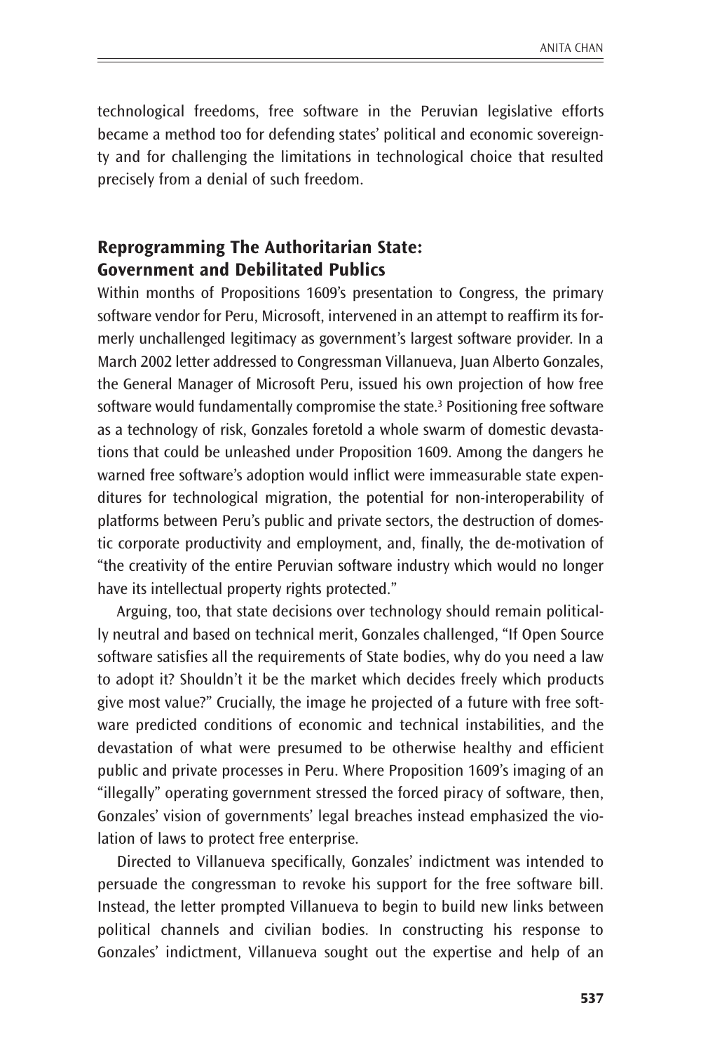technological freedoms, free software in the Peruvian legislative efforts became a method too for defending states' political and economic sovereignty and for challenging the limitations in technological choice that resulted precisely from a denial of such freedom.

## Reprogramming The Authoritarian State: Government and Debilitated Publics

Within months of Propositions 1609's presentation to Congress, the primary software vendor for Peru, Microsoft, intervened in an attempt to reaffirm its formerly unchallenged legitimacy as government's largest software provider. In a March 2002 letter addressed to Congressman Villanueva, Juan Alberto Gonzales, the General Manager of Microsoft Peru, issued his own projection of how free software would fundamentally compromise the state.[3] Positioning free software as a technology of risk, Gonzales foretold a whole swarm of domestic devastations that could be unleashed under Proposition 1609. Among the dangers he warned free software's adoption would inflict were immeasurable state expenditures for technological migration, the potential for non-interoperability of platforms between Peru's public and private sectors, the destruction of domestic corporate productivity and employment, and, finally, the de-motivation of "the creativity of the entire Peruvian software industry which would no longer have its intellectual property rights protected."

Arguing, too, that state decisions over technology should remain politically neutral and based on technical merit, Gonzales challenged, "If Open Source software satisfies all the requirements of State bodies, why do you need a law to adopt it? Shouldn't it be the market which decides freely which products give most value?" Crucially, the image he projected of a future with free software predicted conditions of economic and technical instabilities, and the devastation of what were presumed to be otherwise healthy and efficient public and private processes in Peru. Where Proposition 1609's imaging of an "illegally" operating government stressed the forced piracy of software, then, Gonzales' vision of governments' legal breaches instead emphasized the violation of laws to protect free enterprise.

Directed to Villanueva specifically, Gonzales' indictment was intended to persuade the congressman to revoke his support for the free software bill. Instead, the letter prompted Villanueva to begin to build new links between political channels and civilian bodies. In constructing his response to Gonzales' indictment, Villanueva sought out the expertise and help of an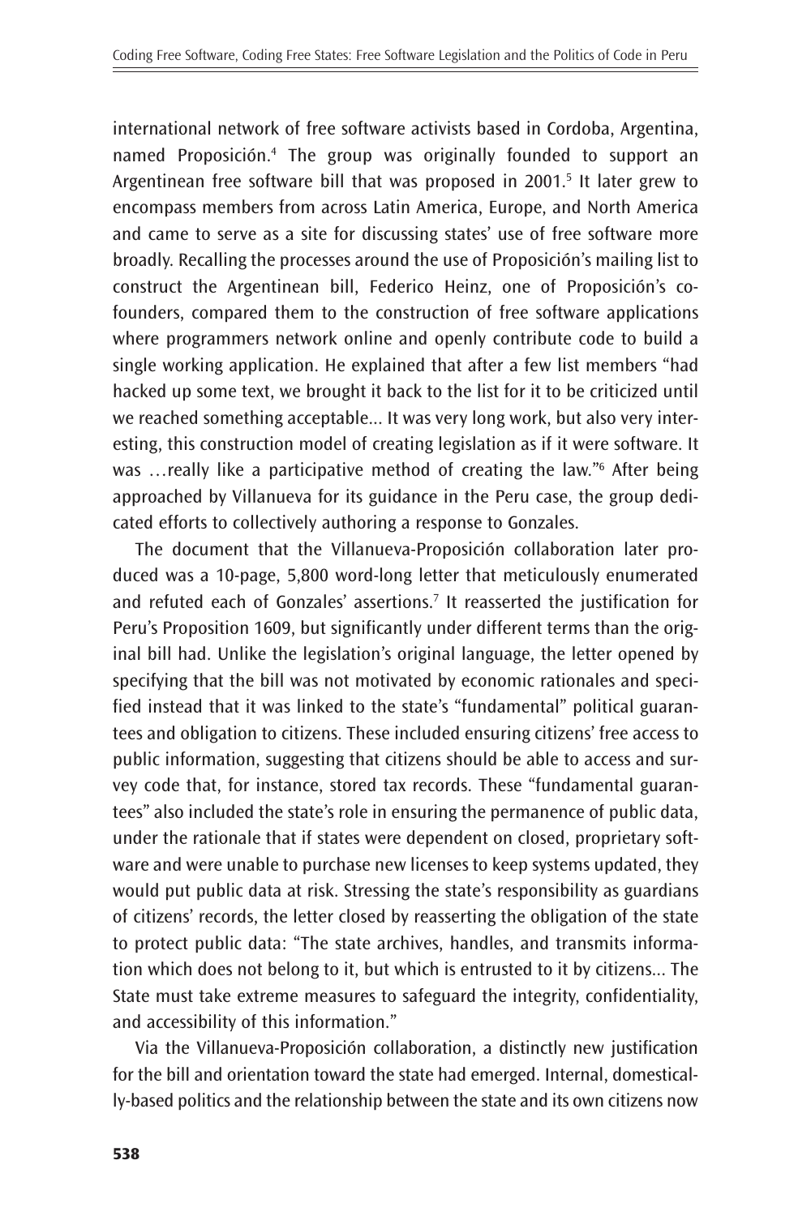international network of free software activists based in Cordoba, Argentina, named Proposición.[4] The group was originally founded to support an Argentinean free software bill that was proposed in 2001.[5] It later grew to encompass members from across Latin America, Europe, and North America and came to serve as a site for discussing states' use of free software more broadly. Recalling the processes around the use of Proposición's mailing list to construct the Argentinean bill, Federico Heinz, one of Proposición's co-founders, compared them to the construction of free software applications where programmers network online and openly contribute code to build a single working application. He explained that after a few list members "had hacked up some text, we brought it back to the list for it to be criticized until we reached something acceptable... It was very long work, but also very interesting, this construction model of creating legislation as if it were software. It was …really like a participative method of creating the law."[6] After being approached by Villanueva for its guidance in the Peru case, the group dedicated efforts to collectively authoring a response to Gonzales.

The document that the Villanueva-Proposición collaboration later produced was a 10-page, 5,800 word-long letter that meticulously enumerated and refuted each of Gonzales' assertions.[7] It reasserted the justification for Peru's Proposition 1609, but significantly under different terms than the original bill had. Unlike the legislation's original language, the letter opened by specifying that the bill was not motivated by economic rationales and specified instead that it was linked to the state's "fundamental" political guarantees and obligation to citizens. These included ensuring citizens' free access to public information, suggesting that citizens should be able to access and survey code that, for instance, stored tax records. These "fundamental guarantees" also included the state's role in ensuring the permanence of public data, under the rationale that if states were dependent on closed, proprietary software and were unable to purchase new licenses to keep systems updated, they would put public data at risk. Stressing the state's responsibility as guardians of citizens' records, the letter closed by reasserting the obligation of the state to protect public data: "The state archives, handles, and transmits information which does not belong to it, but which is entrusted to it by citizens... The State must take extreme measures to safeguard the integrity, confidentiality, and accessibility of this information."

Via the Villanueva-Proposición collaboration, a distinctly new justification for the bill and orientation toward the state had emerged. Internal, domestically-based politics and the relationship between the state and its own citizens now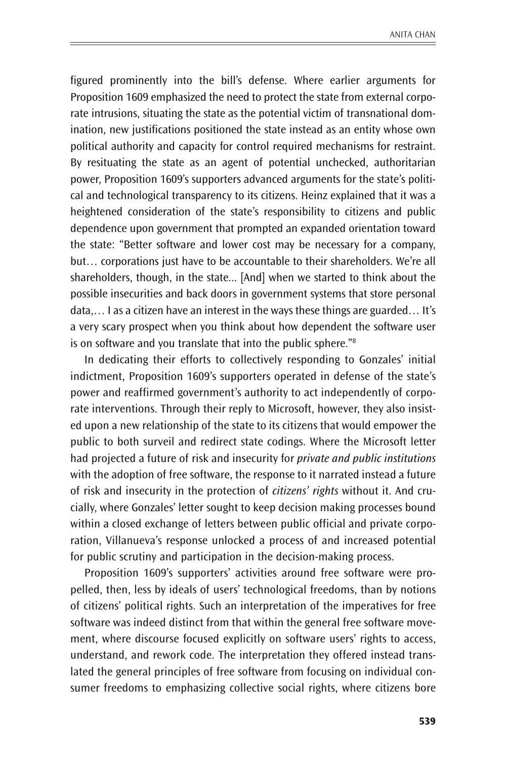figured prominently into the bill's defense. Where earlier arguments for Proposition 1609 emphasized the need to protect the state from external corporate intrusions, situating the state as the potential victim of transnational domination, new justifications positioned the state instead as an entity whose own political authority and capacity for control required mechanisms for restraint. By resituating the state as an agent of potential unchecked, authoritarian power, Proposition 1609's supporters advanced arguments for the state's political and technological transparency to its citizens. Heinz explained that it was a heightened consideration of the state's responsibility to citizens and public dependence upon government that prompted an expanded orientation toward the state: "Better software and lower cost may be necessary for a company, but… corporations just have to be accountable to their shareholders. We're all shareholders, though, in the state… [And] when we started to think about the possible insecurities and back doors in government systems that store personal data,… I as a citizen have an interest in the ways these things are guarded… It's a very scary prospect when you think about how dependent the software user is on software and you translate that into the public sphere."[8]

In dedicating their efforts to collectively responding to Gonzales' initial indictment, Proposition 1609's supporters operated in defense of the state's power and reaffirmed government's authority to act independently of corporate interventions. Through their reply to Microsoft, however, they also insisted upon a new relationship of the state to its citizens that would empower the public to both surveil and redirect state codings. Where the Microsoft letter had projected a future of risk and insecurity for *private and public institutions* with the adoption of free software, the response to it narrated instead a future of risk and insecurity in the protection of *citizens' rights* without it. And crucially, where Gonzales' letter sought to keep decision making processes bound within a closed exchange of letters between public official and private corporation, Villanueva's response unlocked a process of and increased potential for public scrutiny and participation in the decision-making process.

Proposition 1609's supporters' activities around free software were propelled, then, less by ideals of users' technological freedoms, than by notions of citizens' political rights. Such an interpretation of the imperatives for free software was indeed distinct from that within the general free software movement, where discourse focused explicitly on software users' rights to access, understand, and rework code. The interpretation they offered instead translated the general principles of free software from focusing on individual consumer freedoms to emphasizing collective social rights, where citizens bore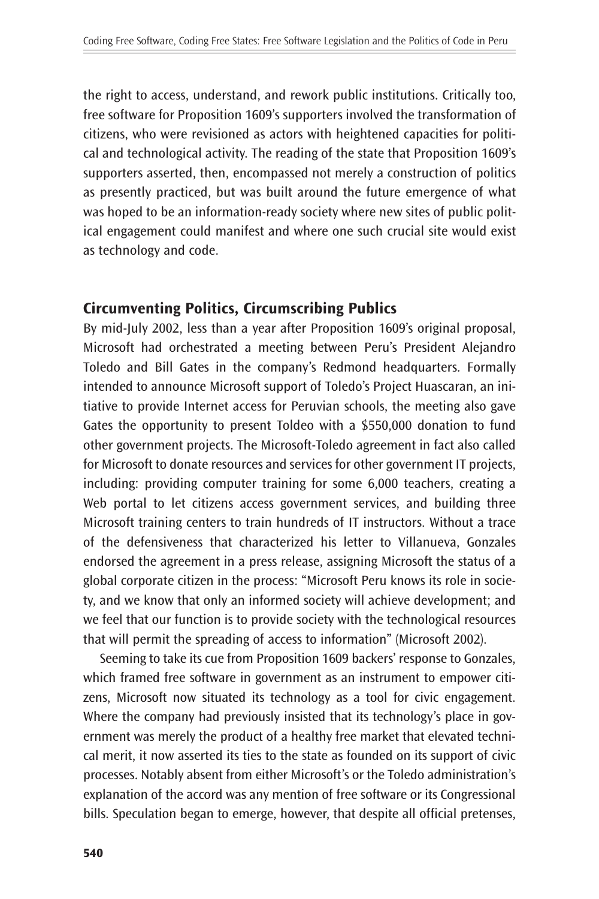the right to access, understand, and rework public institutions. Critically too, free software for Proposition 1609's supporters involved the transformation of citizens, who were revisioned as actors with heightened capacities for political and technological activity. The reading of the state that Proposition 1609's supporters asserted, then, encompassed not merely a construction of politics as presently practiced, but was built around the future emergence of what was hoped to be an information-ready society where new sites of public political engagement could manifest and where one such crucial site would exist as technology and code.

## Circumventing Politics, Circumscribing Publics

By mid-July 2002, less than a year after Proposition 1609's original proposal, Microsoft had orchestrated a meeting between Peru's President Alejandro Toledo and Bill Gates in the company's Redmond headquarters. Formally intended to announce Microsoft support of Toledo's Project Huascaran, an initiative to provide Internet access for Peruvian schools, the meeting also gave Gates the opportunity to present Toldeo with a $550,000 donation to fund other government projects. The Microsoft-Toledo agreement in fact also called for Microsoft to donate resources and services for other government IT projects, including: providing computer training for some 6,000 teachers, creating a Web portal to let citizens access government services, and building three Microsoft training centers to train hundreds of IT instructors. Without a trace of the defensiveness that characterized his letter to Villanueva, Gonzales endorsed the agreement in a press release, assigning Microsoft the status of a global corporate citizen in the process: "Microsoft Peru knows its role in society, and we know that only an informed society will achieve development; and we feel that our function is to provide society with the technological resources that will permit the spreading of access to information" (Microsoft 2002).

Seeming to take its cue from Proposition 1609 backers' response to Gonzales, which framed free software in government as an instrument to empower citizens, Microsoft now situated its technology as a tool for civic engagement. Where the company had previously insisted that its technology's place in government was merely the product of a healthy free market that elevated technical merit, it now asserted its ties to the state as founded on its support of civic processes. Notably absent from either Microsoft's or the Toledo administration's explanation of the accord was any mention of free software or its Congressional bills. Speculation began to emerge, however, that despite all official pretenses,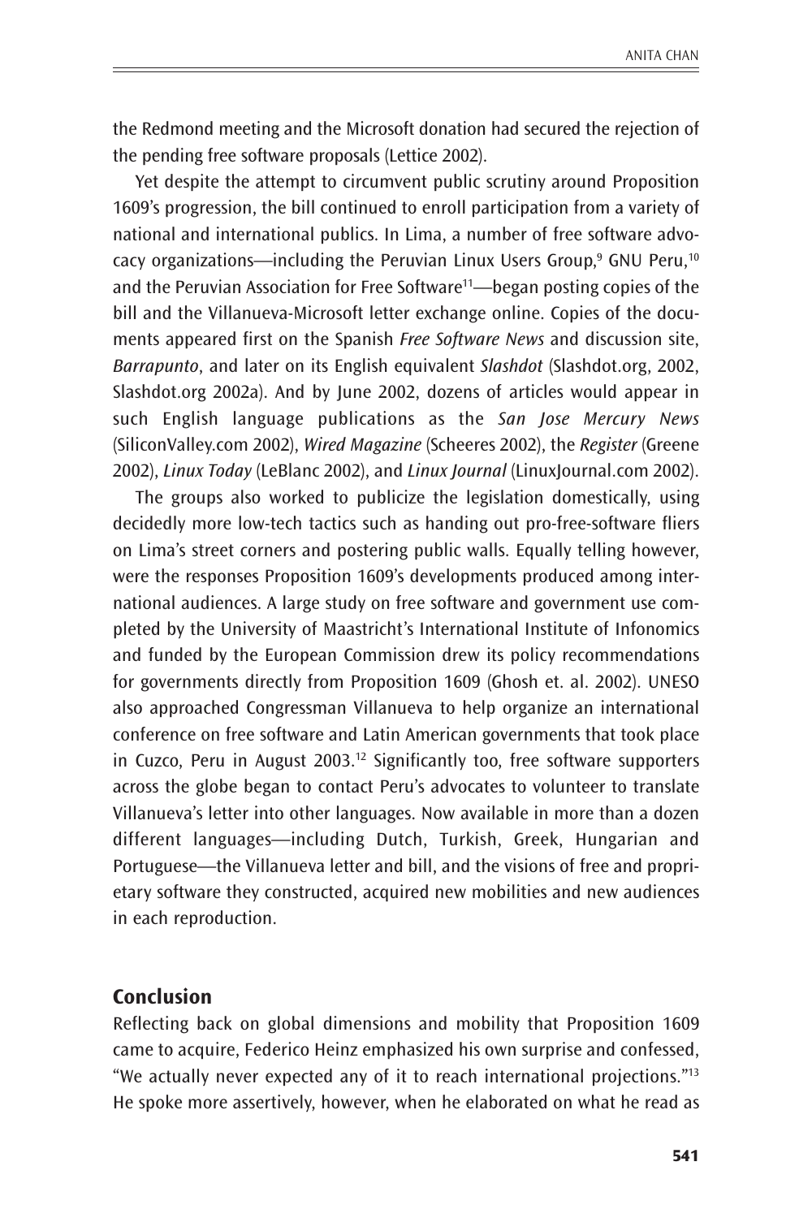the Redmond meeting and the Microsoft donation had secured the rejection of the pending free software proposals (Lettice 2002).

Yet despite the attempt to circumvent public scrutiny around Proposition 1609's progression, the bill continued to enroll participation from a variety of national and international publics. In Lima, a number of free software advocacy organizations—including the Peruvian Linux Users Group,[9] GNU Peru,[10] and the Peruvian Association for Free Software[11]—began posting copies of the bill and the Villanueva-Microsoft letter exchange online. Copies of the documents appeared first on the Spanish *Free Software News* and discussion site, *Barrapunto*, and later on its English equivalent *Slashdot* (Slashdot.org, 2002, Slashdot.org 2002a). And by June 2002, dozens of articles would appear in such English language publications as the *San Jose Mercury News* (SiliconValley.com 2002), *Wired Magazine* (Scheeres 2002), the *Register* (Greene 2002), *Linux Today* (LeBlanc 2002), and *Linux Journal* (LinuxJournal.com 2002).

The groups also worked to publicize the legislation domestically, using decidedly more low-tech tactics such as handing out pro-free-software fliers on Lima's street corners and postering public walls. Equally telling however, were the responses Proposition 1609's developments produced among international audiences. A large study on free software and government use completed by the University of Maastricht's International Institute of Infonomics and funded by the European Commission drew its policy recommendations for governments directly from Proposition 1609 (Ghosh et. al. 2002). UNESO also approached Congressman Villanueva to help organize an international conference on free software and Latin American governments that took place in Cuzco, Peru in August 2003.[12] Significantly too, free software supporters across the globe began to contact Peru's advocates to volunteer to translate Villanueva's letter into other languages. Now available in more than a dozen different languages—including Dutch, Turkish, Greek, Hungarian and Portuguese—the Villanueva letter and bill, and the visions of free and proprietary software they constructed, acquired new mobilities and new audiences in each reproduction.

## Conclusion

Reflecting back on global dimensions and mobility that Proposition 1609 came to acquire, Federico Heinz emphasized his own surprise and confessed, "We actually never expected any of it to reach international projections."[13] He spoke more assertively, however, when he elaborated on what he read as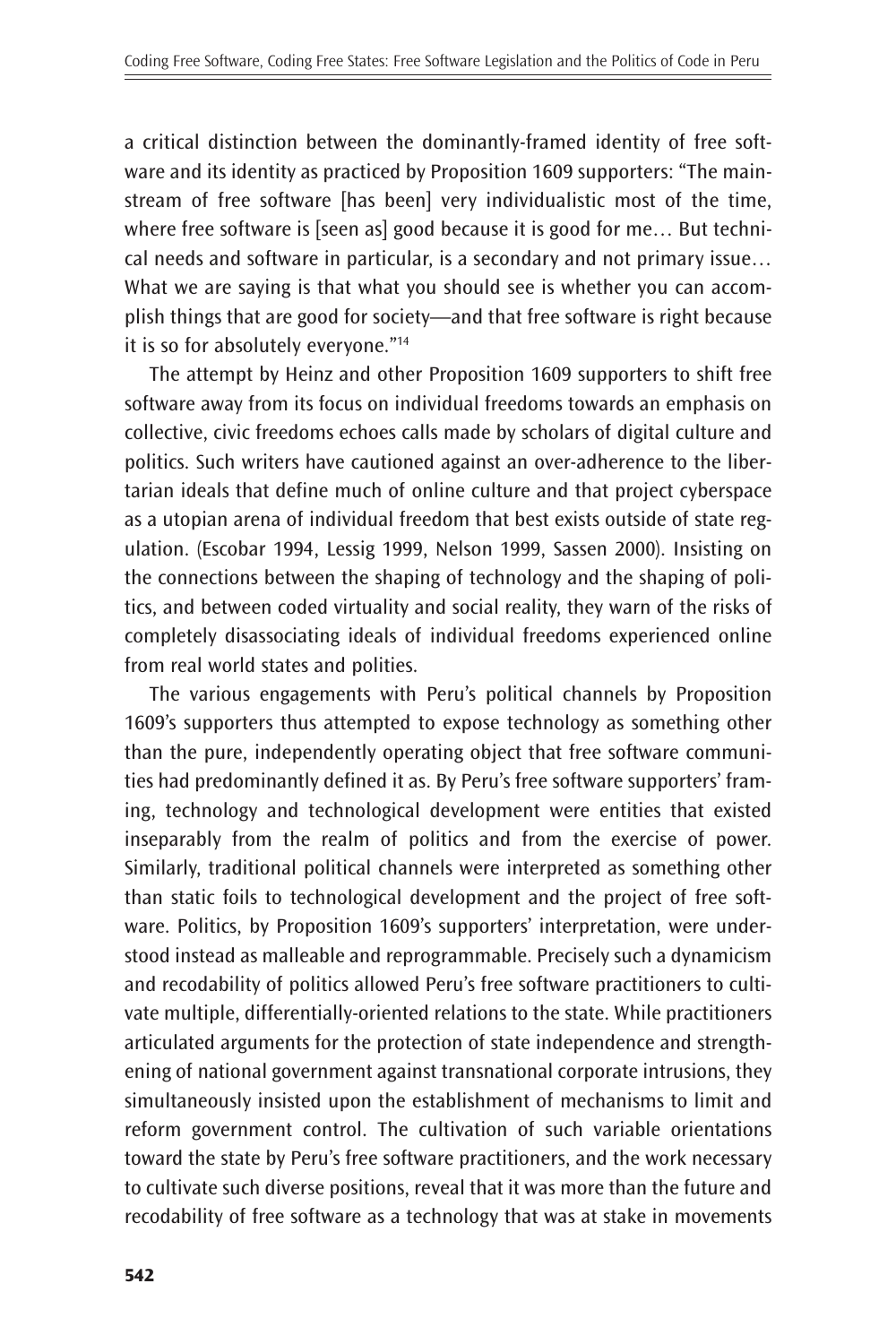a critical distinction between the dominantly-framed identity of free software and its identity as practiced by Proposition 1609 supporters: "The mainstream of free software [has been] very individualistic most of the time, where free software is [seen as] good because it is good for me… But technical needs and software in particular, is a secondary and not primary issue… What we are saying is that what you should see is whether you can accomplish things that are good for society—and that free software is right because it is so for absolutely everyone."[14]

The attempt by Heinz and other Proposition 1609 supporters to shift free software away from its focus on individual freedoms towards an emphasis on collective, civic freedoms echoes calls made by scholars of digital culture and politics. Such writers have cautioned against an over-adherence to the libertarian ideals that define much of online culture and that project cyberspace as a utopian arena of individual freedom that best exists outside of state regulation. (Escobar 1994, Lessig 1999, Nelson 1999, Sassen 2000). Insisting on the connections between the shaping of technology and the shaping of politics, and between coded virtuality and social reality, they warn of the risks of completely disassociating ideals of individual freedoms experienced online from real world states and polities.

The various engagements with Peru's political channels by Proposition 1609's supporters thus attempted to expose technology as something other than the pure, independently operating object that free software communities had predominantly defined it as. By Peru's free software supporters' framing, technology and technological development were entities that existed inseparably from the realm of politics and from the exercise of power. Similarly, traditional political channels were interpreted as something other than static foils to technological development and the project of free software. Politics, by Proposition 1609's supporters' interpretation, were understood instead as malleable and reprogrammable. Precisely such a dynamicism and recodability of politics allowed Peru's free software practitioners to cultivate multiple, differentially-oriented relations to the state. While practitioners articulated arguments for the protection of state independence and strengthening of national government against transnational corporate intrusions, they simultaneously insisted upon the establishment of mechanisms to limit and reform government control. The cultivation of such variable orientations toward the state by Peru's free software practitioners, and the work necessary to cultivate such diverse positions, reveal that it was more than the future and recodability of free software as a technology that was at stake in movements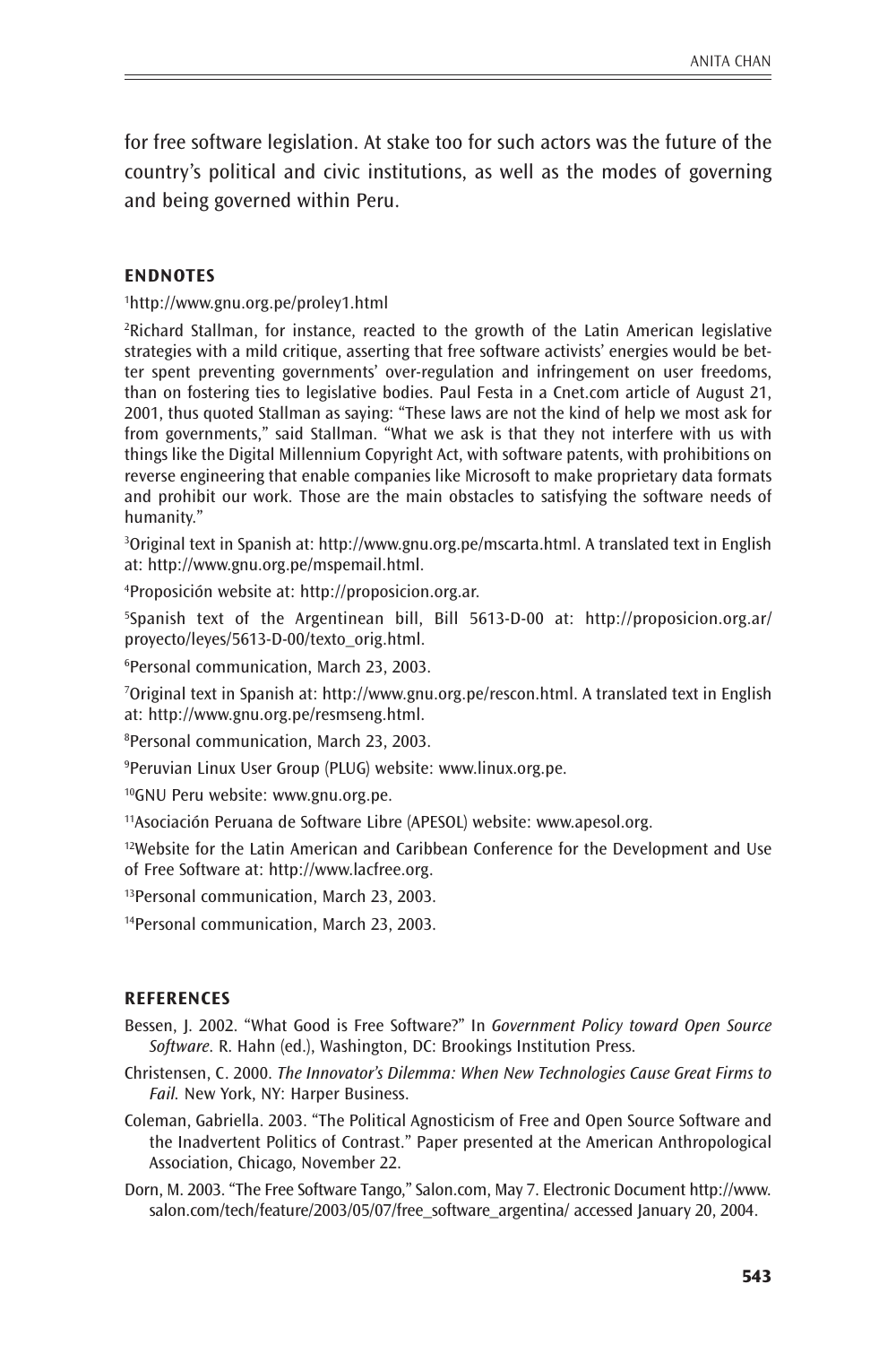for free software legislation. At stake too for such actors was the future of the country's political and civic institutions, as well as the modes of governing and being governed within Peru.

## ENDNOTES

[1]http://www.gnu.org.pe/proley1.html

[2]Richard Stallman, for instance, reacted to the growth of the Latin American legislative strategies with a mild critique, asserting that free software activists' energies would be better spent preventing governments' over-regulation and infringement on user freedoms, than on fostering ties to legislative bodies. Paul Festa in a Cnet.com article of August 21, 2001, thus quoted Stallman as saying: "These laws are not the kind of help we most ask for from governments," said Stallman. "What we ask is that they not interfere with us with things like the Digital Millennium Copyright Act, with software patents, with prohibitions on reverse engineering that enable companies like Microsoft to make proprietary data formats and prohibit our work. Those are the main obstacles to satisfying the software needs of humanity."

[3]Original text in Spanish at: http://www.gnu.org.pe/mscarta.html. A translated text in English at: http://www.gnu.org.pe/mspemail.html.

[4]Proposición website at: http://proposicion.org.ar.

[5]Spanish text of the Argentinean bill, Bill 5613-D-00 at: http://proposicion.org.ar/proyecto/leyes/5613-D-00/texto_orig.html.

[6]Personal communication, March 23, 2003.

[7]Original text in Spanish at: http://www.gnu.org.pe/rescon.html. A translated text in English at: http://www.gnu.org.pe/resmseng.html.

[8]Personal communication, March 23, 2003.

[9]Peruvian Linux User Group (PLUG) website: www.linux.org.pe.

[10]GNU Peru website: www.gnu.org.pe.

[11]Asociación Peruana de Software Libre (APESOL) website: www.apesol.org.

[12]Website for the Latin American and Caribbean Conference for the Development and Use of Free Software at: http://www.lacfree.org.

[13]Personal communication, March 23, 2003.

[14]Personal communication, March 23, 2003.

## REFERENCES

Bessen, J. 2002. "What Good is Free Software?" In *Government Policy toward Open Source Software*. R. Hahn (ed.), Washington, DC: Brookings Institution Press.

Christensen, C. 2000. *The Innovator's Dilemma: When New Technologies Cause Great Firms to Fail.* New York, NY: Harper Business.

Coleman, Gabriella. 2003. "The Political Agnosticism of Free and Open Source Software and the Inadvertent Politics of Contrast." Paper presented at the American Anthropological Association, Chicago, November 22.

Dorn, M. 2003. "The Free Software Tango," Salon.com, May 7. Electronic Document http://www.salon.com/tech/feature/2003/05/07/free_software_argentina/ accessed January 20, 2004.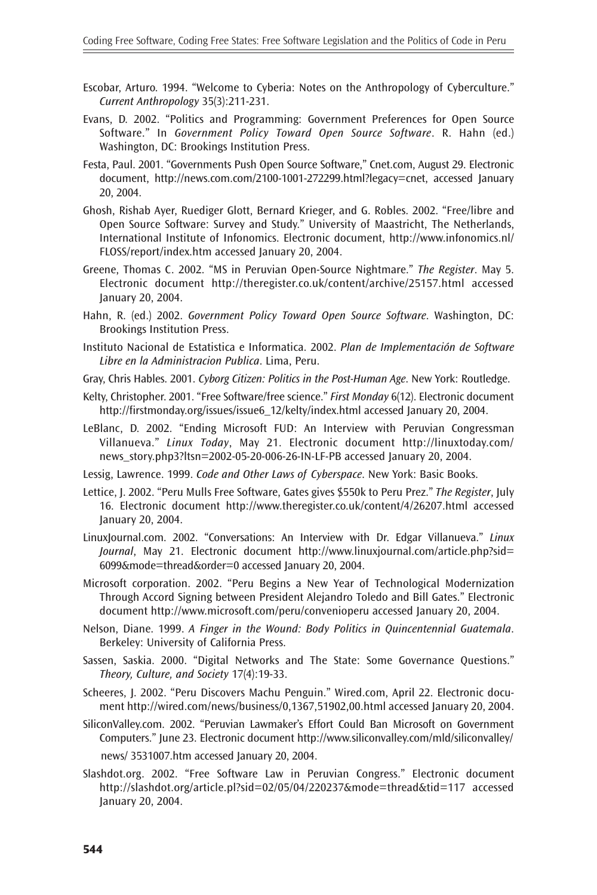Escobar, Arturo. 1994. "Welcome to Cyberia: Notes on the Anthropology of Cyberculture." *Current Anthropology* 35(3):211-231.

Evans, D. 2002. "Politics and Programming: Government Preferences for Open Source Software." In *Government Policy Toward Open Source Software*. R. Hahn (ed.) Washington, DC: Brookings Institution Press.

Festa, Paul. 2001. "Governments Push Open Source Software," Cnet.com, August 29. Electronic document, http://news.com.com/2100-1001-272299.html?legacy=cnet, accessed January 20, 2004.

Ghosh, Rishab Ayer, Ruediger Glott, Bernard Krieger, and G. Robles. 2002. "Free/libre and Open Source Software: Survey and Study." University of Maastricht, The Netherlands, International Institute of Infonomics. Electronic document, http://www.infonomics.nl/FLOSS/report/index.htm accessed January 20, 2004.

Greene, Thomas C. 2002. "MS in Peruvian Open-Source Nightmare." *The Register*. May 5. Electronic document http://theregister.co.uk/content/archive/25157.html accessed January 20, 2004.

Hahn, R. (ed.) 2002. *Government Policy Toward Open Source Software*. Washington, DC: Brookings Institution Press.

Instituto Nacional de Estatistica e Informatica. 2002. *Plan de Implementación de Software Libre en la Administracion Publica*. Lima, Peru.

Gray, Chris Hables. 2001. *Cyborg Citizen: Politics in the Post-Human Age*. New York: Routledge.

Kelty, Christopher. 2001. "Free Software/free science." *First Monday* 6(12). Electronic document http://firstmonday.org/issues/issue6_12/kelty/index.html accessed January 20, 2004.

LeBlanc, D. 2002. "Ending Microsoft FUD: An Interview with Peruvian Congressman Villanueva." *Linux Today*, May 21. Electronic document http://linuxtoday.com/news_story.php3?ltsn=2002-05-20-006-26-IN-LF-PB accessed January 20, 2004.

Lessig, Lawrence. 1999. *Code and Other Laws of Cyberspace*. New York: Basic Books.

Lettice, J. 2002. "Peru Mulls Free Software, Gates gives $550k to Peru Prez." *The Register*, July 16. Electronic document http://www.theregister.co.uk/content/4/26207.html accessed January 20, 2004.

LinuxJournal.com. 2002. "Conversations: An Interview with Dr. Edgar Villanueva." *Linux Journal*, May 21. Electronic document http://www.linuxjournal.com/article.php?sid=6099&mode=thread&order=0 accessed January 20, 2004.

Microsoft corporation. 2002. "Peru Begins a New Year of Technological Modernization Through Accord Signing between President Alejandro Toledo and Bill Gates." Electronic document http://www.microsoft.com/peru/convenioperu accessed January 20, 2004.

Nelson, Diane. 1999. *A Finger in the Wound: Body Politics in Quincentennial Guatemala*. Berkeley: University of California Press.

Sassen, Saskia. 2000. "Digital Networks and The State: Some Governance Questions." *Theory, Culture, and Society* 17(4):19-33.

Scheeres, J. 2002. "Peru Discovers Machu Penguin." Wired.com, April 22. Electronic document http://wired.com/news/business/0,1367,51902,00.html accessed January 20, 2004.

SiliconValley.com. 2002. "Peruvian Lawmaker's Effort Could Ban Microsoft on Government Computers." June 23. Electronic document http://www.siliconvalley.com/mld/siliconvalley/news/ 3531007.htm accessed January 20, 2004.

Slashdot.org. 2002. "Free Software Law in Peruvian Congress." Electronic document http://slashdot.org/article.pl?sid=02/05/04/220237&mode=thread&tid=117 accessed January 20, 2004.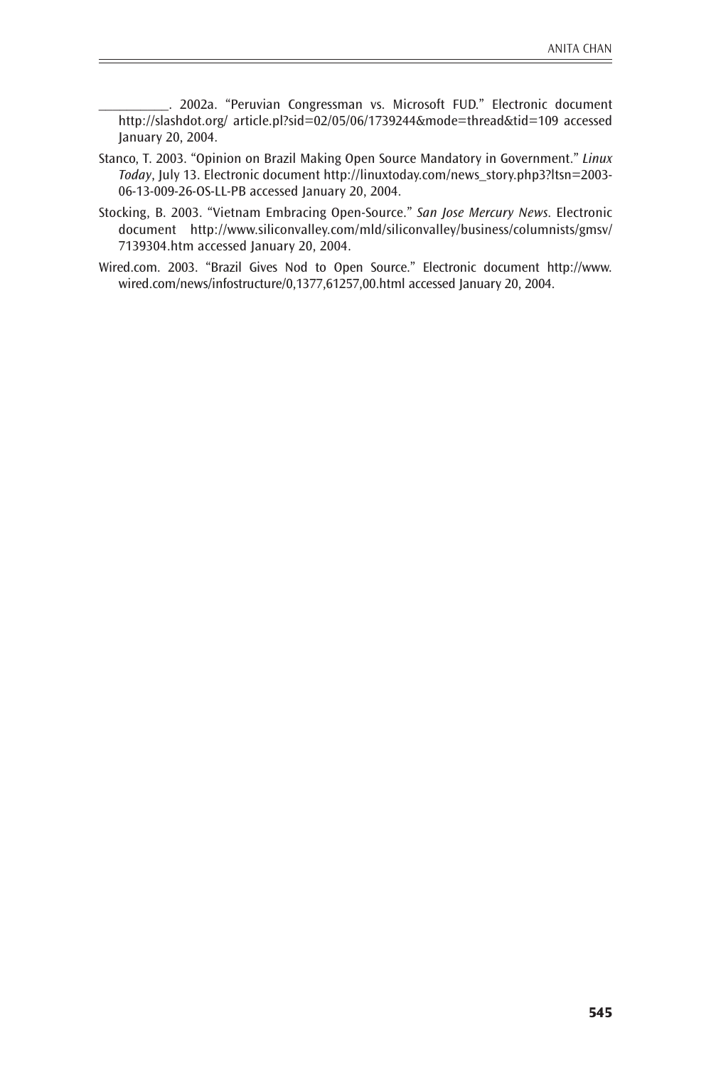\_\_\_\_\_\_\_\_\_\_\_. 2002a. "Peruvian Congressman vs. Microsoft FUD." Electronic document http://slashdot.org/ article.pl?sid=02/05/06/1739244&mode=thread&tid=109 accessed January 20, 2004.

Stanco, T. 2003. "Opinion on Brazil Making Open Source Mandatory in Government." *Linux Today*, July 13. Electronic document http://linuxtoday.com/news_story.php3?ltsn=2003-06-13-009-26-OS-LL-PB accessed January 20, 2004.

Stocking, B. 2003. "Vietnam Embracing Open-Source." *San Jose Mercury News*. Electronic document http://www.siliconvalley.com/mld/siliconvalley/business/columnists/gmsv/7139304.htm accessed January 20, 2004.

Wired.com. 2003. "Brazil Gives Nod to Open Source." Electronic document http://www.wired.com/news/infostructure/0,1377,61257,00.html accessed January 20, 2004.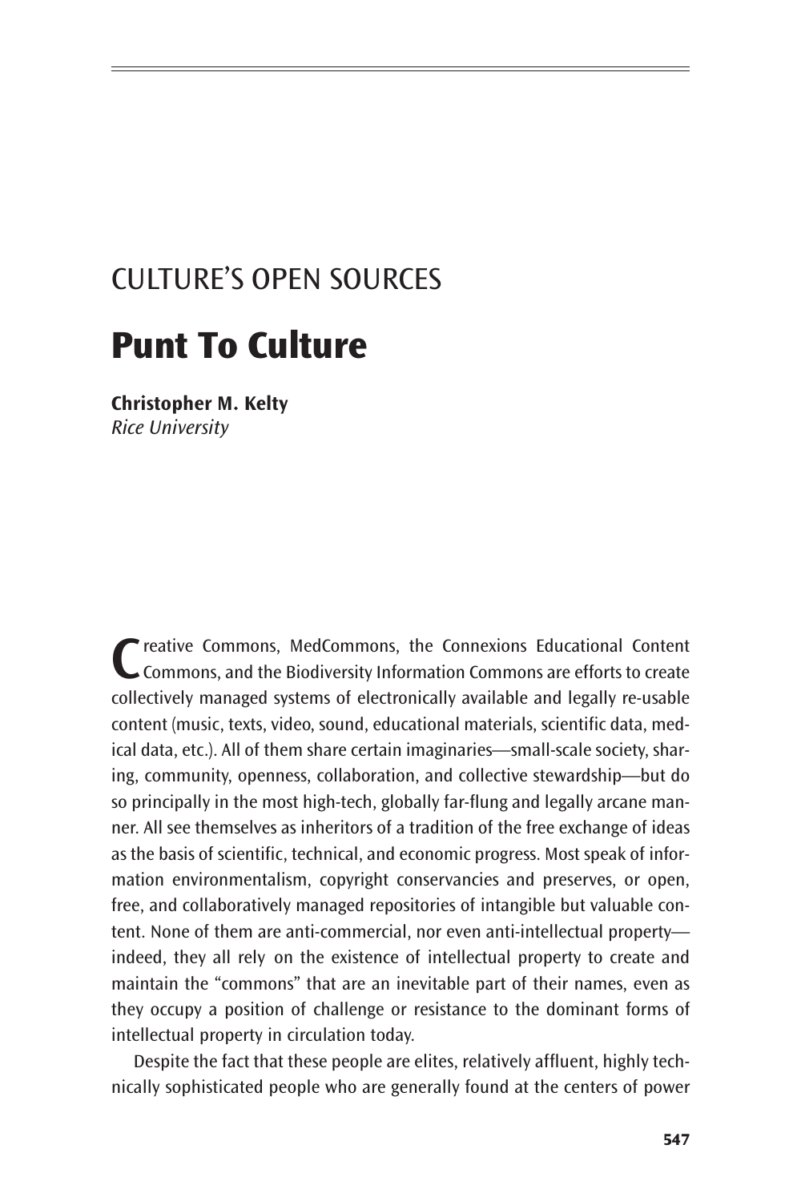CULTURE'S OPEN SOURCES

# Punt To Culture

**Christopher M. Kelty**
*Rice University*

Creative Commons, MedCommons, the Connexions Educational Content Commons, and the Biodiversity Information Commons are efforts to create collectively managed systems of electronically available and legally re-usable content (music, texts, video, sound, educational materials, scientific data, medical data, etc.). All of them share certain imaginaries—small-scale society, sharing, community, openness, collaboration, and collective stewardship—but do so principally in the most high-tech, globally far-flung and legally arcane manner. All see themselves as inheritors of a tradition of the free exchange of ideas as the basis of scientific, technical, and economic progress. Most speak of information environmentalism, copyright conservancies and preserves, or open, free, and collaboratively managed repositories of intangible but valuable content. None of them are anti-commercial, nor even anti-intellectual property—indeed, they all rely on the existence of intellectual property to create and maintain the "commons" that are an inevitable part of their names, even as they occupy a position of challenge or resistance to the dominant forms of intellectual property in circulation today.

Despite the fact that these people are elites, relatively affluent, highly technically sophisticated people who are generally found at the centers of power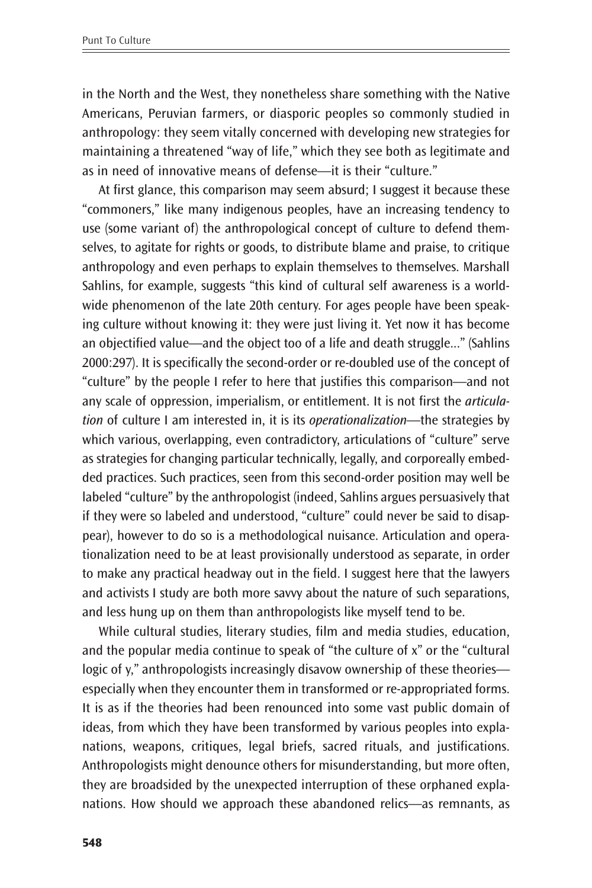in the North and the West, they nonetheless share something with the Native Americans, Peruvian farmers, or diasporic peoples so commonly studied in anthropology: they seem vitally concerned with developing new strategies for maintaining a threatened "way of life," which they see both as legitimate and as in need of innovative means of defense—it is their "culture."

At first glance, this comparison may seem absurd; I suggest it because these "commoners," like many indigenous peoples, have an increasing tendency to use (some variant of) the anthropological concept of culture to defend themselves, to agitate for rights or goods, to distribute blame and praise, to critique anthropology and even perhaps to explain themselves to themselves. Marshall Sahlins, for example, suggests "this kind of cultural self awareness is a worldwide phenomenon of the late 20th century. For ages people have been speaking culture without knowing it: they were just living it. Yet now it has become an objectified value—and the object too of a life and death struggle…" (Sahlins 2000:297). It is specifically the second-order or re-doubled use of the concept of "culture" by the people I refer to here that justifies this comparison—and not any scale of oppression, imperialism, or entitlement. It is not first the *articulation* of culture I am interested in, it is its *operationalization*—the strategies by which various, overlapping, even contradictory, articulations of "culture" serve as strategies for changing particular technically, legally, and corporeally embedded practices. Such practices, seen from this second-order position may well be labeled "culture" by the anthropologist (indeed, Sahlins argues persuasively that if they were so labeled and understood, "culture" could never be said to disappear), however to do so is a methodological nuisance. Articulation and operationalization need to be at least provisionally understood as separate, in order to make any practical headway out in the field. I suggest here that the lawyers and activists I study are both more savvy about the nature of such separations, and less hung up on them than anthropologists like myself tend to be.

While cultural studies, literary studies, film and media studies, education, and the popular media continue to speak of "the culture of x" or the "cultural logic of y," anthropologists increasingly disavow ownership of these theories—especially when they encounter them in transformed or re-appropriated forms. It is as if the theories had been renounced into some vast public domain of ideas, from which they have been transformed by various peoples into explanations, weapons, critiques, legal briefs, sacred rituals, and justifications. Anthropologists might denounce others for misunderstanding, but more often, they are broadsided by the unexpected interruption of these orphaned explanations. How should we approach these abandoned relics—as remnants, as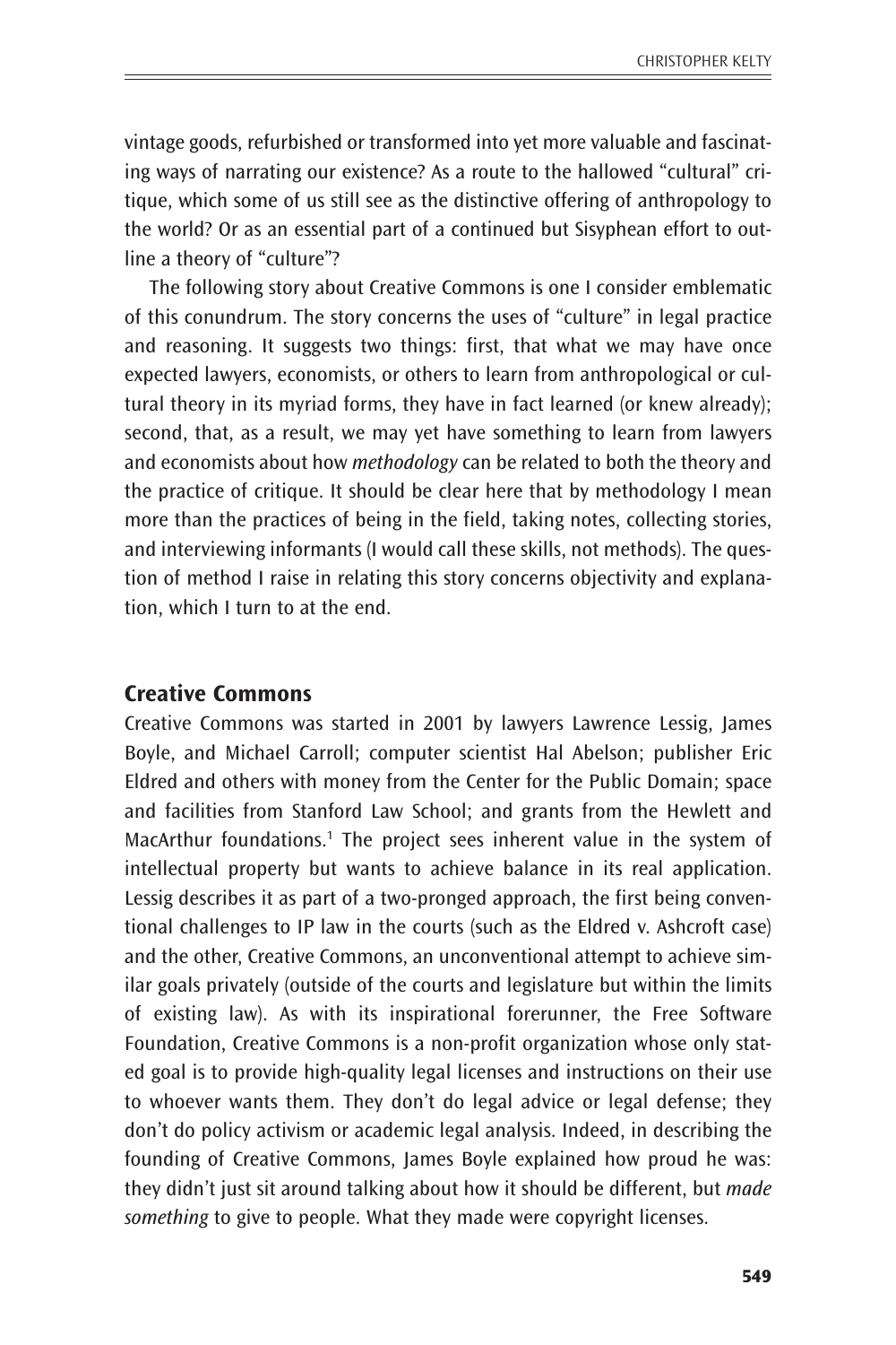vintage goods, refurbished or transformed into yet more valuable and fascinating ways of narrating our existence? As a route to the hallowed "cultural" critique, which some of us still see as the distinctive offering of anthropology to the world? Or as an essential part of a continued but Sisyphean effort to outline a theory of "culture"?

The following story about Creative Commons is one I consider emblematic of this conundrum. The story concerns the uses of "culture" in legal practice and reasoning. It suggests two things: first, that what we may have once expected lawyers, economists, or others to learn from anthropological or cultural theory in its myriad forms, they have in fact learned (or knew already); second, that, as a result, we may yet have something to learn from lawyers and economists about how *methodology* can be related to both the theory and the practice of critique. It should be clear here that by methodology I mean more than the practices of being in the field, taking notes, collecting stories, and interviewing informants (I would call these skills, not methods). The question of method I raise in relating this story concerns objectivity and explanation, which I turn to at the end.

## Creative Commons

Creative Commons was started in 2001 by lawyers Lawrence Lessig, James Boyle, and Michael Carroll; computer scientist Hal Abelson; publisher Eric Eldred and others with money from the Center for the Public Domain; space and facilities from Stanford Law School; and grants from the Hewlett and MacArthur foundations.[1] The project sees inherent value in the system of intellectual property but wants to achieve balance in its real application. Lessig describes it as part of a two-pronged approach, the first being conventional challenges to IP law in the courts (such as the Eldred v. Ashcroft case) and the other, Creative Commons, an unconventional attempt to achieve similar goals privately (outside of the courts and legislature but within the limits of existing law). As with its inspirational forerunner, the Free Software Foundation, Creative Commons is a non-profit organization whose only stated goal is to provide high-quality legal licenses and instructions on their use to whoever wants them. They don't do legal advice or legal defense; they don't do policy activism or academic legal analysis. Indeed, in describing the founding of Creative Commons, James Boyle explained how proud he was: they didn't just sit around talking about how it should be different, but *made something* to give to people. What they made were copyright licenses.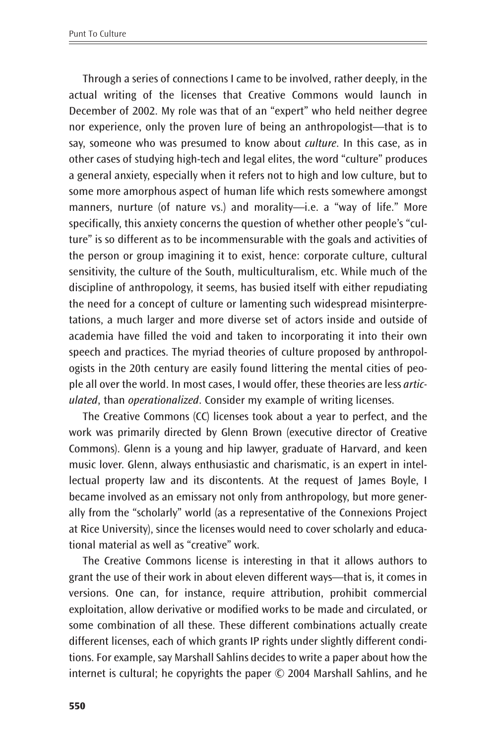Through a series of connections I came to be involved, rather deeply, in the actual writing of the licenses that Creative Commons would launch in December of 2002. My role was that of an "expert" who held neither degree nor experience, only the proven lure of being an anthropologist—that is to say, someone who was presumed to know about *culture*. In this case, as in other cases of studying high-tech and legal elites, the word "culture" produces a general anxiety, especially when it refers not to high and low culture, but to some more amorphous aspect of human life which rests somewhere amongst manners, nurture (of nature vs.) and morality—i.e. a "way of life." More specifically, this anxiety concerns the question of whether other people's "culture" is so different as to be incommensurable with the goals and activities of the person or group imagining it to exist, hence: corporate culture, cultural sensitivity, the culture of the South, multiculturalism, etc. While much of the discipline of anthropology, it seems, has busied itself with either repudiating the need for a concept of culture or lamenting such widespread misinterpretations, a much larger and more diverse set of actors inside and outside of academia have filled the void and taken to incorporating it into their own speech and practices. The myriad theories of culture proposed by anthropologists in the 20th century are easily found littering the mental cities of people all over the world. In most cases, I would offer, these theories are less *articulated*, than *operationalized*. Consider my example of writing licenses.

The Creative Commons (CC) licenses took about a year to perfect, and the work was primarily directed by Glenn Brown (executive director of Creative Commons). Glenn is a young and hip lawyer, graduate of Harvard, and keen music lover. Glenn, always enthusiastic and charismatic, is an expert in intellectual property law and its discontents. At the request of James Boyle, I became involved as an emissary not only from anthropology, but more generally from the "scholarly" world (as a representative of the Connexions Project at Rice University), since the licenses would need to cover scholarly and educational material as well as "creative" work.

The Creative Commons license is interesting in that it allows authors to grant the use of their work in about eleven different ways—that is, it comes in versions. One can, for instance, require attribution, prohibit commercial exploitation, allow derivative or modified works to be made and circulated, or some combination of all these. These different combinations actually create different licenses, each of which grants IP rights under slightly different conditions. For example, say Marshall Sahlins decides to write a paper about how the internet is cultural; he copyrights the paper © 2004 Marshall Sahlins, and he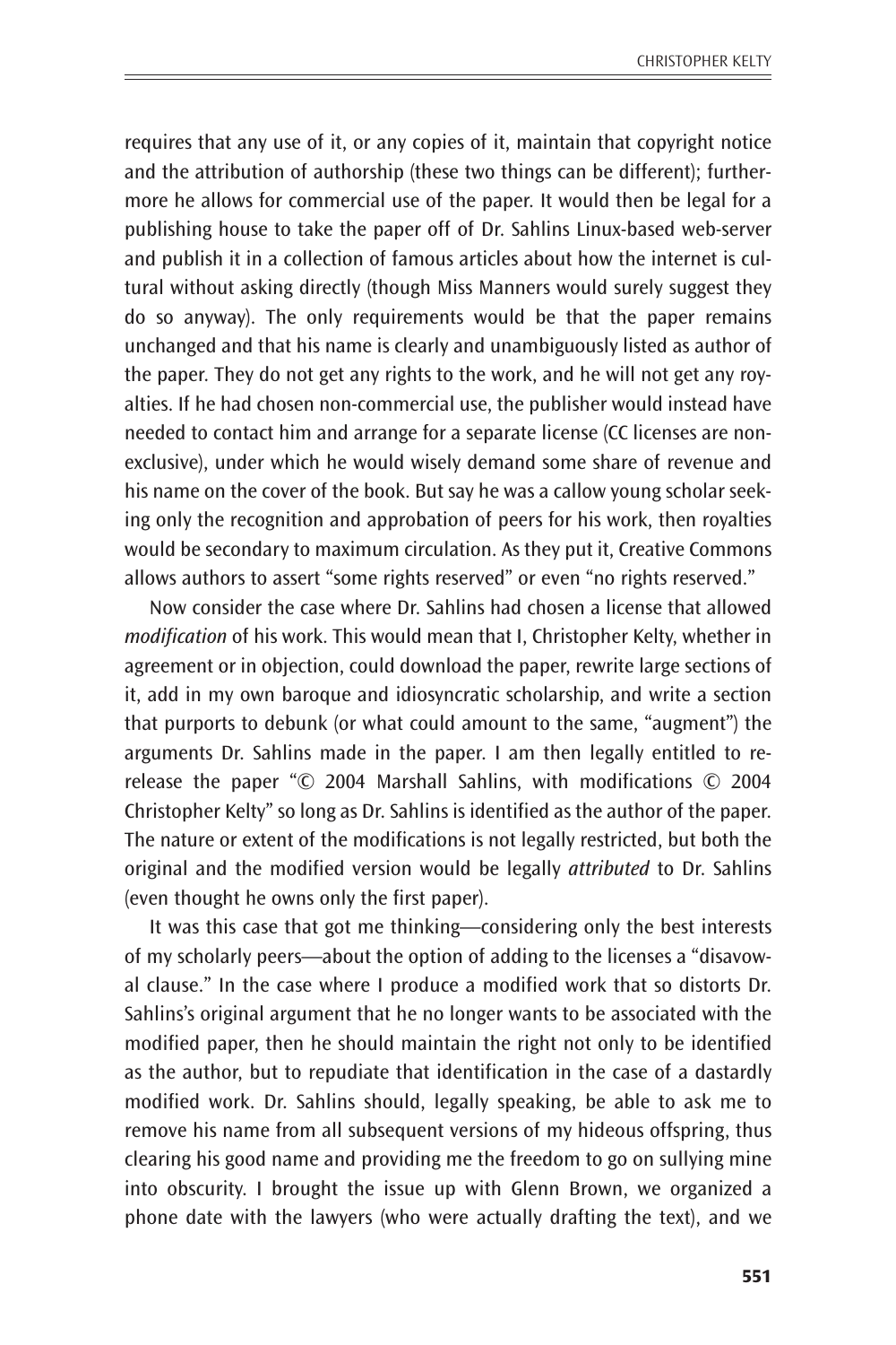requires that any use of it, or any copies of it, maintain that copyright notice and the attribution of authorship (these two things can be different); furthermore he allows for commercial use of the paper. It would then be legal for a publishing house to take the paper off of Dr. Sahlins Linux-based web-server and publish it in a collection of famous articles about how the internet is cultural without asking directly (though Miss Manners would surely suggest they do so anyway). The only requirements would be that the paper remains unchanged and that his name is clearly and unambiguously listed as author of the paper. They do not get any rights to the work, and he will not get any royalties. If he had chosen non-commercial use, the publisher would instead have needed to contact him and arrange for a separate license (CC licenses are non-exclusive), under which he would wisely demand some share of revenue and his name on the cover of the book. But say he was a callow young scholar seeking only the recognition and approbation of peers for his work, then royalties would be secondary to maximum circulation. As they put it, Creative Commons allows authors to assert "some rights reserved" or even "no rights reserved."

Now consider the case where Dr. Sahlins had chosen a license that allowed *modification* of his work. This would mean that I, Christopher Kelty, whether in agreement or in objection, could download the paper, rewrite large sections of it, add in my own baroque and idiosyncratic scholarship, and write a section that purports to debunk (or what could amount to the same, "augment") the arguments Dr. Sahlins made in the paper. I am then legally entitled to re-release the paper "© 2004 Marshall Sahlins, with modifications © 2004 Christopher Kelty" so long as Dr. Sahlins is identified as the author of the paper. The nature or extent of the modifications is not legally restricted, but both the original and the modified version would be legally *attributed* to Dr. Sahlins (even thought he owns only the first paper).

It was this case that got me thinking—considering only the best interests of my scholarly peers—about the option of adding to the licenses a "disavowal clause." In the case where I produce a modified work that so distorts Dr. Sahlins's original argument that he no longer wants to be associated with the modified paper, then he should maintain the right not only to be identified as the author, but to repudiate that identification in the case of a dastardly modified work. Dr. Sahlins should, legally speaking, be able to ask me to remove his name from all subsequent versions of my hideous offspring, thus clearing his good name and providing me the freedom to go on sullying mine into obscurity. I brought the issue up with Glenn Brown, we organized a phone date with the lawyers (who were actually drafting the text), and we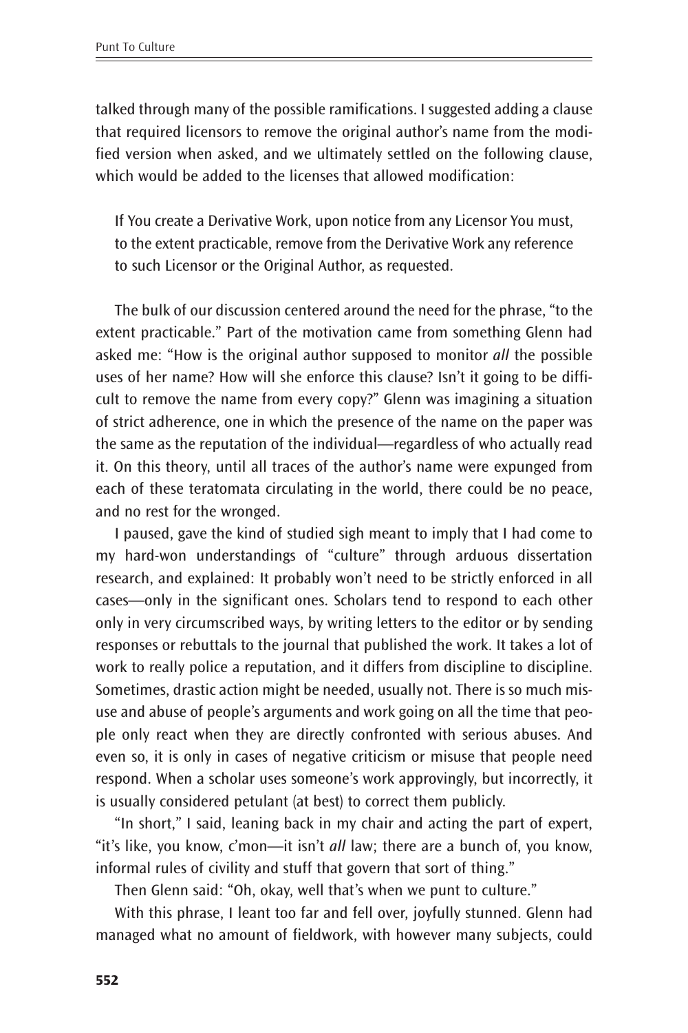talked through many of the possible ramifications. I suggested adding a clause that required licensors to remove the original author's name from the modified version when asked, and we ultimately settled on the following clause, which would be added to the licenses that allowed modification:

> If You create a Derivative Work, upon notice from any Licensor You must, to the extent practicable, remove from the Derivative Work any reference to such Licensor or the Original Author, as requested.

The bulk of our discussion centered around the need for the phrase, "to the extent practicable." Part of the motivation came from something Glenn had asked me: "How is the original author supposed to monitor *all* the possible uses of her name? How will she enforce this clause? Isn't it going to be difficult to remove the name from every copy?" Glenn was imagining a situation of strict adherence, one in which the presence of the name on the paper was the same as the reputation of the individual—regardless of who actually read it. On this theory, until all traces of the author's name were expunged from each of these teratomata circulating in the world, there could be no peace, and no rest for the wronged.

I paused, gave the kind of studied sigh meant to imply that I had come to my hard-won understandings of "culture" through arduous dissertation research, and explained: It probably won't need to be strictly enforced in all cases—only in the significant ones. Scholars tend to respond to each other only in very circumscribed ways, by writing letters to the editor or by sending responses or rebuttals to the journal that published the work. It takes a lot of work to really police a reputation, and it differs from discipline to discipline. Sometimes, drastic action might be needed, usually not. There is so much misuse and abuse of people's arguments and work going on all the time that people only react when they are directly confronted with serious abuses. And even so, it is only in cases of negative criticism or misuse that people need respond. When a scholar uses someone's work approvingly, but incorrectly, it is usually considered petulant (at best) to correct them publicly.

"In short," I said, leaning back in my chair and acting the part of expert, "it's like, you know, c'mon—it isn't *all* law; there are a bunch of, you know, informal rules of civility and stuff that govern that sort of thing."

Then Glenn said: "Oh, okay, well that's when we punt to culture."

With this phrase, I leant too far and fell over, joyfully stunned. Glenn had managed what no amount of fieldwork, with however many subjects, could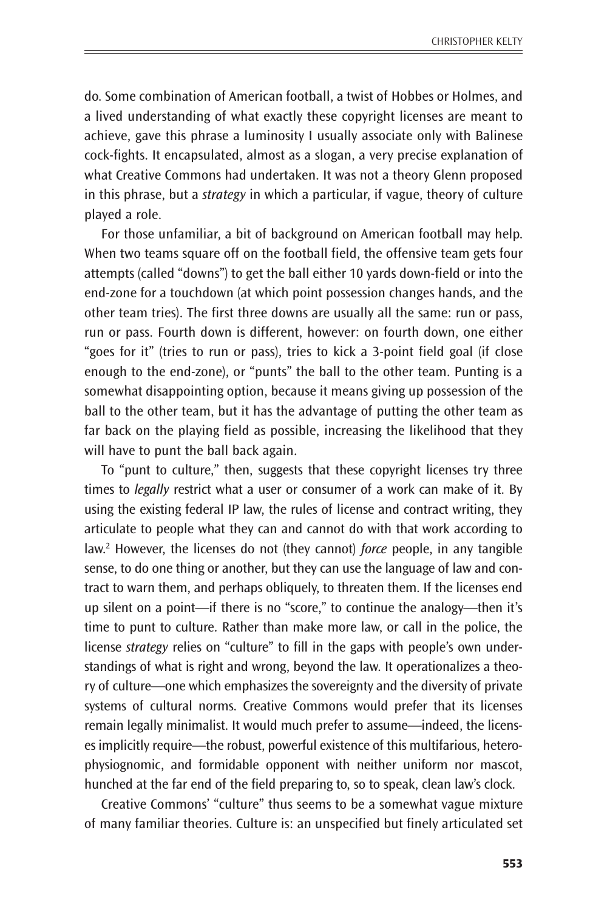do. Some combination of American football, a twist of Hobbes or Holmes, and a lived understanding of what exactly these copyright licenses are meant to achieve, gave this phrase a luminosity I usually associate only with Balinese cock-fights. It encapsulated, almost as a slogan, a very precise explanation of what Creative Commons had undertaken. It was not a theory Glenn proposed in this phrase, but a *strategy* in which a particular, if vague, theory of culture played a role.

For those unfamiliar, a bit of background on American football may help. When two teams square off on the football field, the offensive team gets four attempts (called "downs") to get the ball either 10 yards down-field or into the end-zone for a touchdown (at which point possession changes hands, and the other team tries). The first three downs are usually all the same: run or pass, run or pass. Fourth down is different, however: on fourth down, one either "goes for it" (tries to run or pass), tries to kick a 3-point field goal (if close enough to the end-zone), or "punts" the ball to the other team. Punting is a somewhat disappointing option, because it means giving up possession of the ball to the other team, but it has the advantage of putting the other team as far back on the playing field as possible, increasing the likelihood that they will have to punt the ball back again.

To "punt to culture," then, suggests that these copyright licenses try three times to *legally* restrict what a user or consumer of a work can make of it. By using the existing federal IP law, the rules of license and contract writing, they articulate to people what they can and cannot do with that work according to law.[2] However, the licenses do not (they cannot) *force* people, in any tangible sense, to do one thing or another, but they can use the language of law and contract to warn them, and perhaps obliquely, to threaten them. If the licenses end up silent on a point—if there is no "score," to continue the analogy—then it's time to punt to culture. Rather than make more law, or call in the police, the license *strategy* relies on "culture" to fill in the gaps with people's own understandings of what is right and wrong, beyond the law. It operationalizes a theory of culture—one which emphasizes the sovereignty and the diversity of private systems of cultural norms. Creative Commons would prefer that its licenses remain legally minimalist. It would much prefer to assume—indeed, the licenses implicitly require—the robust, powerful existence of this multifarious, heterophysiognomic, and formidable opponent with neither uniform nor mascot, hunched at the far end of the field preparing to, so to speak, clean law's clock.

Creative Commons' "culture" thus seems to be a somewhat vague mixture of many familiar theories. Culture is: an unspecified but finely articulated set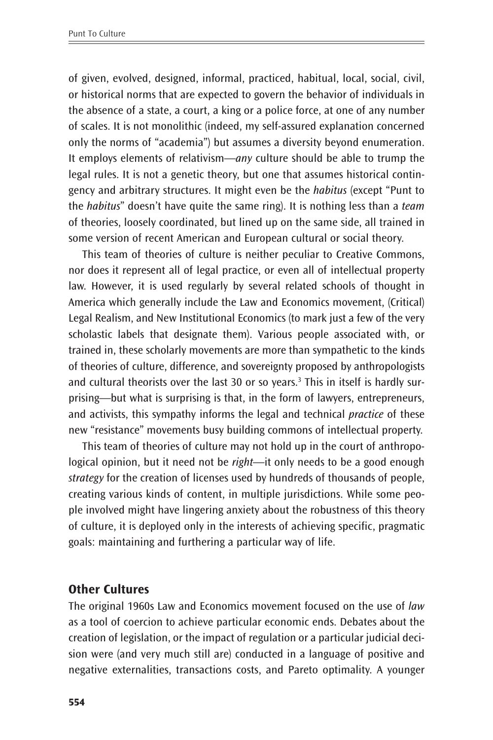of given, evolved, designed, informal, practiced, habitual, local, social, civil, or historical norms that are expected to govern the behavior of individuals in the absence of a state, a court, a king or a police force, at one of any number of scales. It is not monolithic (indeed, my self-assured explanation concerned only the norms of "academia") but assumes a diversity beyond enumeration. It employs elements of relativism—*any* culture should be able to trump the legal rules. It is not a genetic theory, but one that assumes historical contingency and arbitrary structures. It might even be the *habitus* (except "Punt to the *habitus*" doesn't have quite the same ring). It is nothing less than a *team* of theories, loosely coordinated, but lined up on the same side, all trained in some version of recent American and European cultural or social theory.

This team of theories of culture is neither peculiar to Creative Commons, nor does it represent all of legal practice, or even all of intellectual property law. However, it is used regularly by several related schools of thought in America which generally include the Law and Economics movement, (Critical) Legal Realism, and New Institutional Economics (to mark just a few of the very scholastic labels that designate them). Various people associated with, or trained in, these scholarly movements are more than sympathetic to the kinds of theories of culture, difference, and sovereignty proposed by anthropologists and cultural theorists over the last 30 or so years.[3] This in itself is hardly surprising—but what is surprising is that, in the form of lawyers, entrepreneurs, and activists, this sympathy informs the legal and technical *practice* of these new "resistance" movements busy building commons of intellectual property.

This team of theories of culture may not hold up in the court of anthropological opinion, but it need not be *right*—it only needs to be a good enough *strategy* for the creation of licenses used by hundreds of thousands of people, creating various kinds of content, in multiple jurisdictions. While some people involved might have lingering anxiety about the robustness of this theory of culture, it is deployed only in the interests of achieving specific, pragmatic goals: maintaining and furthering a particular way of life.

## Other Cultures

The original 1960s Law and Economics movement focused on the use of *law* as a tool of coercion to achieve particular economic ends. Debates about the creation of legislation, or the impact of regulation or a particular judicial decision were (and very much still are) conducted in a language of positive and negative externalities, transactions costs, and Pareto optimality. A younger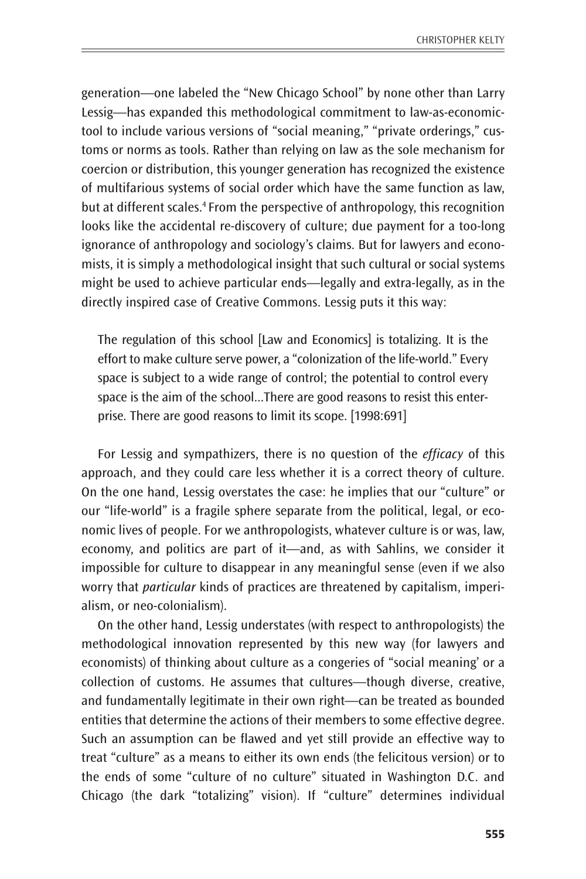generation—one labeled the "New Chicago School" by none other than Larry Lessig—has expanded this methodological commitment to law-as-economic-tool to include various versions of "social meaning," "private orderings," customs or norms as tools. Rather than relying on law as the sole mechanism for coercion or distribution, this younger generation has recognized the existence of multifarious systems of social order which have the same function as law, but at different scales.[4] From the perspective of anthropology, this recognition looks like the accidental re-discovery of culture; due payment for a too-long ignorance of anthropology and sociology's claims. But for lawyers and economists, it is simply a methodological insight that such cultural or social systems might be used to achieve particular ends—legally and extra-legally, as in the directly inspired case of Creative Commons. Lessig puts it this way:

> The regulation of this school [Law and Economics] is totalizing. It is the effort to make culture serve power, a "colonization of the life-world." Every space is subject to a wide range of control; the potential to control every space is the aim of the school...There are good reasons to resist this enterprise. There are good reasons to limit its scope. [1998:691]

For Lessig and sympathizers, there is no question of the *efficacy* of this approach, and they could care less whether it is a correct theory of culture. On the one hand, Lessig overstates the case: he implies that our "culture" or our "life-world" is a fragile sphere separate from the political, legal, or economic lives of people. For we anthropologists, whatever culture is or was, law, economy, and politics are part of it—and, as with Sahlins, we consider it impossible for culture to disappear in any meaningful sense (even if we also worry that *particular* kinds of practices are threatened by capitalism, imperialism, or neo-colonialism).

On the other hand, Lessig understates (with respect to anthropologists) the methodological innovation represented by this new way (for lawyers and economists) of thinking about culture as a congeries of "social meaning' or a collection of customs. He assumes that cultures—though diverse, creative, and fundamentally legitimate in their own right—can be treated as bounded entities that determine the actions of their members to some effective degree. Such an assumption can be flawed and yet still provide an effective way to treat "culture" as a means to either its own ends (the felicitous version) or to the ends of some "culture of no culture" situated in Washington D.C. and Chicago (the dark "totalizing" vision). If "culture" determines individual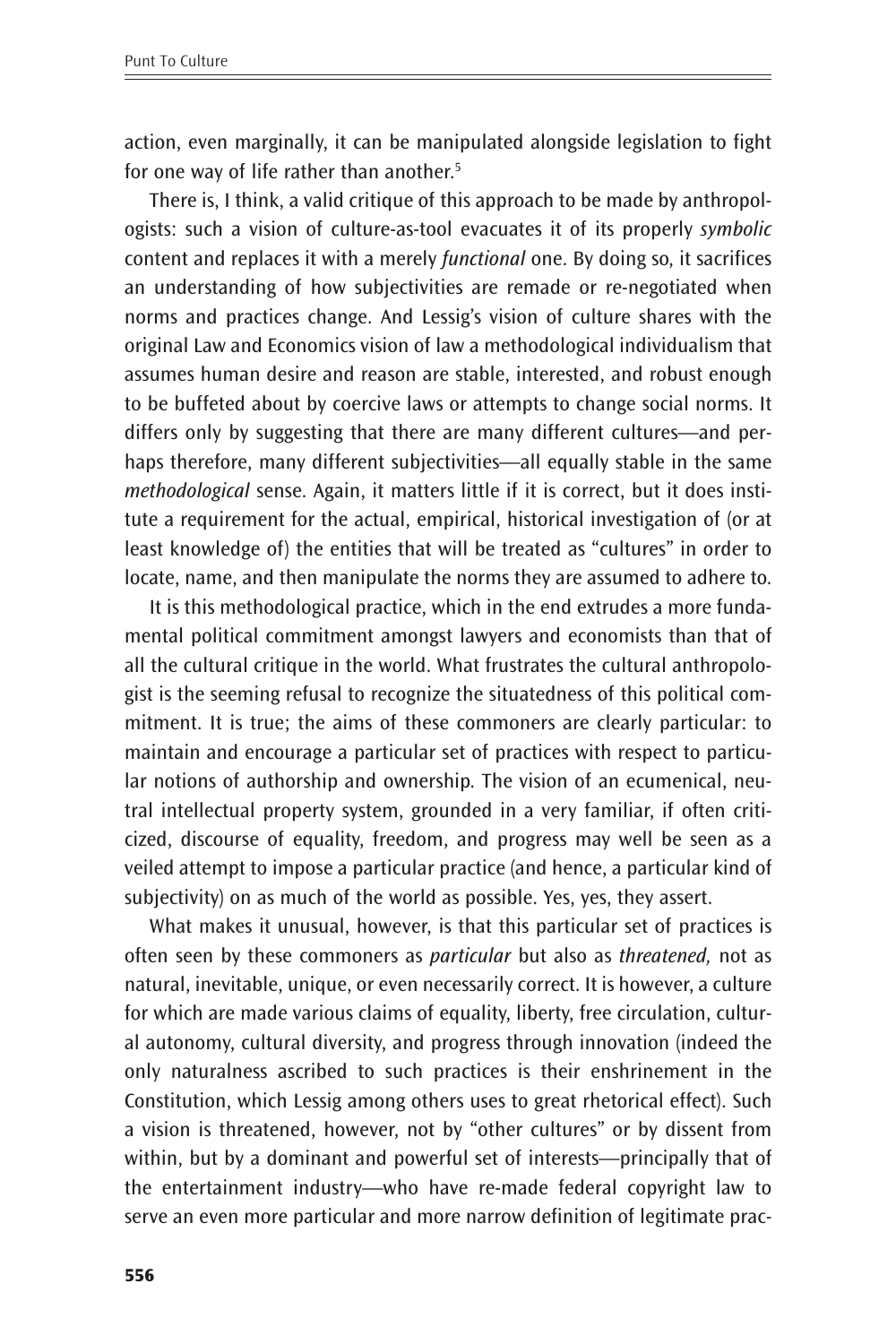action, even marginally, it can be manipulated alongside legislation to fight for one way of life rather than another.[5]

There is, I think, a valid critique of this approach to be made by anthropologists: such a vision of culture-as-tool evacuates it of its properly *symbolic* content and replaces it with a merely *functional* one. By doing so, it sacrifices an understanding of how subjectivities are remade or re-negotiated when norms and practices change. And Lessig's vision of culture shares with the original Law and Economics vision of law a methodological individualism that assumes human desire and reason are stable, interested, and robust enough to be buffeted about by coercive laws or attempts to change social norms. It differs only by suggesting that there are many different cultures—and perhaps therefore, many different subjectivities—all equally stable in the same *methodological* sense. Again, it matters little if it is correct, but it does institute a requirement for the actual, empirical, historical investigation of (or at least knowledge of) the entities that will be treated as "cultures" in order to locate, name, and then manipulate the norms they are assumed to adhere to.

It is this methodological practice, which in the end extrudes a more fundamental political commitment amongst lawyers and economists than that of all the cultural critique in the world. What frustrates the cultural anthropologist is the seeming refusal to recognize the situatedness of this political commitment. It is true; the aims of these commoners are clearly particular: to maintain and encourage a particular set of practices with respect to particular notions of authorship and ownership. The vision of an ecumenical, neutral intellectual property system, grounded in a very familiar, if often criticized, discourse of equality, freedom, and progress may well be seen as a veiled attempt to impose a particular practice (and hence, a particular kind of subjectivity) on as much of the world as possible. Yes, yes, they assert.

What makes it unusual, however, is that this particular set of practices is often seen by these commoners as *particular* but also as *threatened,* not as natural, inevitable, unique, or even necessarily correct. It is however, a culture for which are made various claims of equality, liberty, free circulation, cultural autonomy, cultural diversity, and progress through innovation (indeed the only naturalness ascribed to such practices is their enshrinement in the Constitution, which Lessig among others uses to great rhetorical effect). Such a vision is threatened, however, not by "other cultures" or by dissent from within, but by a dominant and powerful set of interests—principally that of the entertainment industry—who have re-made federal copyright law to serve an even more particular and more narrow definition of legitimate prac-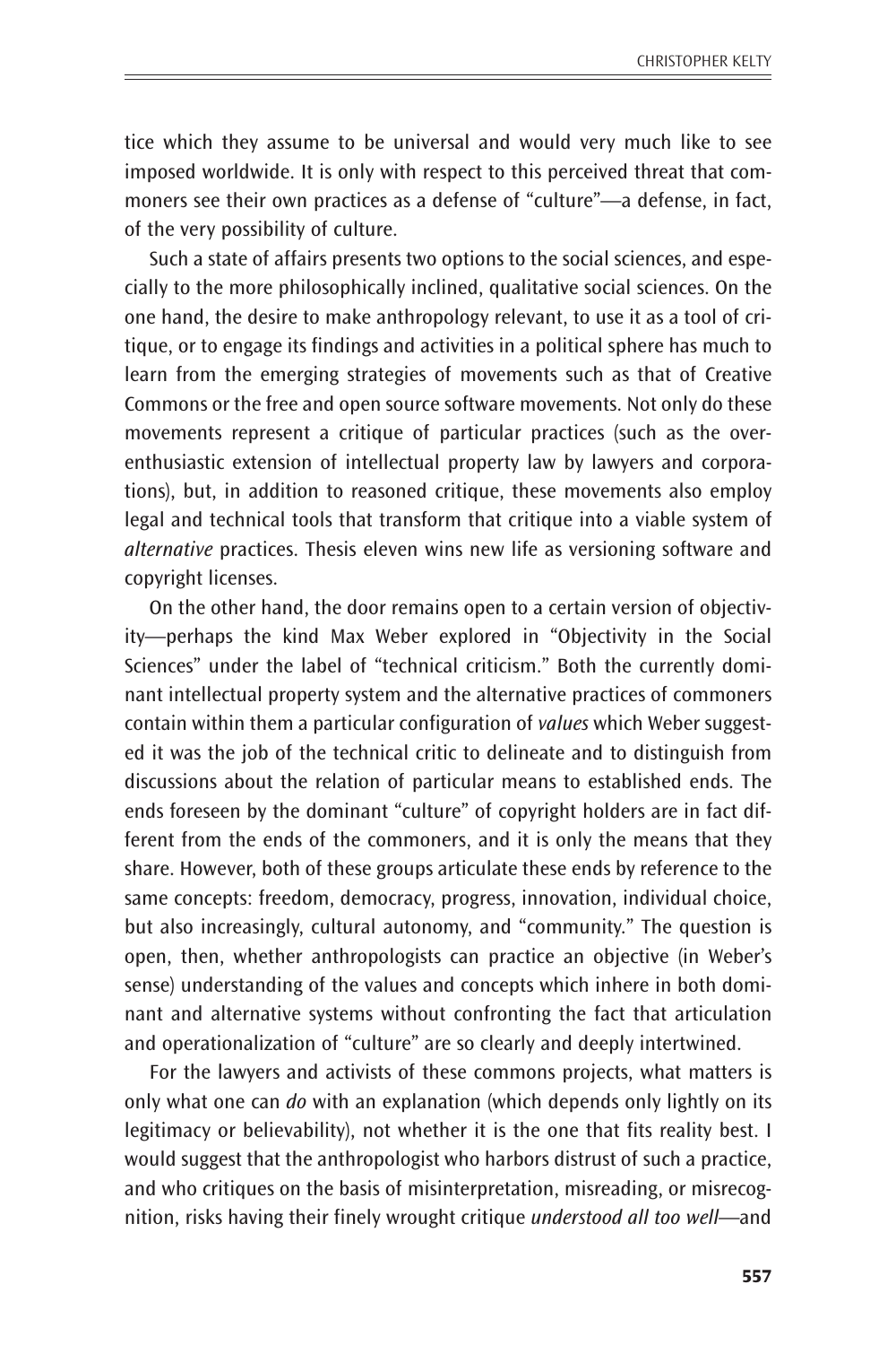tice which they assume to be universal and would very much like to see imposed worldwide. It is only with respect to this perceived threat that commoners see their own practices as a defense of "culture"—a defense, in fact, of the very possibility of culture.

Such a state of affairs presents two options to the social sciences, and especially to the more philosophically inclined, qualitative social sciences. On the one hand, the desire to make anthropology relevant, to use it as a tool of critique, or to engage its findings and activities in a political sphere has much to learn from the emerging strategies of movements such as that of Creative Commons or the free and open source software movements. Not only do these movements represent a critique of particular practices (such as the over-enthusiastic extension of intellectual property law by lawyers and corporations), but, in addition to reasoned critique, these movements also employ legal and technical tools that transform that critique into a viable system of *alternative* practices. Thesis eleven wins new life as versioning software and copyright licenses.

On the other hand, the door remains open to a certain version of objectivity—perhaps the kind Max Weber explored in "Objectivity in the Social Sciences" under the label of "technical criticism." Both the currently dominant intellectual property system and the alternative practices of commoners contain within them a particular configuration of *values* which Weber suggested it was the job of the technical critic to delineate and to distinguish from discussions about the relation of particular means to established ends. The ends foreseen by the dominant "culture" of copyright holders are in fact different from the ends of the commoners, and it is only the means that they share. However, both of these groups articulate these ends by reference to the same concepts: freedom, democracy, progress, innovation, individual choice, but also increasingly, cultural autonomy, and "community." The question is open, then, whether anthropologists can practice an objective (in Weber's sense) understanding of the values and concepts which inhere in both dominant and alternative systems without confronting the fact that articulation and operationalization of "culture" are so clearly and deeply intertwined.

For the lawyers and activists of these commons projects, what matters is only what one can *do* with an explanation (which depends only lightly on its legitimacy or believability), not whether it is the one that fits reality best. I would suggest that the anthropologist who harbors distrust of such a practice, and who critiques on the basis of misinterpretation, misreading, or misrecognition, risks having their finely wrought critique *understood all too well*—and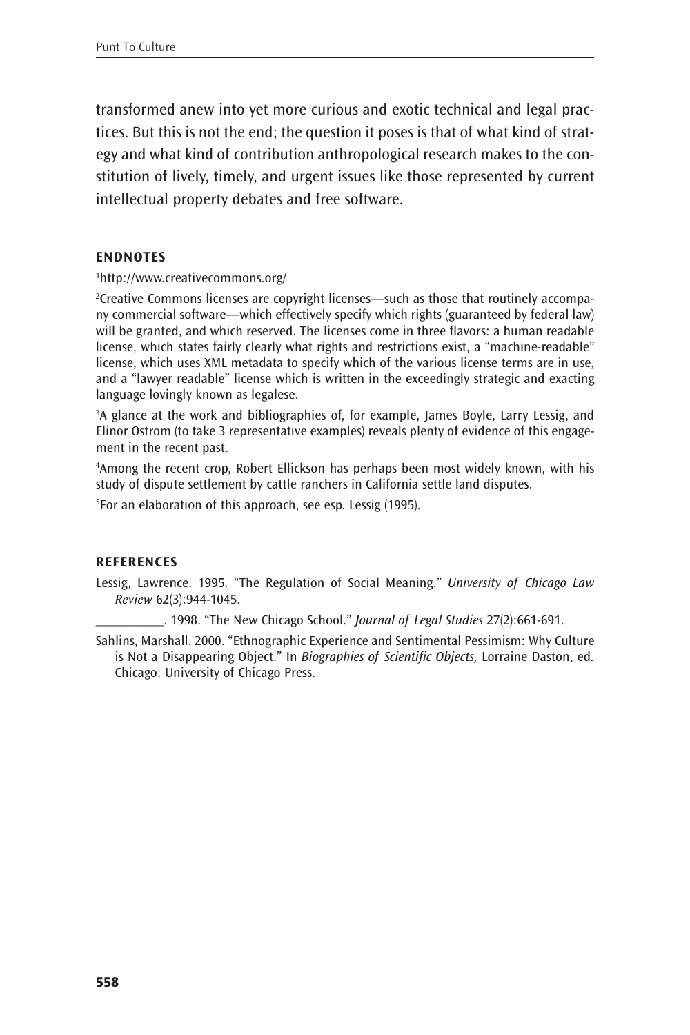transformed anew into yet more curious and exotic technical and legal practices. But this is not the end; the question it poses is that of what kind of strategy and what kind of contribution anthropological research makes to the constitution of lively, timely, and urgent issues like those represented by current intellectual property debates and free software.

#### ENDNOTES

[1]http://www.creativecommons.org/

[2]Creative Commons licenses are copyright licenses—such as those that routinely accompany commercial software—which effectively specify which rights (guaranteed by federal law) will be granted, and which reserved. The licenses come in three flavors: a human readable license, which states fairly clearly what rights and restrictions exist, a "machine-readable" license, which uses XML metadata to specify which of the various license terms are in use, and a "lawyer readable" license which is written in the exceedingly strategic and exacting language lovingly known as legalese.

[3]A glance at the work and bibliographies of, for example, James Boyle, Larry Lessig, and Elinor Ostrom (to take 3 representative examples) reveals plenty of evidence of this engagement in the recent past.

[4]Among the recent crop, Robert Ellickson has perhaps been most widely known, with his study of dispute settlement by cattle ranchers in California settle land disputes.

[5]For an elaboration of this approach, see esp. Lessig (1995).

#### REFERENCES

Lessig, Lawrence. 1995. "The Regulation of Social Meaning." *University of Chicago Law Review* 62(3):944-1045.

__________. 1998. "The New Chicago School." *Journal of Legal Studies* 27(2):661-691.

Sahlins, Marshall. 2000. "Ethnographic Experience and Sentimental Pessimism: Why Culture is Not a Disappearing Object." In *Biographies of Scientific Objects,* Lorraine Daston, ed. Chicago: University of Chicago Press.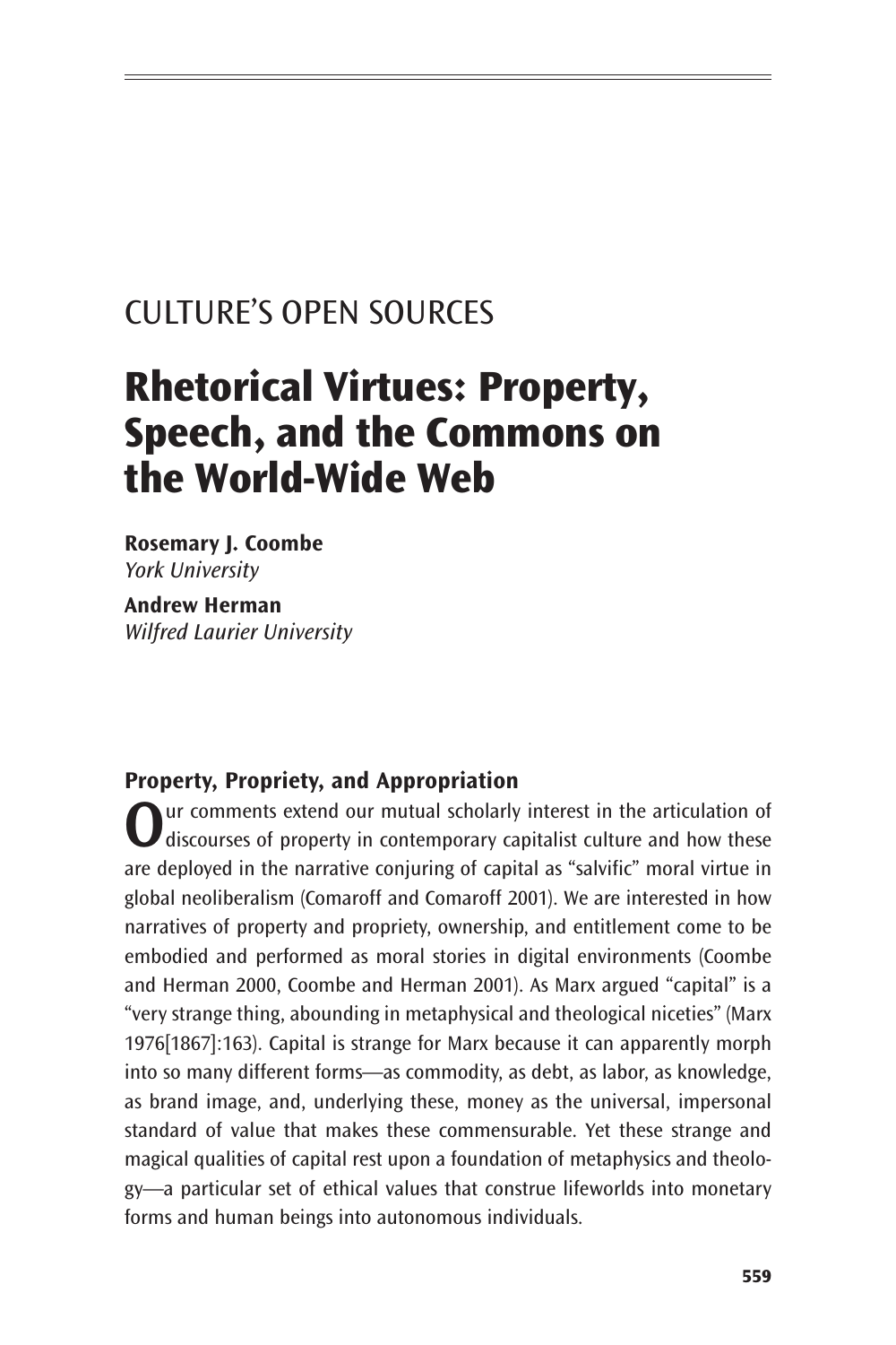CULTURE'S OPEN SOURCES

# Rhetorical Virtues: Property, Speech, and the Commons on the World-Wide Web

**Rosemary J. Coombe**
*York University*

**Andrew Herman**
*Wilfred Laurier University*

## Property, Propriety, and Appropriation

Our comments extend our mutual scholarly interest in the articulation of discourses of property in contemporary capitalist culture and how these are deployed in the narrative conjuring of capital as "salvific" moral virtue in global neoliberalism (Comaroff and Comaroff 2001). We are interested in how narratives of property and propriety, ownership, and entitlement come to be embodied and performed as moral stories in digital environments (Coombe and Herman 2000, Coombe and Herman 2001). As Marx argued "capital" is a "very strange thing, abounding in metaphysical and theological niceties" (Marx 1976[1867]:163). Capital is strange for Marx because it can apparently morph into so many different forms—as commodity, as debt, as labor, as knowledge, as brand image, and, underlying these, money as the universal, impersonal standard of value that makes these commensurable. Yet these strange and magical qualities of capital rest upon a foundation of metaphysics and theology—a particular set of ethical values that construe lifeworlds into monetary forms and human beings into autonomous individuals.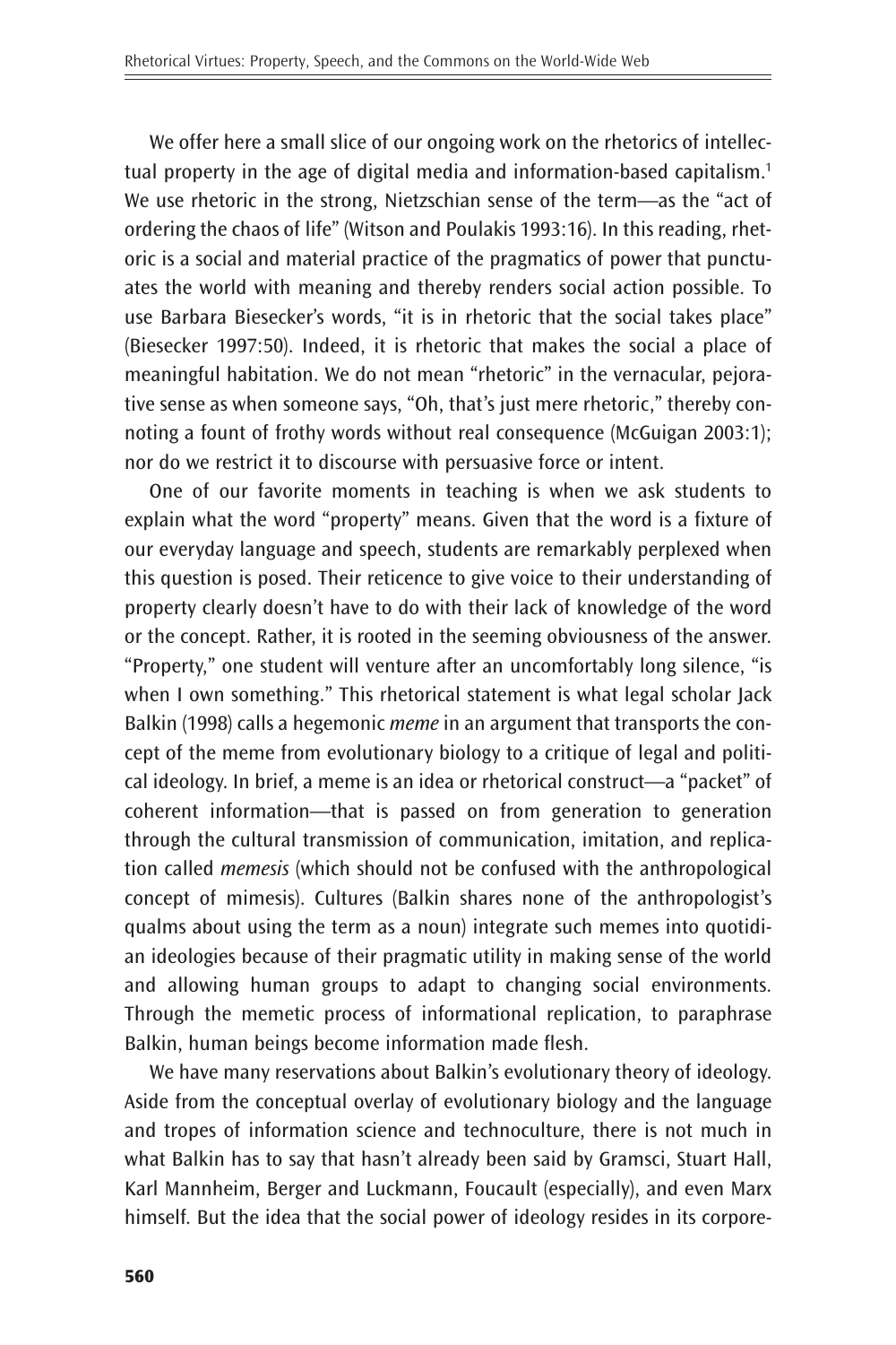We offer here a small slice of our ongoing work on the rhetorics of intellectual property in the age of digital media and information-based capitalism.[1] We use rhetoric in the strong, Nietzschian sense of the term—as the "act of ordering the chaos of life" (Witson and Poulakis 1993:16). In this reading, rhetoric is a social and material practice of the pragmatics of power that punctuates the world with meaning and thereby renders social action possible. To use Barbara Biesecker's words, "it is in rhetoric that the social takes place" (Biesecker 1997:50). Indeed, it is rhetoric that makes the social a place of meaningful habitation. We do not mean "rhetoric" in the vernacular, pejorative sense as when someone says, "Oh, that's just mere rhetoric," thereby connoting a fount of frothy words without real consequence (McGuigan 2003:1); nor do we restrict it to discourse with persuasive force or intent.

One of our favorite moments in teaching is when we ask students to explain what the word "property" means. Given that the word is a fixture of our everyday language and speech, students are remarkably perplexed when this question is posed. Their reticence to give voice to their understanding of property clearly doesn't have to do with their lack of knowledge of the word or the concept. Rather, it is rooted in the seeming obviousness of the answer. "Property," one student will venture after an uncomfortably long silence, "is when I own something." This rhetorical statement is what legal scholar Jack Balkin (1998) calls a hegemonic *meme* in an argument that transports the concept of the meme from evolutionary biology to a critique of legal and political ideology. In brief, a meme is an idea or rhetorical construct—a "packet" of coherent information—that is passed on from generation to generation through the cultural transmission of communication, imitation, and replication called *memesis* (which should not be confused with the anthropological concept of mimesis). Cultures (Balkin shares none of the anthropologist's qualms about using the term as a noun) integrate such memes into quotidian ideologies because of their pragmatic utility in making sense of the world and allowing human groups to adapt to changing social environments. Through the memetic process of informational replication, to paraphrase Balkin, human beings become information made flesh.

We have many reservations about Balkin's evolutionary theory of ideology. Aside from the conceptual overlay of evolutionary biology and the language and tropes of information science and technoculture, there is not much in what Balkin has to say that hasn't already been said by Gramsci, Stuart Hall, Karl Mannheim, Berger and Luckmann, Foucault (especially), and even Marx himself. But the idea that the social power of ideology resides in its corpore-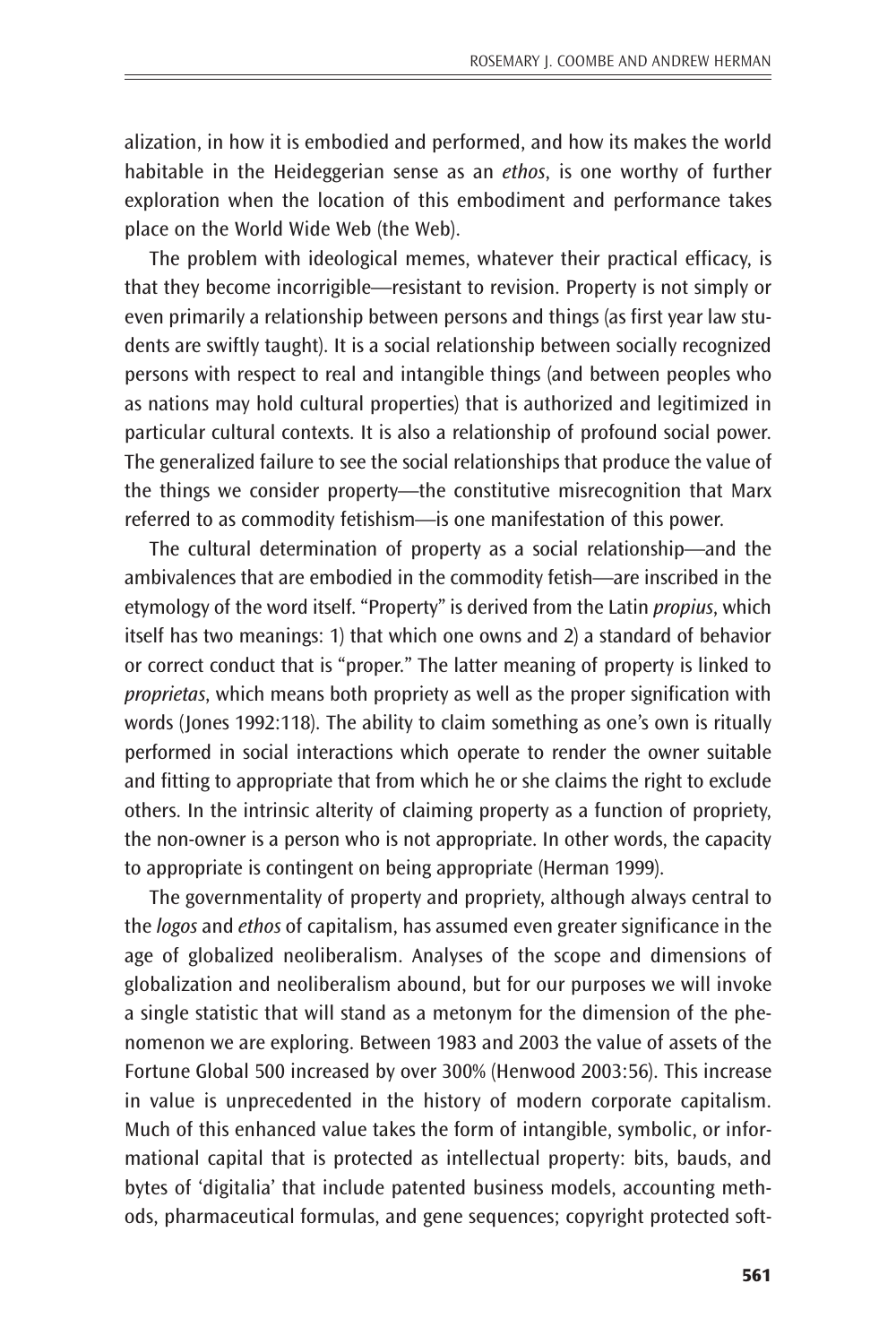alization, in how it is embodied and performed, and how its makes the world habitable in the Heideggerian sense as an *ethos*, is one worthy of further exploration when the location of this embodiment and performance takes place on the World Wide Web (the Web).

The problem with ideological memes, whatever their practical efficacy, is that they become incorrigible—resistant to revision. Property is not simply or even primarily a relationship between persons and things (as first year law students are swiftly taught). It is a social relationship between socially recognized persons with respect to real and intangible things (and between peoples who as nations may hold cultural properties) that is authorized and legitimized in particular cultural contexts. It is also a relationship of profound social power. The generalized failure to see the social relationships that produce the value of the things we consider property—the constitutive misrecognition that Marx referred to as commodity fetishism—is one manifestation of this power.

The cultural determination of property as a social relationship—and the ambivalences that are embodied in the commodity fetish—are inscribed in the etymology of the word itself. "Property" is derived from the Latin *propius*, which itself has two meanings: 1) that which one owns and 2) a standard of behavior or correct conduct that is "proper." The latter meaning of property is linked to *proprietas*, which means both propriety as well as the proper signification with words (Jones 1992:118). The ability to claim something as one's own is ritually performed in social interactions which operate to render the owner suitable and fitting to appropriate that from which he or she claims the right to exclude others. In the intrinsic alterity of claiming property as a function of propriety, the non-owner is a person who is not appropriate. In other words, the capacity to appropriate is contingent on being appropriate (Herman 1999).

The governmentality of property and propriety, although always central to the *logos* and *ethos* of capitalism, has assumed even greater significance in the age of globalized neoliberalism. Analyses of the scope and dimensions of globalization and neoliberalism abound, but for our purposes we will invoke a single statistic that will stand as a metonym for the dimension of the phenomenon we are exploring. Between 1983 and 2003 the value of assets of the Fortune Global 500 increased by over 300% (Henwood 2003:56). This increase in value is unprecedented in the history of modern corporate capitalism. Much of this enhanced value takes the form of intangible, symbolic, or informational capital that is protected as intellectual property: bits, bauds, and bytes of 'digitalia' that include patented business models, accounting methods, pharmaceutical formulas, and gene sequences; copyright protected soft-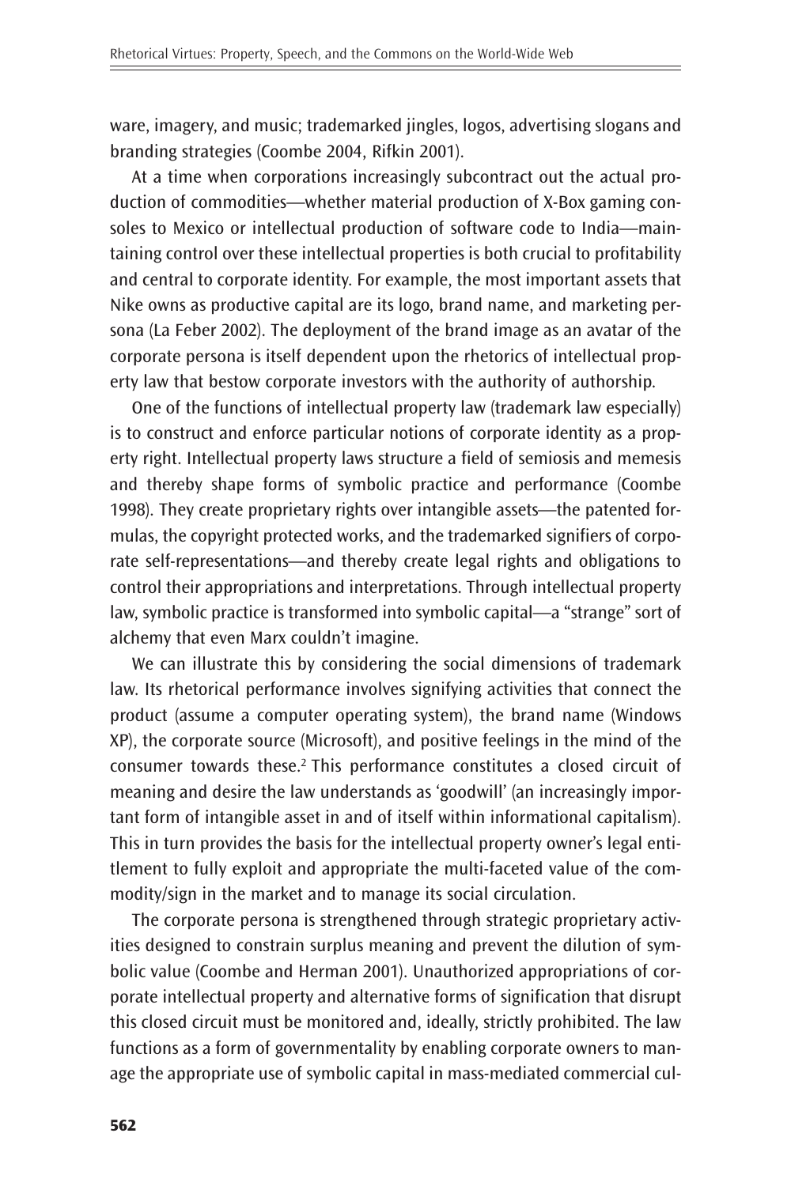ware, imagery, and music; trademarked jingles, logos, advertising slogans and branding strategies (Coombe 2004, Rifkin 2001).

At a time when corporations increasingly subcontract out the actual production of commodities—whether material production of X-Box gaming consoles to Mexico or intellectual production of software code to India—maintaining control over these intellectual properties is both crucial to profitability and central to corporate identity. For example, the most important assets that Nike owns as productive capital are its logo, brand name, and marketing persona (La Feber 2002). The deployment of the brand image as an avatar of the corporate persona is itself dependent upon the rhetorics of intellectual property law that bestow corporate investors with the authority of authorship.

One of the functions of intellectual property law (trademark law especially) is to construct and enforce particular notions of corporate identity as a property right. Intellectual property laws structure a field of semiosis and memesis and thereby shape forms of symbolic practice and performance (Coombe 1998). They create proprietary rights over intangible assets—the patented formulas, the copyright protected works, and the trademarked signifiers of corporate self-representations—and thereby create legal rights and obligations to control their appropriations and interpretations. Through intellectual property law, symbolic practice is transformed into symbolic capital—a "strange" sort of alchemy that even Marx couldn't imagine.

We can illustrate this by considering the social dimensions of trademark law. Its rhetorical performance involves signifying activities that connect the product (assume a computer operating system), the brand name (Windows XP), the corporate source (Microsoft), and positive feelings in the mind of the consumer towards these.[2] This performance constitutes a closed circuit of meaning and desire the law understands as 'goodwill' (an increasingly important form of intangible asset in and of itself within informational capitalism). This in turn provides the basis for the intellectual property owner's legal entitlement to fully exploit and appropriate the multi-faceted value of the commodity/sign in the market and to manage its social circulation.

The corporate persona is strengthened through strategic proprietary activities designed to constrain surplus meaning and prevent the dilution of symbolic value (Coombe and Herman 2001). Unauthorized appropriations of corporate intellectual property and alternative forms of signification that disrupt this closed circuit must be monitored and, ideally, strictly prohibited. The law functions as a form of governmentality by enabling corporate owners to manage the appropriate use of symbolic capital in mass-mediated commercial cul-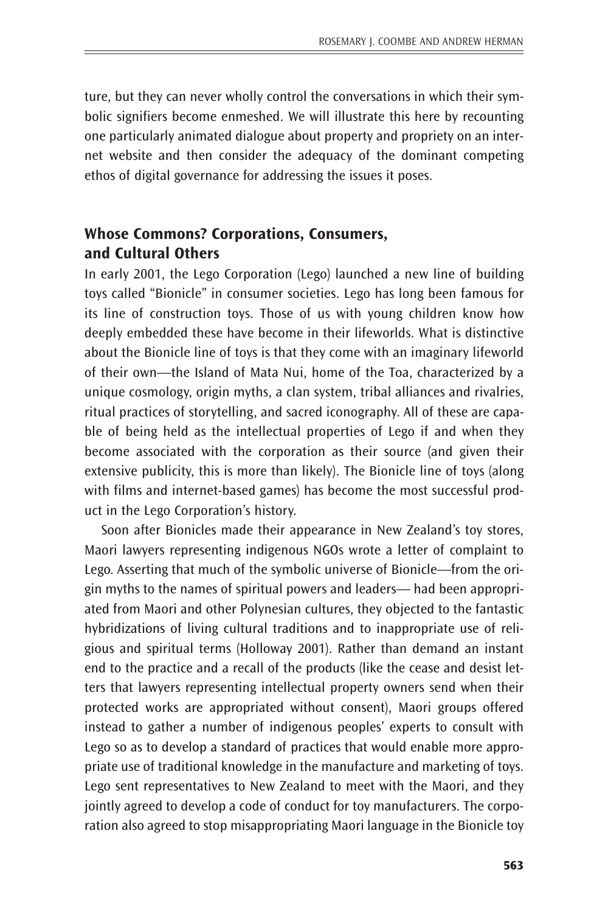ture, but they can never wholly control the conversations in which their symbolic signifiers become enmeshed. We will illustrate this here by recounting one particularly animated dialogue about property and propriety on an internet website and then consider the adequacy of the dominant competing ethos of digital governance for addressing the issues it poses.

## Whose Commons? Corporations, Consumers, and Cultural Others

In early 2001, the Lego Corporation (Lego) launched a new line of building toys called "Bionicle" in consumer societies. Lego has long been famous for its line of construction toys. Those of us with young children know how deeply embedded these have become in their lifeworlds. What is distinctive about the Bionicle line of toys is that they come with an imaginary lifeworld of their own—the Island of Mata Nui, home of the Toa, characterized by a unique cosmology, origin myths, a clan system, tribal alliances and rivalries, ritual practices of storytelling, and sacred iconography. All of these are capable of being held as the intellectual properties of Lego if and when they become associated with the corporation as their source (and given their extensive publicity, this is more than likely). The Bionicle line of toys (along with films and internet-based games) has become the most successful product in the Lego Corporation's history.

Soon after Bionicles made their appearance in New Zealand's toy stores, Maori lawyers representing indigenous NGOs wrote a letter of complaint to Lego. Asserting that much of the symbolic universe of Bionicle—from the origin myths to the names of spiritual powers and leaders— had been appropriated from Maori and other Polynesian cultures, they objected to the fantastic hybridizations of living cultural traditions and to inappropriate use of religious and spiritual terms (Holloway 2001). Rather than demand an instant end to the practice and a recall of the products (like the cease and desist letters that lawyers representing intellectual property owners send when their protected works are appropriated without consent), Maori groups offered instead to gather a number of indigenous peoples' experts to consult with Lego so as to develop a standard of practices that would enable more appropriate use of traditional knowledge in the manufacture and marketing of toys. Lego sent representatives to New Zealand to meet with the Maori, and they jointly agreed to develop a code of conduct for toy manufacturers. The corporation also agreed to stop misappropriating Maori language in the Bionicle toy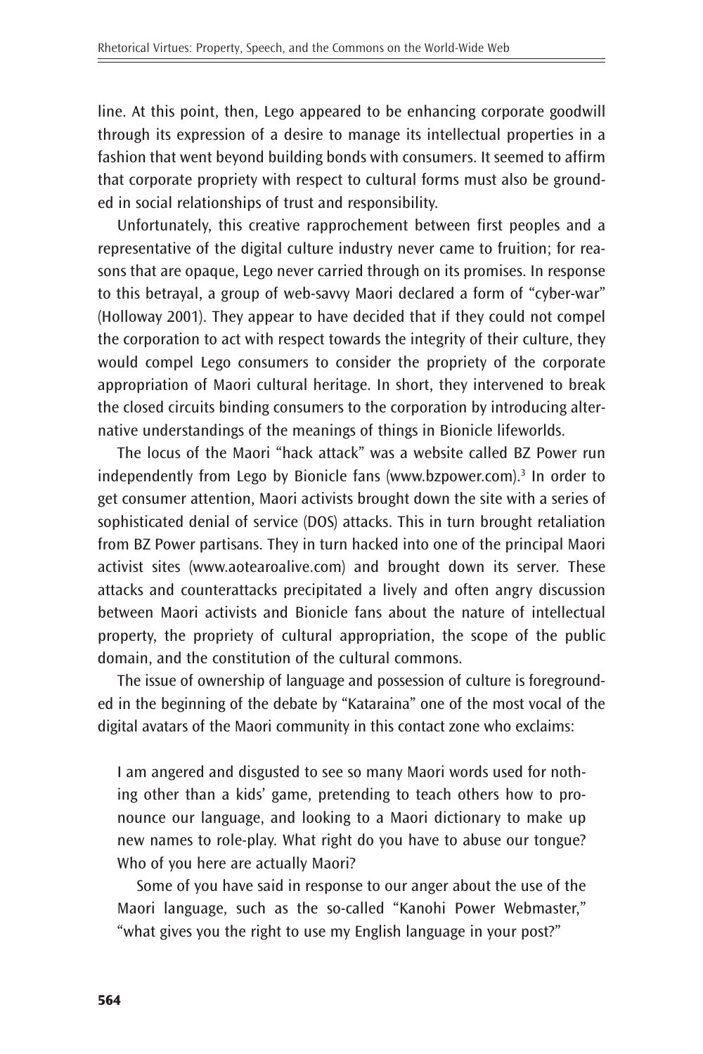line. At this point, then, Lego appeared to be enhancing corporate goodwill through its expression of a desire to manage its intellectual properties in a fashion that went beyond building bonds with consumers. It seemed to affirm that corporate propriety with respect to cultural forms must also be grounded in social relationships of trust and responsibility.

Unfortunately, this creative rapprochement between first peoples and a representative of the digital culture industry never came to fruition; for reasons that are opaque, Lego never carried through on its promises. In response to this betrayal, a group of web-savvy Maori declared a form of "cyber-war" (Holloway 2001). They appear to have decided that if they could not compel the corporation to act with respect towards the integrity of their culture, they would compel Lego consumers to consider the propriety of the corporate appropriation of Maori cultural heritage. In short, they intervened to break the closed circuits binding consumers to the corporation by introducing alternative understandings of the meanings of things in Bionicle lifeworlds.

The locus of the Maori "hack attack" was a website called BZ Power run independently from Lego by Bionicle fans (www.bzpower.com).[3] In order to get consumer attention, Maori activists brought down the site with a series of sophisticated denial of service (DOS) attacks. This in turn brought retaliation from BZ Power partisans. They in turn hacked into one of the principal Maori activist sites (www.aotearoalive.com) and brought down its server. These attacks and counterattacks precipitated a lively and often angry discussion between Maori activists and Bionicle fans about the nature of intellectual property, the propriety of cultural appropriation, the scope of the public domain, and the constitution of the cultural commons.

The issue of ownership of language and possession of culture is foregrounded in the beginning of the debate by "Kataraina" one of the most vocal of the digital avatars of the Maori community in this contact zone who exclaims:

> I am angered and disgusted to see so many Maori words used for nothing other than a kids' game, pretending to teach others how to pronounce our language, and looking to a Maori dictionary to make up new names to role-play. What right do you have to abuse our tongue? Who of you here are actually Maori?
>
> Some of you have said in response to our anger about the use of the Maori language, such as the so-called "Kanohi Power Webmaster," "what gives you the right to use my English language in your post?"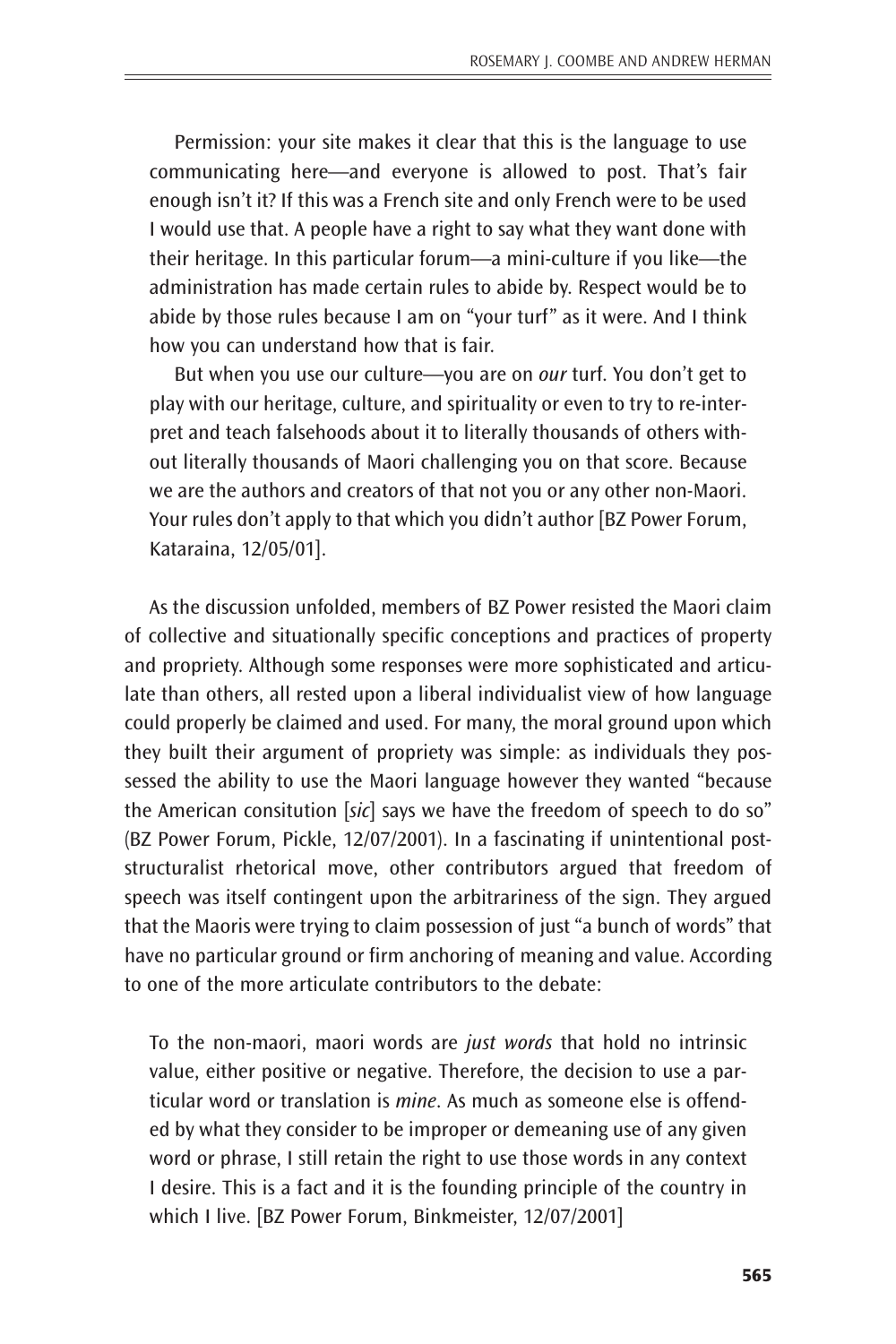Permission: your site makes it clear that this is the language to use communicating here—and everyone is allowed to post. That's fair enough isn't it? If this was a French site and only French were to be used I would use that. A people have a right to say what they want done with their heritage. In this particular forum—a mini-culture if you like—the administration has made certain rules to abide by. Respect would be to abide by those rules because I am on "your turf" as it were. And I think how you can understand how that is fair.

> But when you use our culture—you are on *our* turf. You don't get to play with our heritage, culture, and spirituality or even to try to re-interpret and teach falsehoods about it to literally thousands of others without literally thousands of Maori challenging you on that score. Because we are the authors and creators of that not you or any other non-Maori. Your rules don't apply to that which you didn't author [BZ Power Forum, Kataraina, 12/05/01].

As the discussion unfolded, members of BZ Power resisted the Maori claim of collective and situationally specific conceptions and practices of property and propriety. Although some responses were more sophisticated and articulate than others, all rested upon a liberal individualist view of how language could properly be claimed and used. For many, the moral ground upon which they built their argument of propriety was simple: as individuals they possessed the ability to use the Maori language however they wanted "because the American consitution [*sic*] says we have the freedom of speech to do so" (BZ Power Forum, Pickle, 12/07/2001). In a fascinating if unintentional post-structuralist rhetorical move, other contributors argued that freedom of speech was itself contingent upon the arbitrariness of the sign. They argued that the Maoris were trying to claim possession of just "a bunch of words" that have no particular ground or firm anchoring of meaning and value. According to one of the more articulate contributors to the debate:

> To the non-maori, maori words are *just words* that hold no intrinsic value, either positive or negative. Therefore, the decision to use a particular word or translation is *mine*. As much as someone else is offended by what they consider to be improper or demeaning use of any given word or phrase, I still retain the right to use those words in any context I desire. This is a fact and it is the founding principle of the country in which I live. [BZ Power Forum, Binkmeister, 12/07/2001]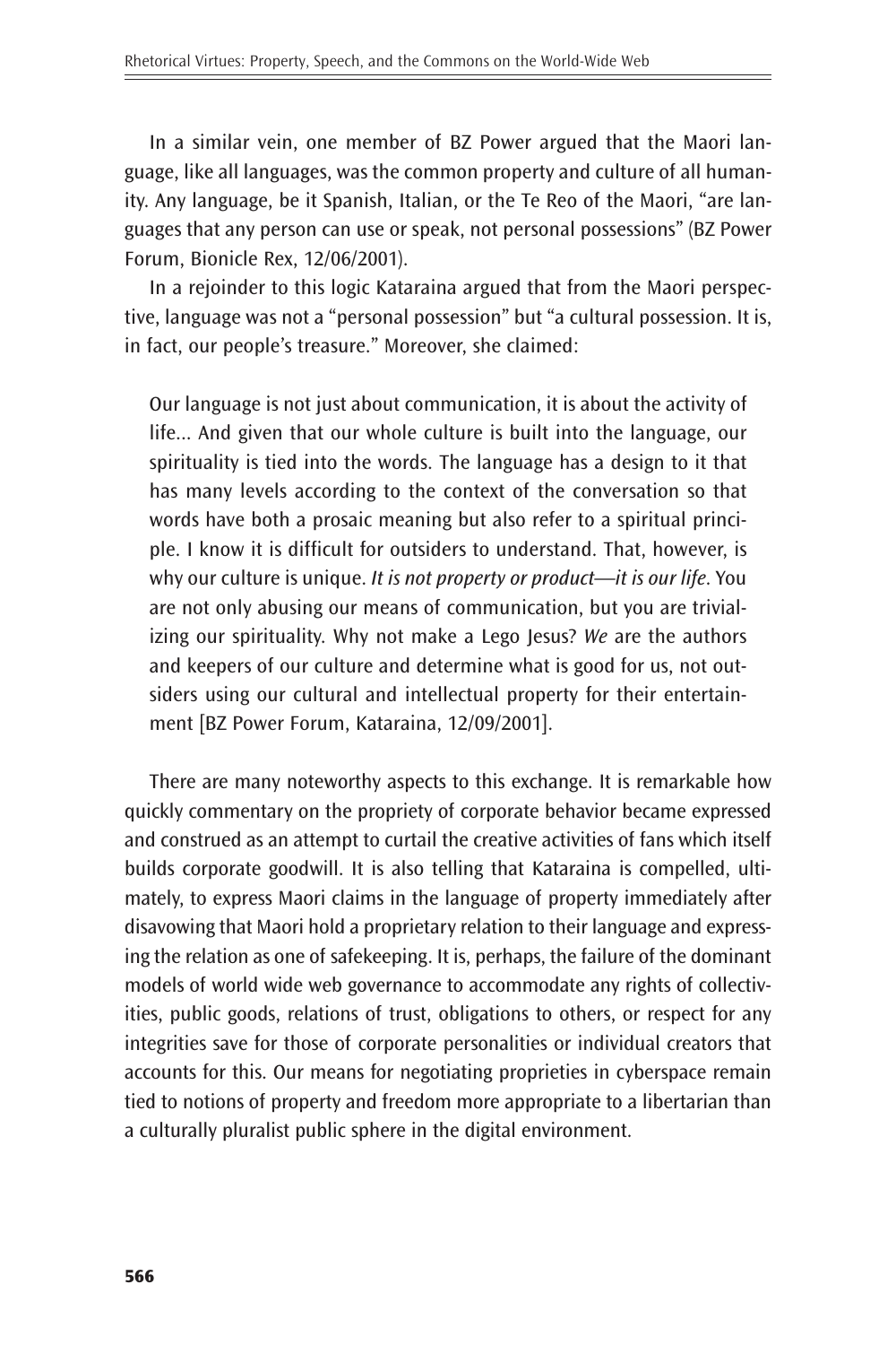In a similar vein, one member of BZ Power argued that the Maori language, like all languages, was the common property and culture of all humanity. Any language, be it Spanish, Italian, or the Te Reo of the Maori, "are languages that any person can use or speak, not personal possessions" (BZ Power Forum, Bionicle Rex, 12/06/2001).

In a rejoinder to this logic Kataraina argued that from the Maori perspective, language was not a "personal possession" but "a cultural possession. It is, in fact, our people's treasure." Moreover, she claimed:

> Our language is not just about communication, it is about the activity of life... And given that our whole culture is built into the language, our spirituality is tied into the words. The language has a design to it that has many levels according to the context of the conversation so that words have both a prosaic meaning but also refer to a spiritual principle. I know it is difficult for outsiders to understand. That, however, is why our culture is unique. *It is not property or product—it is our life*. You are not only abusing our means of communication, but you are trivializing our spirituality. Why not make a Lego Jesus? *We* are the authors and keepers of our culture and determine what is good for us, not outsiders using our cultural and intellectual property for their entertainment [BZ Power Forum, Kataraina, 12/09/2001].

There are many noteworthy aspects to this exchange. It is remarkable how quickly commentary on the propriety of corporate behavior became expressed and construed as an attempt to curtail the creative activities of fans which itself builds corporate goodwill. It is also telling that Kataraina is compelled, ultimately, to express Maori claims in the language of property immediately after disavowing that Maori hold a proprietary relation to their language and expressing the relation as one of safekeeping. It is, perhaps, the failure of the dominant models of world wide web governance to accommodate any rights of collectivities, public goods, relations of trust, obligations to others, or respect for any integrities save for those of corporate personalities or individual creators that accounts for this. Our means for negotiating proprieties in cyberspace remain tied to notions of property and freedom more appropriate to a libertarian than a culturally pluralist public sphere in the digital environment.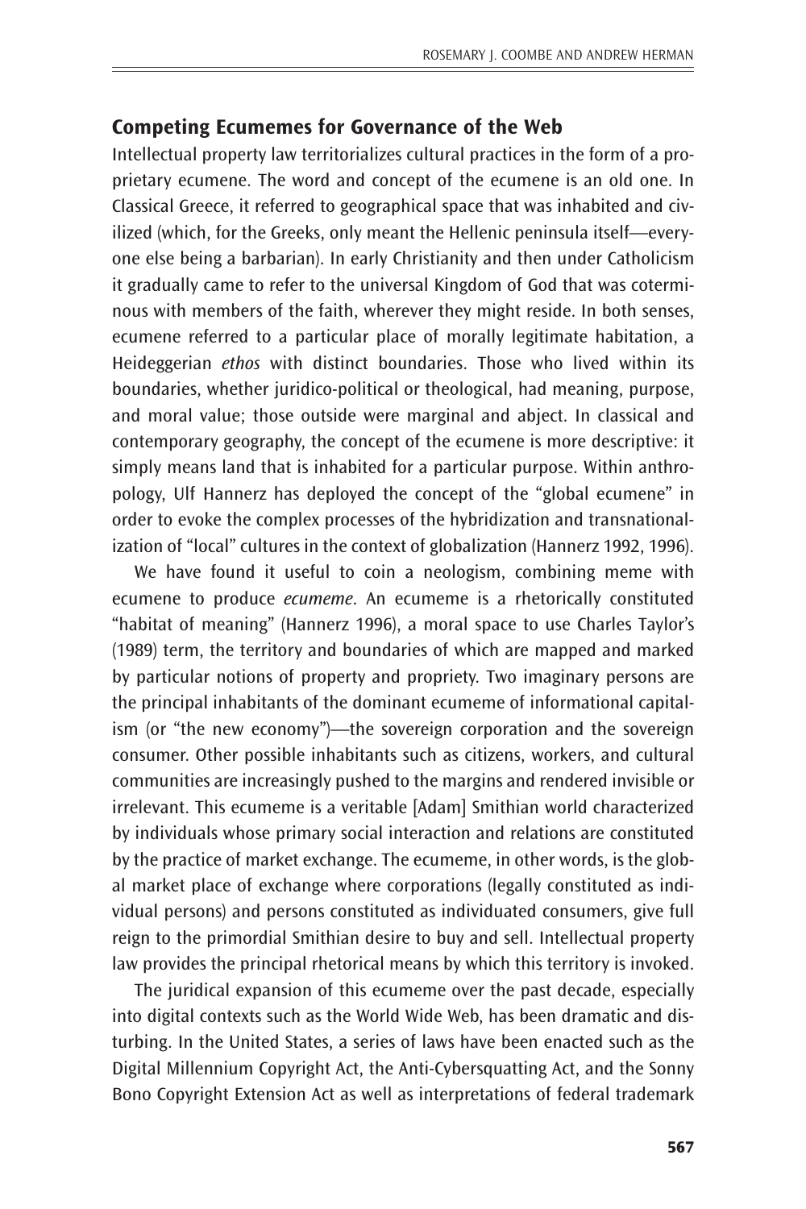## Competing Ecumemes for Governance of the Web

Intellectual property law territorializes cultural practices in the form of a proprietary ecumene. The word and concept of the ecumene is an old one. In Classical Greece, it referred to geographical space that was inhabited and civilized (which, for the Greeks, only meant the Hellenic peninsula itself—everyone else being a barbarian). In early Christianity and then under Catholicism it gradually came to refer to the universal Kingdom of God that was coterminous with members of the faith, wherever they might reside. In both senses, ecumene referred to a particular place of morally legitimate habitation, a Heideggerian *ethos* with distinct boundaries. Those who lived within its boundaries, whether juridico-political or theological, had meaning, purpose, and moral value; those outside were marginal and abject. In classical and contemporary geography, the concept of the ecumene is more descriptive: it simply means land that is inhabited for a particular purpose. Within anthropology, Ulf Hannerz has deployed the concept of the "global ecumene" in order to evoke the complex processes of the hybridization and transnationalization of "local" cultures in the context of globalization (Hannerz 1992, 1996).

We have found it useful to coin a neologism, combining meme with ecumene to produce *ecumeme*. An ecumeme is a rhetorically constituted "habitat of meaning" (Hannerz 1996), a moral space to use Charles Taylor's (1989) term, the territory and boundaries of which are mapped and marked by particular notions of property and propriety. Two imaginary persons are the principal inhabitants of the dominant ecumeme of informational capitalism (or "the new economy")—the sovereign corporation and the sovereign consumer. Other possible inhabitants such as citizens, workers, and cultural communities are increasingly pushed to the margins and rendered invisible or irrelevant. This ecumeme is a veritable [Adam] Smithian world characterized by individuals whose primary social interaction and relations are constituted by the practice of market exchange. The ecumeme, in other words, is the global market place of exchange where corporations (legally constituted as individual persons) and persons constituted as individuated consumers, give full reign to the primordial Smithian desire to buy and sell. Intellectual property law provides the principal rhetorical means by which this territory is invoked.

The juridical expansion of this ecumeme over the past decade, especially into digital contexts such as the World Wide Web, has been dramatic and disturbing. In the United States, a series of laws have been enacted such as the Digital Millennium Copyright Act, the Anti-Cybersquatting Act, and the Sonny Bono Copyright Extension Act as well as interpretations of federal trademark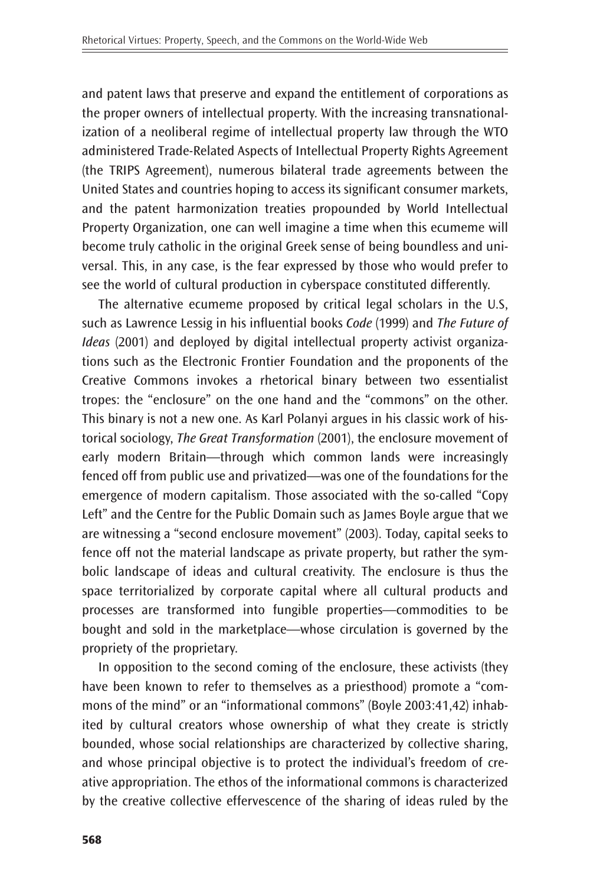and patent laws that preserve and expand the entitlement of corporations as the proper owners of intellectual property. With the increasing transnationalization of a neoliberal regime of intellectual property law through the WTO administered Trade-Related Aspects of Intellectual Property Rights Agreement (the TRIPS Agreement), numerous bilateral trade agreements between the United States and countries hoping to access its significant consumer markets, and the patent harmonization treaties propounded by World Intellectual Property Organization, one can well imagine a time when this ecumeme will become truly catholic in the original Greek sense of being boundless and universal. This, in any case, is the fear expressed by those who would prefer to see the world of cultural production in cyberspace constituted differently.

The alternative ecumeme proposed by critical legal scholars in the U.S, such as Lawrence Lessig in his influential books *Code* (1999) and *The Future of Ideas* (2001) and deployed by digital intellectual property activist organizations such as the Electronic Frontier Foundation and the proponents of the Creative Commons invokes a rhetorical binary between two essentialist tropes: the "enclosure" on the one hand and the "commons" on the other. This binary is not a new one. As Karl Polanyi argues in his classic work of historical sociology, *The Great Transformation* (2001), the enclosure movement of early modern Britain—through which common lands were increasingly fenced off from public use and privatized—was one of the foundations for the emergence of modern capitalism. Those associated with the so-called "Copy Left" and the Centre for the Public Domain such as James Boyle argue that we are witnessing a "second enclosure movement" (2003). Today, capital seeks to fence off not the material landscape as private property, but rather the symbolic landscape of ideas and cultural creativity. The enclosure is thus the space territorialized by corporate capital where all cultural products and processes are transformed into fungible properties—commodities to be bought and sold in the marketplace—whose circulation is governed by the propriety of the proprietary.

In opposition to the second coming of the enclosure, these activists (they have been known to refer to themselves as a priesthood) promote a "commons of the mind" or an "informational commons" (Boyle 2003:41,42) inhabited by cultural creators whose ownership of what they create is strictly bounded, whose social relationships are characterized by collective sharing, and whose principal objective is to protect the individual's freedom of creative appropriation. The ethos of the informational commons is characterized by the creative collective effervescence of the sharing of ideas ruled by the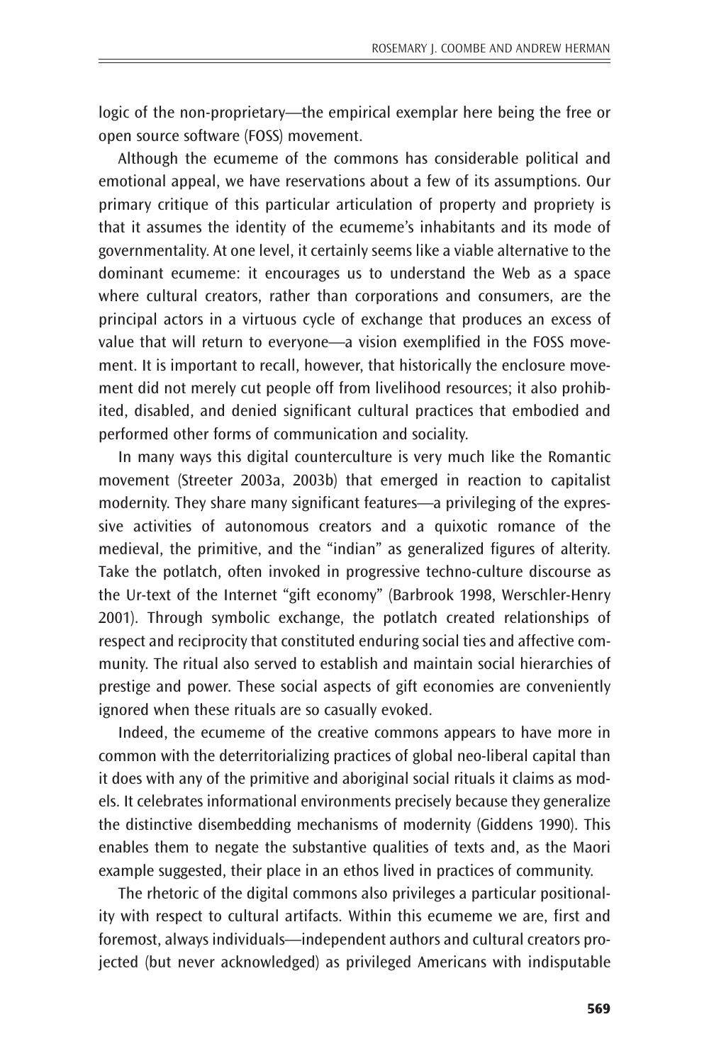logic of the non-proprietary—the empirical exemplar here being the free or open source software (FOSS) movement.

Although the ecumeme of the commons has considerable political and emotional appeal, we have reservations about a few of its assumptions. Our primary critique of this particular articulation of property and propriety is that it assumes the identity of the ecumeme's inhabitants and its mode of governmentality. At one level, it certainly seems like a viable alternative to the dominant ecumeme: it encourages us to understand the Web as a space where cultural creators, rather than corporations and consumers, are the principal actors in a virtuous cycle of exchange that produces an excess of value that will return to everyone—a vision exemplified in the FOSS movement. It is important to recall, however, that historically the enclosure movement did not merely cut people off from livelihood resources; it also prohibited, disabled, and denied significant cultural practices that embodied and performed other forms of communication and sociality.

In many ways this digital counterculture is very much like the Romantic movement (Streeter 2003a, 2003b) that emerged in reaction to capitalist modernity. They share many significant features—a privileging of the expressive activities of autonomous creators and a quixotic romance of the medieval, the primitive, and the "indian" as generalized figures of alterity. Take the potlatch, often invoked in progressive techno-culture discourse as the Ur-text of the Internet "gift economy" (Barbrook 1998, Werschler-Henry 2001). Through symbolic exchange, the potlatch created relationships of respect and reciprocity that constituted enduring social ties and affective community. The ritual also served to establish and maintain social hierarchies of prestige and power. These social aspects of gift economies are conveniently ignored when these rituals are so casually evoked.

Indeed, the ecumeme of the creative commons appears to have more in common with the deterritorializing practices of global neo-liberal capital than it does with any of the primitive and aboriginal social rituals it claims as models. It celebrates informational environments precisely because they generalize the distinctive disembedding mechanisms of modernity (Giddens 1990). This enables them to negate the substantive qualities of texts and, as the Maori example suggested, their place in an ethos lived in practices of community.

The rhetoric of the digital commons also privileges a particular positionality with respect to cultural artifacts. Within this ecumeme we are, first and foremost, always individuals—independent authors and cultural creators projected (but never acknowledged) as privileged Americans with indisputable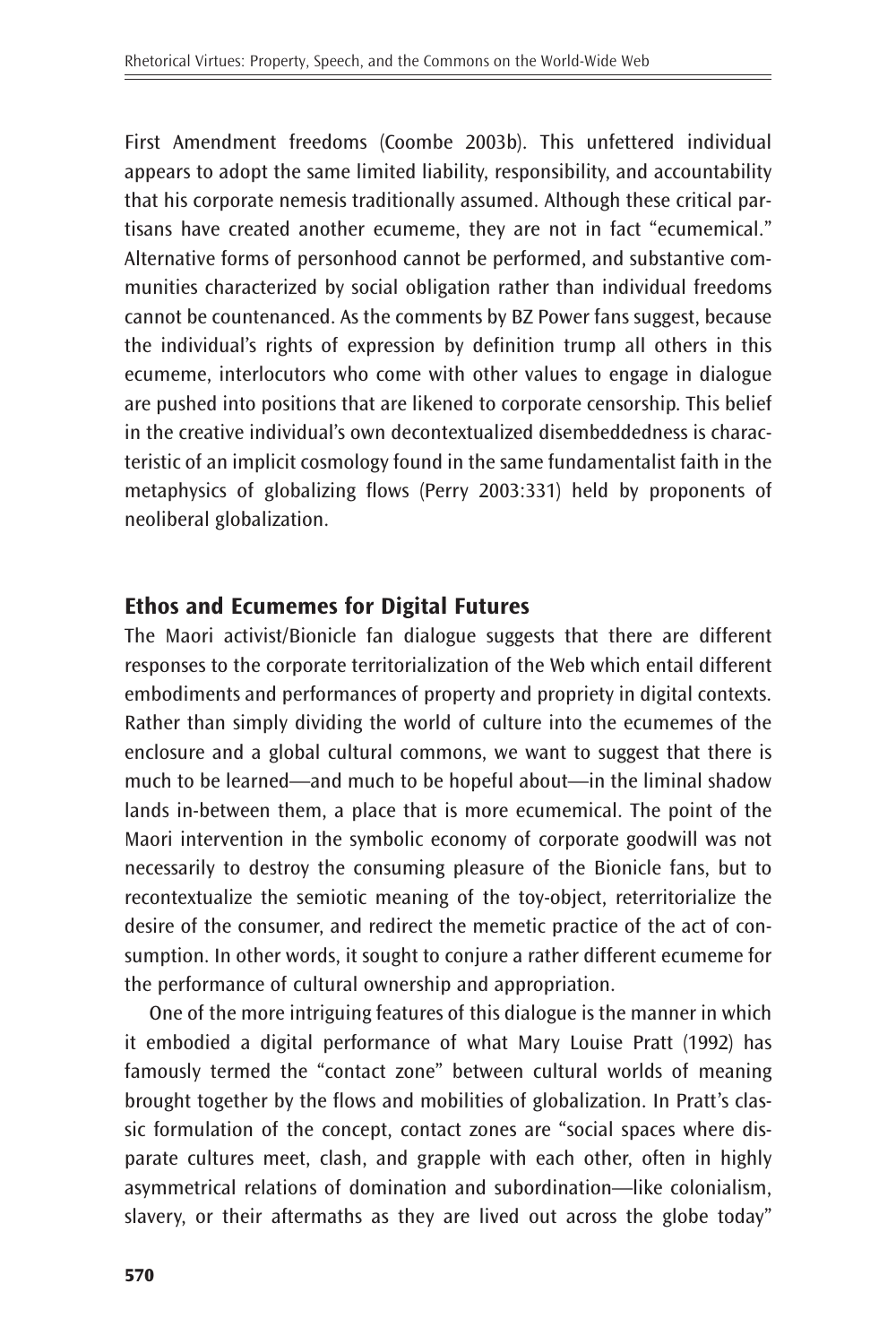First Amendment freedoms (Coombe 2003b). This unfettered individual appears to adopt the same limited liability, responsibility, and accountability that his corporate nemesis traditionally assumed. Although these critical partisans have created another ecumeme, they are not in fact "ecumemical." Alternative forms of personhood cannot be performed, and substantive communities characterized by social obligation rather than individual freedoms cannot be countenanced. As the comments by BZ Power fans suggest, because the individual's rights of expression by definition trump all others in this ecumeme, interlocutors who come with other values to engage in dialogue are pushed into positions that are likened to corporate censorship. This belief in the creative individual's own decontextualized disembeddedness is characteristic of an implicit cosmology found in the same fundamentalist faith in the metaphysics of globalizing flows (Perry 2003:331) held by proponents of neoliberal globalization.

## Ethos and Ecumemes for Digital Futures

The Maori activist/Bionicle fan dialogue suggests that there are different responses to the corporate territorialization of the Web which entail different embodiments and performances of property and propriety in digital contexts. Rather than simply dividing the world of culture into the ecumemes of the enclosure and a global cultural commons, we want to suggest that there is much to be learned—and much to be hopeful about—in the liminal shadow lands in-between them, a place that is more ecumemical. The point of the Maori intervention in the symbolic economy of corporate goodwill was not necessarily to destroy the consuming pleasure of the Bionicle fans, but to recontextualize the semiotic meaning of the toy-object, reterritorialize the desire of the consumer, and redirect the memetic practice of the act of consumption. In other words, it sought to conjure a rather different ecumeme for the performance of cultural ownership and appropriation.

One of the more intriguing features of this dialogue is the manner in which it embodied a digital performance of what Mary Louise Pratt (1992) has famously termed the "contact zone" between cultural worlds of meaning brought together by the flows and mobilities of globalization. In Pratt's classic formulation of the concept, contact zones are "social spaces where disparate cultures meet, clash, and grapple with each other, often in highly asymmetrical relations of domination and subordination—like colonialism, slavery, or their aftermaths as they are lived out across the globe today"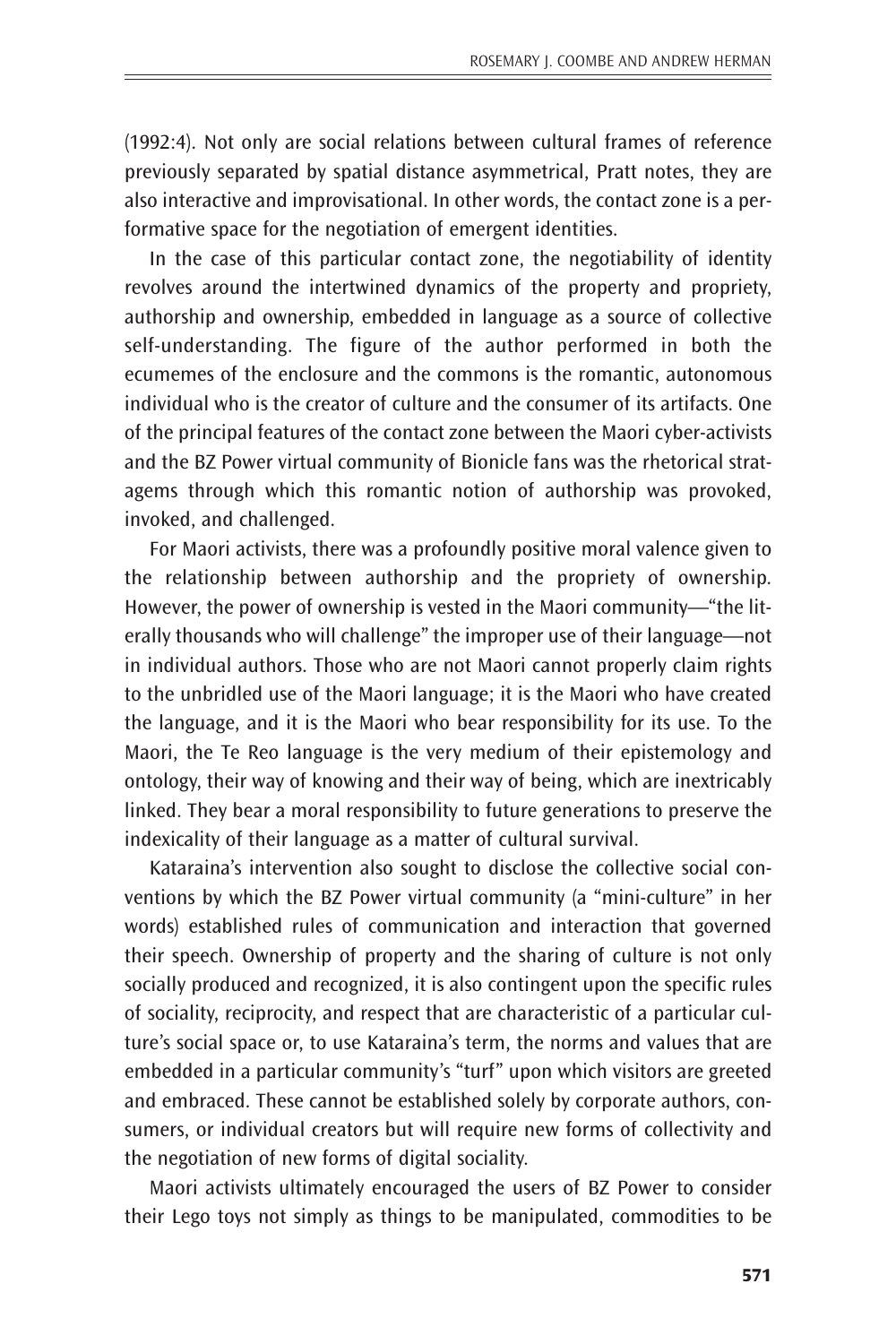(1992:4). Not only are social relations between cultural frames of reference previously separated by spatial distance asymmetrical, Pratt notes, they are also interactive and improvisational. In other words, the contact zone is a performative space for the negotiation of emergent identities.

In the case of this particular contact zone, the negotiability of identity revolves around the intertwined dynamics of the property and propriety, authorship and ownership, embedded in language as a source of collective self-understanding. The figure of the author performed in both the ecumemes of the enclosure and the commons is the romantic, autonomous individual who is the creator of culture and the consumer of its artifacts. One of the principal features of the contact zone between the Maori cyber-activists and the BZ Power virtual community of Bionicle fans was the rhetorical stratagems through which this romantic notion of authorship was provoked, invoked, and challenged.

For Maori activists, there was a profoundly positive moral valence given to the relationship between authorship and the propriety of ownership. However, the power of ownership is vested in the Maori community—"the literally thousands who will challenge" the improper use of their language—not in individual authors. Those who are not Maori cannot properly claim rights to the unbridled use of the Maori language; it is the Maori who have created the language, and it is the Maori who bear responsibility for its use. To the Maori, the Te Reo language is the very medium of their epistemology and ontology, their way of knowing and their way of being, which are inextricably linked. They bear a moral responsibility to future generations to preserve the indexicality of their language as a matter of cultural survival.

Kataraina's intervention also sought to disclose the collective social conventions by which the BZ Power virtual community (a "mini-culture" in her words) established rules of communication and interaction that governed their speech. Ownership of property and the sharing of culture is not only socially produced and recognized, it is also contingent upon the specific rules of sociality, reciprocity, and respect that are characteristic of a particular culture's social space or, to use Kataraina's term, the norms and values that are embedded in a particular community's "turf" upon which visitors are greeted and embraced. These cannot be established solely by corporate authors, consumers, or individual creators but will require new forms of collectivity and the negotiation of new forms of digital sociality.

Maori activists ultimately encouraged the users of BZ Power to consider their Lego toys not simply as things to be manipulated, commodities to be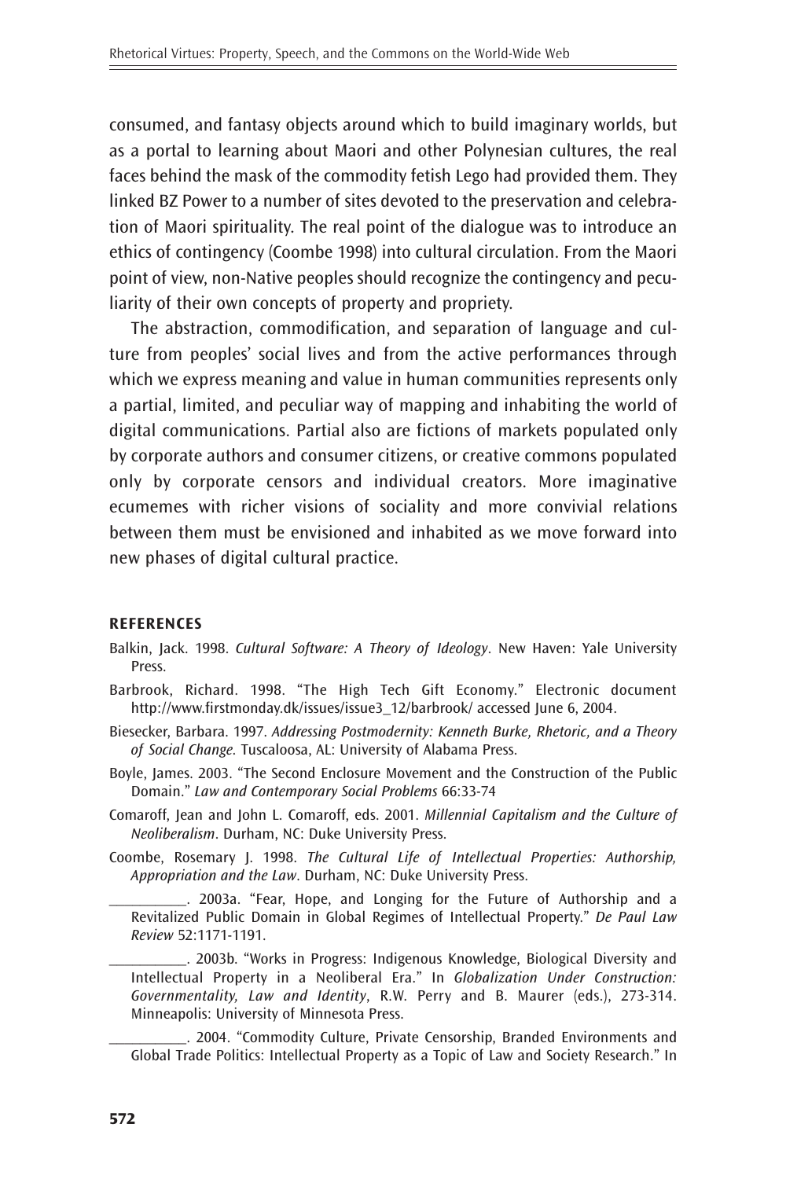consumed, and fantasy objects around which to build imaginary worlds, but as a portal to learning about Maori and other Polynesian cultures, the real faces behind the mask of the commodity fetish Lego had provided them. They linked BZ Power to a number of sites devoted to the preservation and celebration of Maori spirituality. The real point of the dialogue was to introduce an ethics of contingency (Coombe 1998) into cultural circulation. From the Maori point of view, non-Native peoples should recognize the contingency and peculiarity of their own concepts of property and propriety.

The abstraction, commodification, and separation of language and culture from peoples' social lives and from the active performances through which we express meaning and value in human communities represents only a partial, limited, and peculiar way of mapping and inhabiting the world of digital communications. Partial also are fictions of markets populated only by corporate authors and consumer citizens, or creative commons populated only by corporate censors and individual creators. More imaginative ecumemes with richer visions of sociality and more convivial relations between them must be envisioned and inhabited as we move forward into new phases of digital cultural practice.

## REFERENCES

Balkin, Jack. 1998. *Cultural Software: A Theory of Ideology*. New Haven: Yale University Press.

Barbrook, Richard. 1998. "The High Tech Gift Economy." Electronic document http://www.firstmonday.dk/issues/issue3_12/barbrook/ accessed June 6, 2004.

Biesecker, Barbara. 1997. *Addressing Postmodernity: Kenneth Burke, Rhetoric, and a Theory of Social Change.* Tuscaloosa, AL: University of Alabama Press.

Boyle, James. 2003. "The Second Enclosure Movement and the Construction of the Public Domain." *Law and Contemporary Social Problems* 66:33-74

Comaroff, Jean and John L. Comaroff, eds. 2001. *Millennial Capitalism and the Culture of Neoliberalism*. Durham, NC: Duke University Press.

Coombe, Rosemary J. 1998. *The Cultural Life of Intellectual Properties: Authorship, Appropriation and the Law*. Durham, NC: Duke University Press.

__________. 2003a. "Fear, Hope, and Longing for the Future of Authorship and a Revitalized Public Domain in Global Regimes of Intellectual Property." *De Paul Law Review* 52:1171-1191.

__________. 2003b. "Works in Progress: Indigenous Knowledge, Biological Diversity and Intellectual Property in a Neoliberal Era." In *Globalization Under Construction: Governmentality, Law and Identity*, R.W. Perry and B. Maurer (eds.), 273-314. Minneapolis: University of Minnesota Press.

__________. 2004. "Commodity Culture, Private Censorship, Branded Environments and Global Trade Politics: Intellectual Property as a Topic of Law and Society Research." In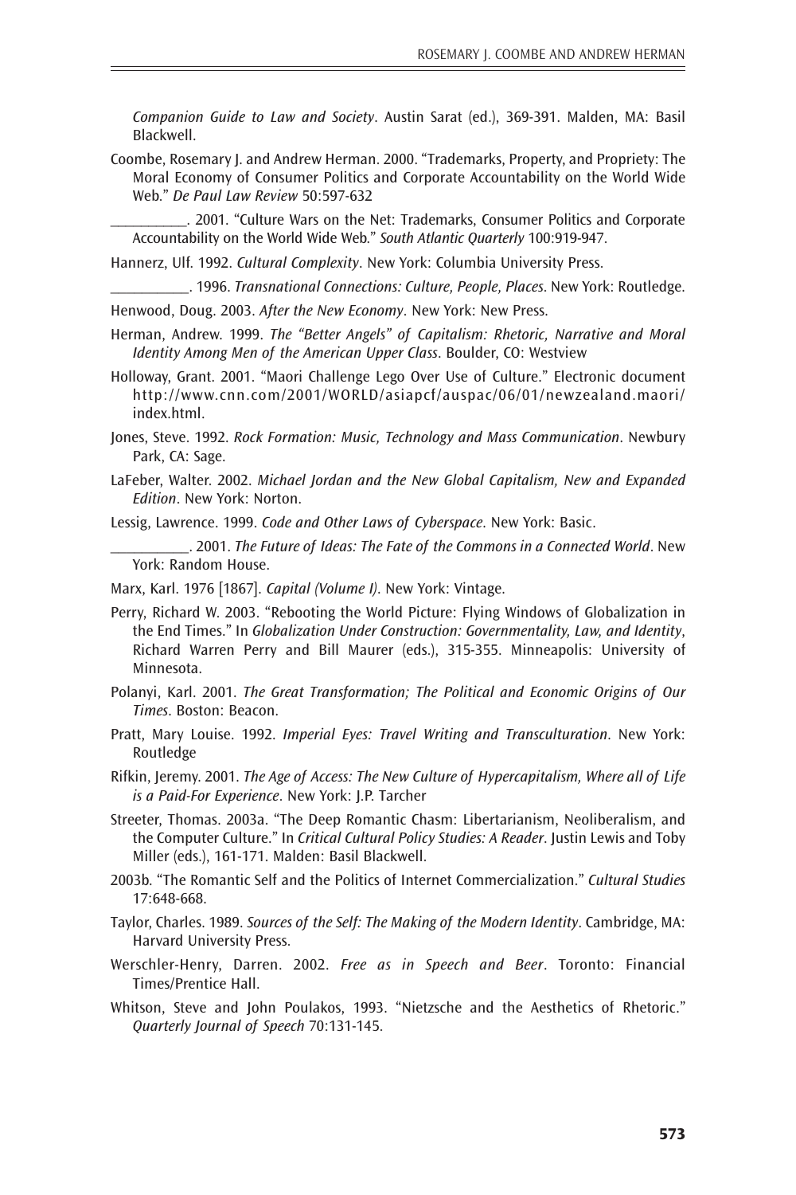*Companion Guide to Law and Society*. Austin Sarat (ed.), 369-391. Malden, MA: Basil Blackwell.

Coombe, Rosemary J. and Andrew Herman. 2000. "Trademarks, Property, and Propriety: The Moral Economy of Consumer Politics and Corporate Accountability on the World Wide Web." *De Paul Law Review* 50:597-632

__________. 2001. "Culture Wars on the Net: Trademarks, Consumer Politics and Corporate Accountability on the World Wide Web." *South Atlantic Quarterly* 100:919-947.

Hannerz, Ulf. 1992. *Cultural Complexity*. New York: Columbia University Press.

__________. 1996. *Transnational Connections: Culture, People, Places*. New York: Routledge.

Henwood, Doug. 2003. *After the New Economy*. New York: New Press.

Herman, Andrew. 1999. *The "Better Angels" of Capitalism: Rhetoric, Narrative and Moral Identity Among Men of the American Upper Class*. Boulder, CO: Westview

Holloway, Grant. 2001. "Maori Challenge Lego Over Use of Culture." Electronic document http://www.cnn.com/2001/WORLD/asiapcf/auspac/06/01/newzealand.maori/index.html.

Jones, Steve. 1992. *Rock Formation: Music, Technology and Mass Communication*. Newbury Park, CA: Sage.

LaFeber, Walter. 2002. *Michael Jordan and the New Global Capitalism, New and Expanded Edition*. New York: Norton.

Lessig, Lawrence. 1999. *Code and Other Laws of Cyberspace*. New York: Basic.

__________. 2001. *The Future of Ideas: The Fate of the Commons in a Connected World*. New York: Random House.

Marx, Karl. 1976 [1867]. *Capital (Volume I)*. New York: Vintage.

Perry, Richard W. 2003. "Rebooting the World Picture: Flying Windows of Globalization in the End Times." In *Globalization Under Construction: Governmentality, Law, and Identity*, Richard Warren Perry and Bill Maurer (eds.), 315-355. Minneapolis: University of Minnesota.

Polanyi, Karl. 2001. *The Great Transformation; The Political and Economic Origins of Our Times*. Boston: Beacon.

Pratt, Mary Louise. 1992. *Imperial Eyes: Travel Writing and Transculturation*. New York: Routledge

Rifkin, Jeremy. 2001. *The Age of Access: The New Culture of Hypercapitalism, Where all of Life is a Paid-For Experience*. New York: J.P. Tarcher

Streeter, Thomas. 2003a. "The Deep Romantic Chasm: Libertarianism, Neoliberalism, and the Computer Culture." In *Critical Cultural Policy Studies: A Reader*. Justin Lewis and Toby Miller (eds.), 161-171. Malden: Basil Blackwell.

2003b. "The Romantic Self and the Politics of Internet Commercialization." *Cultural Studies* 17:648-668.

Taylor, Charles. 1989. *Sources of the Self: The Making of the Modern Identity*. Cambridge, MA: Harvard University Press.

Werschler-Henry, Darren. 2002. *Free as in Speech and Beer*. Toronto: Financial Times/Prentice Hall.

Whitson, Steve and John Poulakos, 1993. "Nietzsche and the Aesthetics of Rhetoric." *Quarterly Journal of Speech* 70:131-145.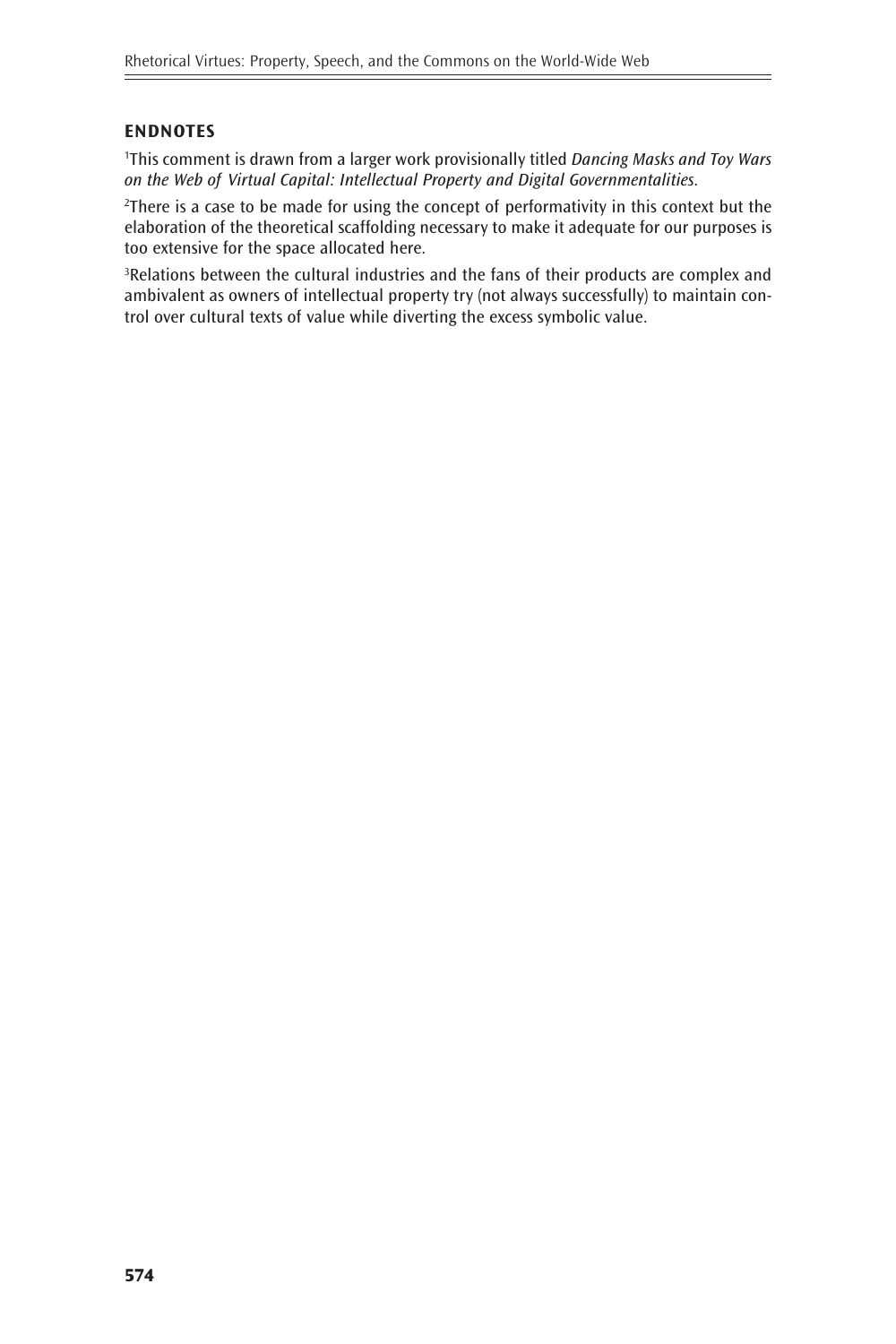## ENDNOTES

[1]This comment is drawn from a larger work provisionally titled *Dancing Masks and Toy Wars on the Web of Virtual Capital: Intellectual Property and Digital Governmentalities.*

[2]There is a case to be made for using the concept of performativity in this context but the elaboration of the theoretical scaffolding necessary to make it adequate for our purposes is too extensive for the space allocated here.

[3]Relations between the cultural industries and the fans of their products are complex and ambivalent as owners of intellectual property try (not always successfully) to maintain control over cultural texts of value while diverting the excess symbolic value.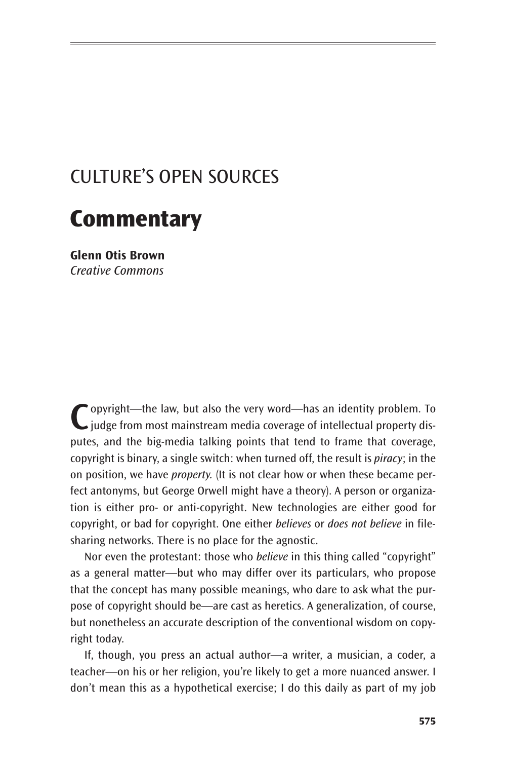## CULTURE'S OPEN SOURCES

# Commentary

**Glenn Otis Brown**
*Creative Commons*

Copyright—the law, but also the very word—has an identity problem. To judge from most mainstream media coverage of intellectual property disputes, and the big-media talking points that tend to frame that coverage, copyright is binary, a single switch: when turned off, the result is *piracy*; in the on position, we have *property*. (It is not clear how or when these became perfect antonyms, but George Orwell might have a theory). A person or organization is either pro- or anti-copyright. New technologies are either good for copyright, or bad for copyright. One either *believes* or *does not believe* in file-sharing networks. There is no place for the agnostic.

Nor even the protestant: those who *believe* in this thing called "copyright" as a general matter—but who may differ over its particulars, who propose that the concept has many possible meanings, who dare to ask what the purpose of copyright should be—are cast as heretics. A generalization, of course, but nonetheless an accurate description of the conventional wisdom on copyright today.

If, though, you press an actual author—a writer, a musician, a coder, a teacher—on his or her religion, you're likely to get a more nuanced answer. I don't mean this as a hypothetical exercise; I do this daily as part of my job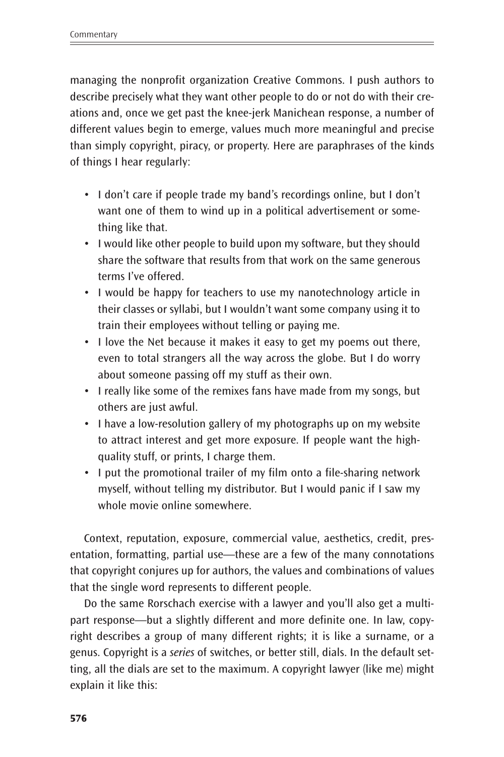managing the nonprofit organization Creative Commons. I push authors to describe precisely what they want other people to do or not do with their creations and, once we get past the knee-jerk Manichean response, a number of different values begin to emerge, values much more meaningful and precise than simply copyright, piracy, or property. Here are paraphrases of the kinds of things I hear regularly:

- I don't care if people trade my band's recordings online, but I don't want one of them to wind up in a political advertisement or something like that.
- I would like other people to build upon my software, but they should share the software that results from that work on the same generous terms I've offered.
- I would be happy for teachers to use my nanotechnology article in their classes or syllabi, but I wouldn't want some company using it to train their employees without telling or paying me.
- I love the Net because it makes it easy to get my poems out there, even to total strangers all the way across the globe. But I do worry about someone passing off my stuff as their own.
- I really like some of the remixes fans have made from my songs, but others are just awful.
- I have a low-resolution gallery of my photographs up on my website to attract interest and get more exposure. If people want the high-quality stuff, or prints, I charge them.
- I put the promotional trailer of my film onto a file-sharing network myself, without telling my distributor. But I would panic if I saw my whole movie online somewhere.

Context, reputation, exposure, commercial value, aesthetics, credit, presentation, formatting, partial use—these are a few of the many connotations that copyright conjures up for authors, the values and combinations of values that the single word represents to different people.

Do the same Rorschach exercise with a lawyer and you'll also get a multipart response—but a slightly different and more definite one. In law, copyright describes a group of many different rights; it is like a surname, or a genus. Copyright is a *series* of switches, or better still, dials. In the default setting, all the dials are set to the maximum. A copyright lawyer (like me) might explain it like this: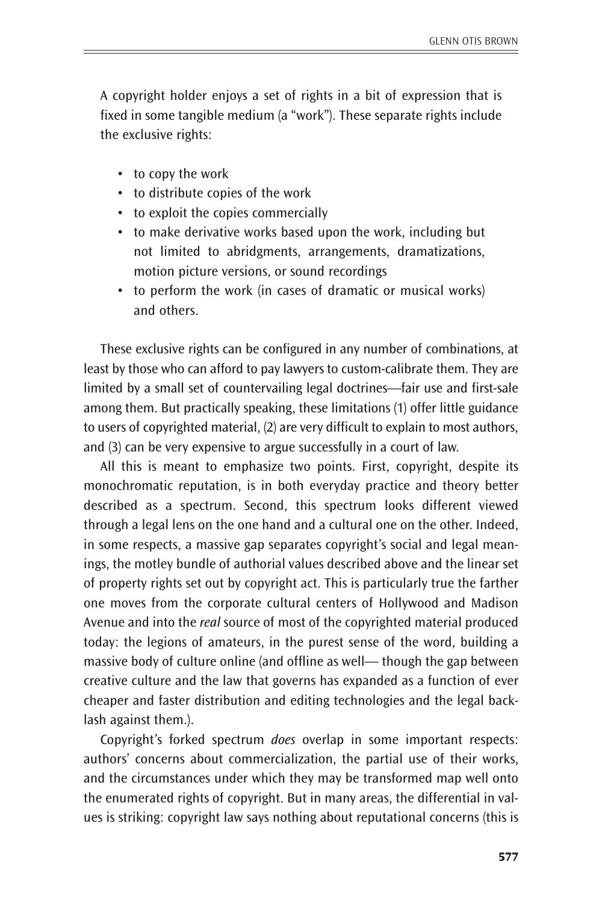A copyright holder enjoys a set of rights in a bit of expression that is fixed in some tangible medium (a "work"). These separate rights include the exclusive rights:

- to copy the work
- to distribute copies of the work
- to exploit the copies commercially
- to make derivative works based upon the work, including but not limited to abridgments, arrangements, dramatizations, motion picture versions, or sound recordings
- to perform the work (in cases of dramatic or musical works) and others.

These exclusive rights can be configured in any number of combinations, at least by those who can afford to pay lawyers to custom-calibrate them. They are limited by a small set of countervailing legal doctrines—fair use and first-sale among them. But practically speaking, these limitations (1) offer little guidance to users of copyrighted material, (2) are very difficult to explain to most authors, and (3) can be very expensive to argue successfully in a court of law.

All this is meant to emphasize two points. First, copyright, despite its monochromatic reputation, is in both everyday practice and theory better described as a spectrum. Second, this spectrum looks different viewed through a legal lens on the one hand and a cultural one on the other. Indeed, in some respects, a massive gap separates copyright's social and legal meanings, the motley bundle of authorial values described above and the linear set of property rights set out by copyright act. This is particularly true the farther one moves from the corporate cultural centers of Hollywood and Madison Avenue and into the *real* source of most of the copyrighted material produced today: the legions of amateurs, in the purest sense of the word, building a massive body of culture online (and offline as well— though the gap between creative culture and the law that governs has expanded as a function of ever cheaper and faster distribution and editing technologies and the legal backlash against them.).

Copyright's forked spectrum *does* overlap in some important respects: authors' concerns about commercialization, the partial use of their works, and the circumstances under which they may be transformed map well onto the enumerated rights of copyright. But in many areas, the differential in values is striking: copyright law says nothing about reputational concerns (this is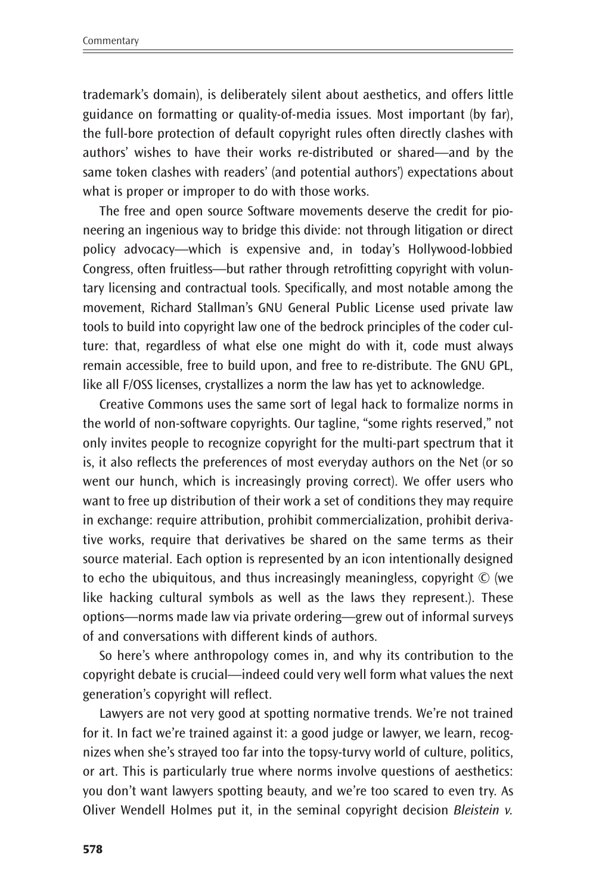trademark's domain), is deliberately silent about aesthetics, and offers little guidance on formatting or quality-of-media issues. Most important (by far), the full-bore protection of default copyright rules often directly clashes with authors' wishes to have their works re-distributed or shared—and by the same token clashes with readers' (and potential authors') expectations about what is proper or improper to do with those works.

The free and open source Software movements deserve the credit for pioneering an ingenious way to bridge this divide: not through litigation or direct policy advocacy—which is expensive and, in today's Hollywood-lobbied Congress, often fruitless—but rather through retrofitting copyright with voluntary licensing and contractual tools. Specifically, and most notable among the movement, Richard Stallman's GNU General Public License used private law tools to build into copyright law one of the bedrock principles of the coder culture: that, regardless of what else one might do with it, code must always remain accessible, free to build upon, and free to re-distribute. The GNU GPL, like all F/OSS licenses, crystallizes a norm the law has yet to acknowledge.

Creative Commons uses the same sort of legal hack to formalize norms in the world of non-software copyrights. Our tagline, "some rights reserved," not only invites people to recognize copyright for the multi-part spectrum that it is, it also reflects the preferences of most everyday authors on the Net (or so went our hunch, which is increasingly proving correct). We offer users who want to free up distribution of their work a set of conditions they may require in exchange: require attribution, prohibit commercialization, prohibit derivative works, require that derivatives be shared on the same terms as their source material. Each option is represented by an icon intentionally designed to echo the ubiquitous, and thus increasingly meaningless, copyright © (we like hacking cultural symbols as well as the laws they represent.). These options—norms made law via private ordering—grew out of informal surveys of and conversations with different kinds of authors.

So here's where anthropology comes in, and why its contribution to the copyright debate is crucial—indeed could very well form what values the next generation's copyright will reflect.

Lawyers are not very good at spotting normative trends. We're not trained for it. In fact we're trained against it: a good judge or lawyer, we learn, recognizes when she's strayed too far into the topsy-turvy world of culture, politics, or art. This is particularly true where norms involve questions of aesthetics: you don't want lawyers spotting beauty, and we're too scared to even try. As Oliver Wendell Holmes put it, in the seminal copyright decision *Bleistein v.*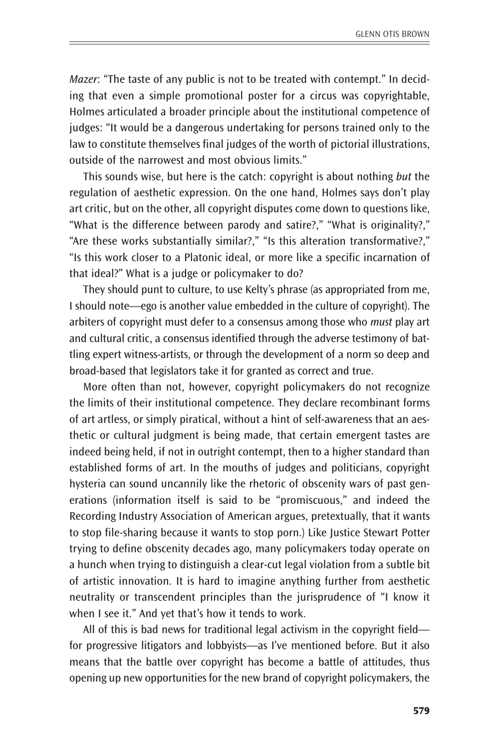*Mazer*: "The taste of any public is not to be treated with contempt." In deciding that even a simple promotional poster for a circus was copyrightable, Holmes articulated a broader principle about the institutional competence of judges: "It would be a dangerous undertaking for persons trained only to the law to constitute themselves final judges of the worth of pictorial illustrations, outside of the narrowest and most obvious limits."

This sounds wise, but here is the catch: copyright is about nothing *but* the regulation of aesthetic expression. On the one hand, Holmes says don't play art critic, but on the other, all copyright disputes come down to questions like, "What is the difference between parody and satire?," "What is originality?," "Are these works substantially similar?," "Is this alteration transformative?," "Is this work closer to a Platonic ideal, or more like a specific incarnation of that ideal?" What is a judge or policymaker to do?

They should punt to culture, to use Kelty's phrase (as appropriated from me, I should note—ego is another value embedded in the culture of copyright). The arbiters of copyright must defer to a consensus among those who *must* play art and cultural critic, a consensus identified through the adverse testimony of battling expert witness-artists, or through the development of a norm so deep and broad-based that legislators take it for granted as correct and true.

More often than not, however, copyright policymakers do not recognize the limits of their institutional competence. They declare recombinant forms of art artless, or simply piratical, without a hint of self-awareness that an aesthetic or cultural judgment is being made, that certain emergent tastes are indeed being held, if not in outright contempt, then to a higher standard than established forms of art. In the mouths of judges and politicians, copyright hysteria can sound uncannily like the rhetoric of obscenity wars of past generations (information itself is said to be "promiscuous," and indeed the Recording Industry Association of American argues, pretextually, that it wants to stop file-sharing because it wants to stop porn.) Like Justice Stewart Potter trying to define obscenity decades ago, many policymakers today operate on a hunch when trying to distinguish a clear-cut legal violation from a subtle bit of artistic innovation. It is hard to imagine anything further from aesthetic neutrality or transcendent principles than the jurisprudence of "I know it when I see it." And yet that's how it tends to work.

All of this is bad news for traditional legal activism in the copyright field—for progressive litigators and lobbyists—as I've mentioned before. But it also means that the battle over copyright has become a battle of attitudes, thus opening up new opportunities for the new brand of copyright policymakers, the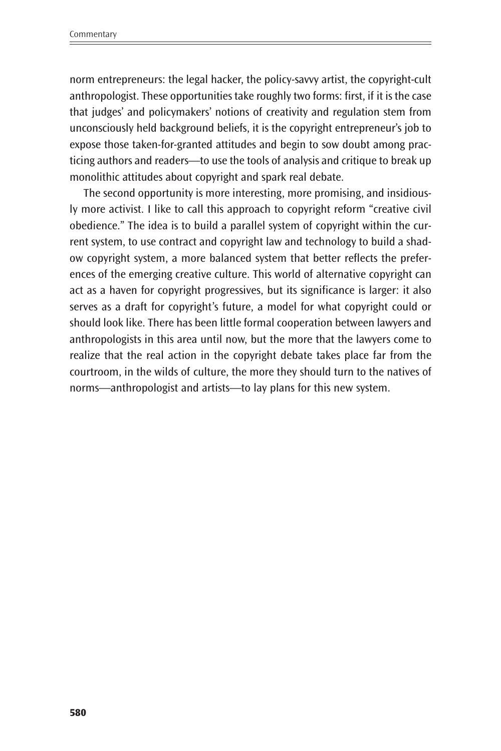norm entrepreneurs: the legal hacker, the policy-savvy artist, the copyright-cult anthropologist. These opportunities take roughly two forms: first, if it is the case that judges' and policymakers' notions of creativity and regulation stem from unconsciously held background beliefs, it is the copyright entrepreneur's job to expose those taken-for-granted attitudes and begin to sow doubt among practicing authors and readers—to use the tools of analysis and critique to break up monolithic attitudes about copyright and spark real debate.

The second opportunity is more interesting, more promising, and insidiously more activist. I like to call this approach to copyright reform "creative civil obedience." The idea is to build a parallel system of copyright within the current system, to use contract and copyright law and technology to build a shadow copyright system, a more balanced system that better reflects the preferences of the emerging creative culture. This world of alternative copyright can act as a haven for copyright progressives, but its significance is larger: it also serves as a draft for copyright's future, a model for what copyright could or should look like. There has been little formal cooperation between lawyers and anthropologists in this area until now, but the more that the lawyers come to realize that the real action in the copyright debate takes place far from the courtroom, in the wilds of culture, the more they should turn to the natives of norms—anthropologist and artists—to lay plans for this new system.